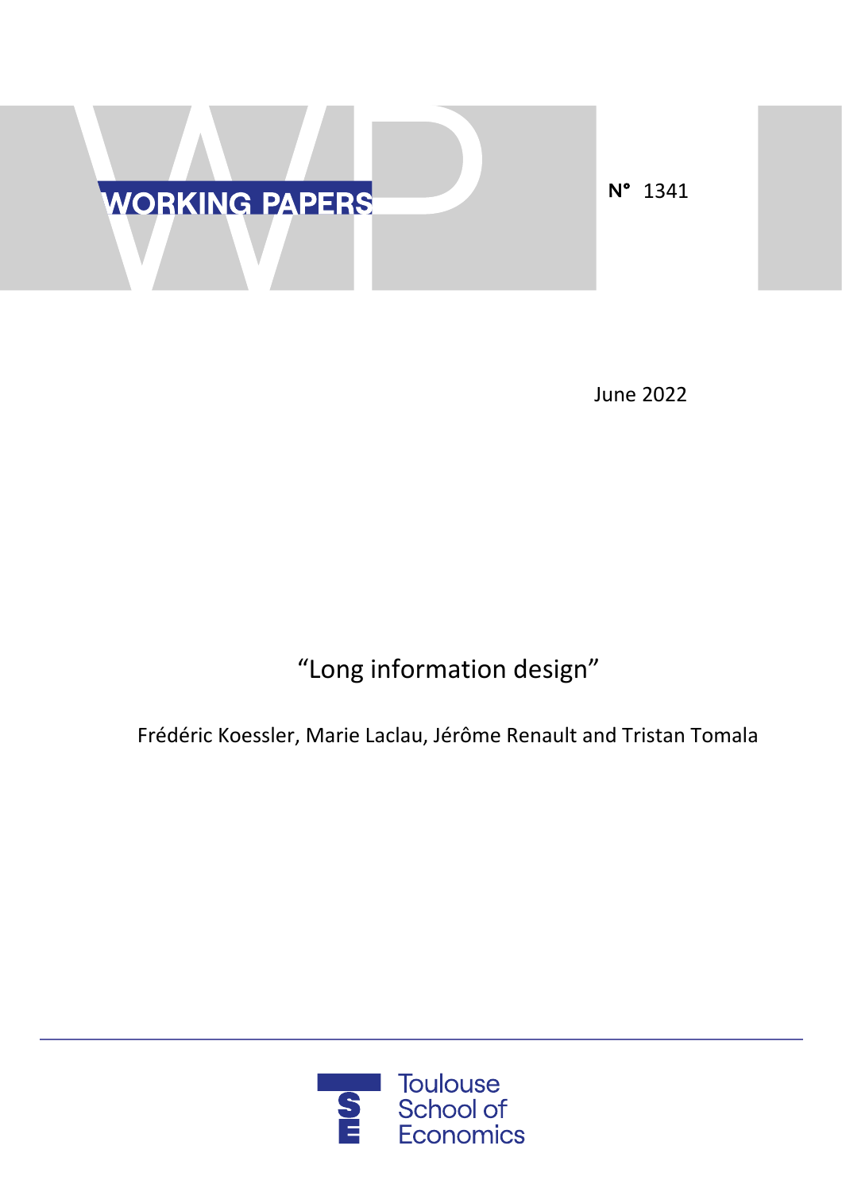WORKING PAPERS

N° 1341

June 2022

# "Long information design"

Frédéric Koessler, Marie Laclau, Jérôme Renault and Tristan Tomala

Toulouse School of Economics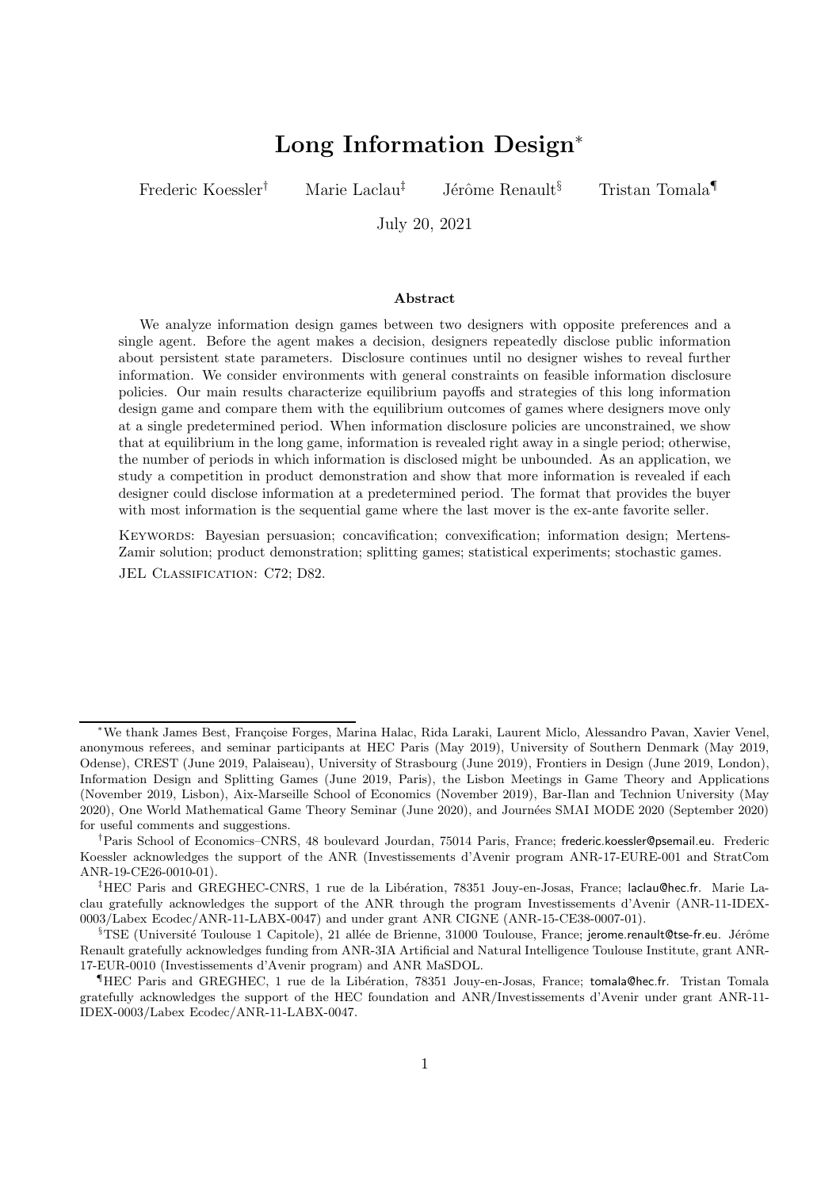# Long Information Design*

Frederic Koessler[†] Marie Laclau[‡] Jérôme Renault[§] Tristan Tomala[¶]

July 20, 2021

### Abstract

We analyze information design games between two designers with opposite preferences and a single agent. Before the agent makes a decision, designers repeatedly disclose public information about persistent state parameters. Disclosure continues until no designer wishes to reveal further information. We consider environments with general constraints on feasible information disclosure policies. Our main results characterize equilibrium payoffs and strategies of this long information design game and compare them with the equilibrium outcomes of games where designers move only at a single predetermined period. When information disclosure policies are unconstrained, we show that at equilibrium in the long game, information is revealed right away in a single period; otherwise, the number of periods in which information is disclosed might be unbounded. As an application, we study a competition in product demonstration and show that more information is revealed if each designer could disclose information at a predetermined period. The format that provides the buyer with most information is the sequential game where the last mover is the ex-ante favorite seller.

Keywords: Bayesian persuasion; concavification; convexification; information design; Mertens-Zamir solution; product demonstration; splitting games; statistical experiments; stochastic games.

JEL Classification: C72; D82.

---

*We thank James Best, Françoise Forges, Marina Halac, Rida Laraki, Laurent Miclo, Alessandro Pavan, Xavier Venel, anonymous referees, and seminar participants at HEC Paris (May 2019), University of Southern Denmark (May 2019, Odense), CREST (June 2019, Palaiseau), University of Strasbourg (June 2019), Frontiers in Design (June 2019, London), Information Design and Splitting Games (June 2019, Paris), the Lisbon Meetings in Game Theory and Applications (November 2019, Lisbon), Aix-Marseille School of Economics (November 2019), Bar-Ilan and Technion University (May 2020), One World Mathematical Game Theory Seminar (June 2020), and Journées SMAI MODE 2020 (September 2020) for useful comments and suggestions.

[†]Paris School of Economics–CNRS, 48 boulevard Jourdan, 75014 Paris, France; frederic.koessler@psemail.eu. Frederic Koessler acknowledges the support of the ANR (Investissements d'Avenir program ANR-17-EURE-001 and StratCom ANR-19-CE26-0010-01).

[‡]HEC Paris and GREGHEC-CNRS, 1 rue de la Libération, 78351 Jouy-en-Josas, France; laclau@hec.fr. Marie Laclau gratefully acknowledges the support of the ANR through the program Investissements d'Avenir (ANR-11-IDEX-0003/Labex Ecodec/ANR-11-LABX-0047) and under grant ANR CIGNE (ANR-15-CE38-0007-01).

[§]TSE (Université Toulouse 1 Capitole), 21 allée de Brienne, 31000 Toulouse, France; jerome.renault@tse-fr.eu. Jérôme Renault gratefully acknowledges funding from ANR-3IA Artificial and Natural Intelligence Toulouse Institute, grant ANR-17-EUR-0010 (Investissements d'Avenir program) and ANR MaSDOL.

[¶]HEC Paris and GREGHEC, 1 rue de la Libération, 78351 Jouy-en-Josas, France; tomala@hec.fr. Tristan Tomala gratefully acknowledges the support of the HEC foundation and ANR/Investissements d'Avenir under grant ANR-11-IDEX-0003/Labex Ecodec/ANR-11-LABX-0047.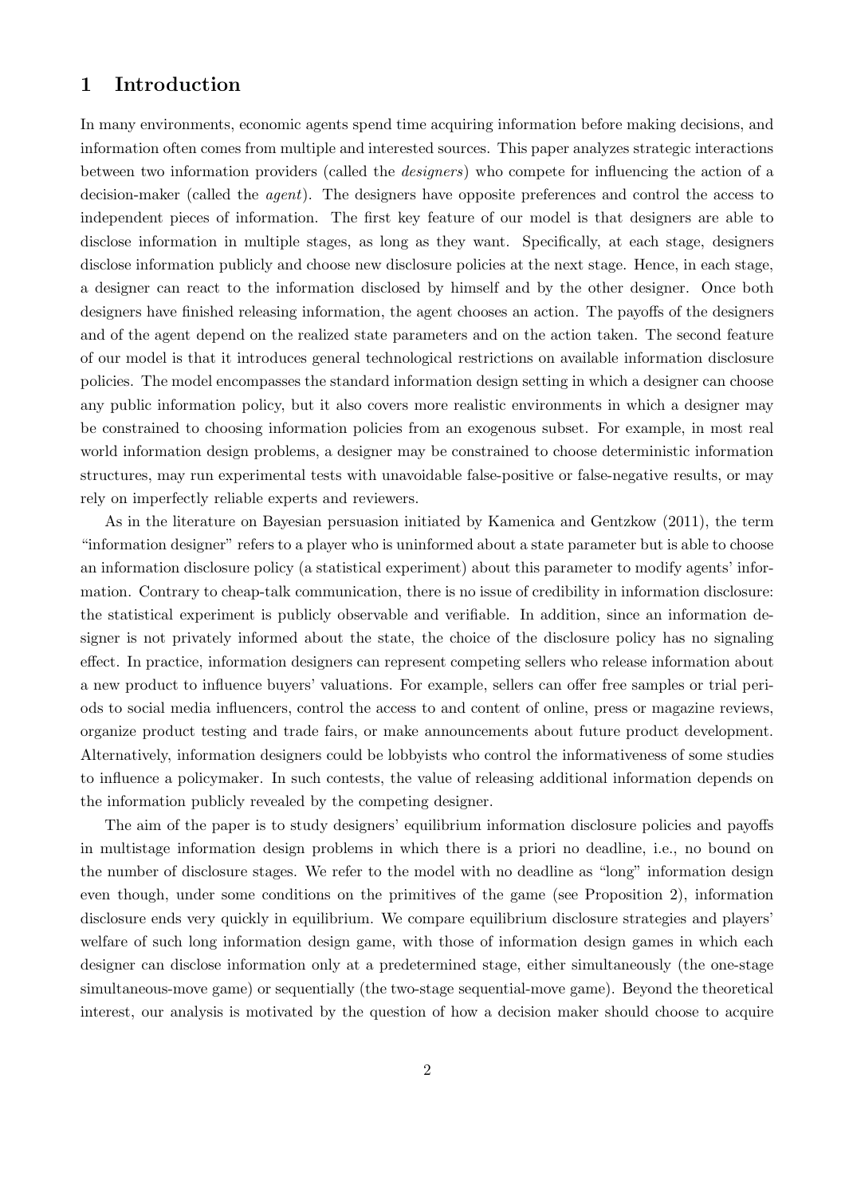# 1 Introduction

In many environments, economic agents spend time acquiring information before making decisions, and information often comes from multiple and interested sources. This paper analyzes strategic interactions between two information providers (called the *designers*) who compete for influencing the action of a decision-maker (called the *agent*). The designers have opposite preferences and control the access to independent pieces of information. The first key feature of our model is that designers are able to disclose information in multiple stages, as long as they want. Specifically, at each stage, designers disclose information publicly and choose new disclosure policies at the next stage. Hence, in each stage, a designer can react to the information disclosed by himself and by the other designer. Once both designers have finished releasing information, the agent chooses an action. The payoffs of the designers and of the agent depend on the realized state parameters and on the action taken. The second feature of our model is that it introduces general technological restrictions on available information disclosure policies. The model encompasses the standard information design setting in which a designer can choose any public information policy, but it also covers more realistic environments in which a designer may be constrained to choosing information policies from an exogenous subset. For example, in most real world information design problems, a designer may be constrained to choose deterministic information structures, may run experimental tests with unavoidable false-positive or false-negative results, or may rely on imperfectly reliable experts and reviewers.

As in the literature on Bayesian persuasion initiated by Kamenica and Gentzkow (2011), the term "information designer" refers to a player who is uninformed about a state parameter but is able to choose an information disclosure policy (a statistical experiment) about this parameter to modify agents' information. Contrary to cheap-talk communication, there is no issue of credibility in information disclosure: the statistical experiment is publicly observable and verifiable. In addition, since an information designer is not privately informed about the state, the choice of the disclosure policy has no signaling effect. In practice, information designers can represent competing sellers who release information about a new product to influence buyers' valuations. For example, sellers can offer free samples or trial periods to social media influencers, control the access to and content of online, press or magazine reviews, organize product testing and trade fairs, or make announcements about future product development. Alternatively, information designers could be lobbyists who control the informativeness of some studies to influence a policymaker. In such contests, the value of releasing additional information depends on the information publicly revealed by the competing designer.

The aim of the paper is to study designers' equilibrium information disclosure policies and payoffs in multistage information design problems in which there is a priori no deadline, i.e., no bound on the number of disclosure stages. We refer to the model with no deadline as "long" information design even though, under some conditions on the primitives of the game (see Proposition 2), information disclosure ends very quickly in equilibrium. We compare equilibrium disclosure strategies and players' welfare of such long information design game, with those of information design games in which each designer can disclose information only at a predetermined stage, either simultaneously (the one-stage simultaneous-move game) or sequentially (the two-stage sequential-move game). Beyond the theoretical interest, our analysis is motivated by the question of how a decision maker should choose to acquire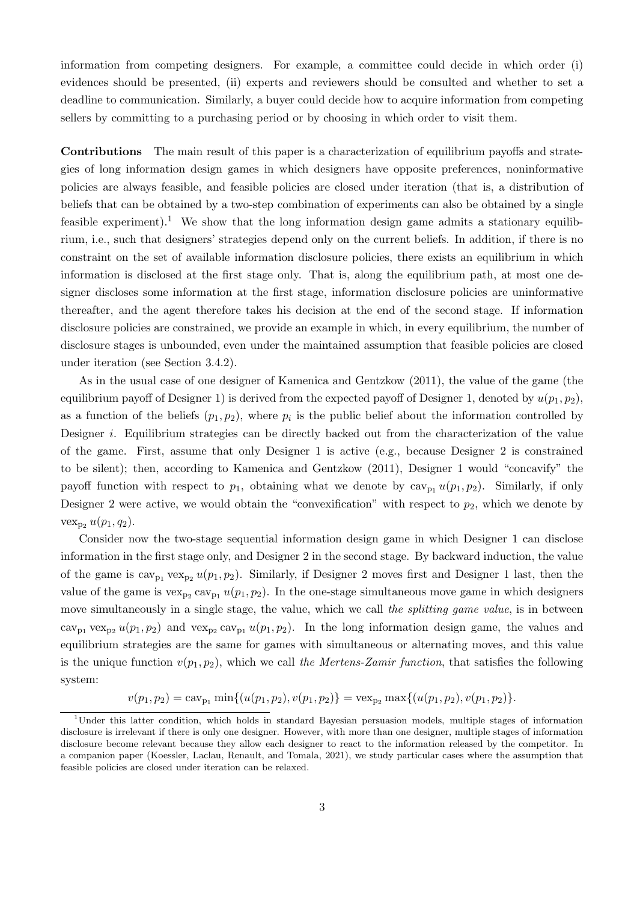information from competing designers. For example, a committee could decide in which order (i) evidences should be presented, (ii) experts and reviewers should be consulted and whether to set a deadline to communication. Similarly, a buyer could decide how to acquire information from competing sellers by committing to a purchasing period or by choosing in which order to visit them.

**Contributions** The main result of this paper is a characterization of equilibrium payoffs and strategies of long information design games in which designers have opposite preferences, noninformative policies are always feasible, and feasible policies are closed under iteration (that is, a distribution of beliefs that can be obtained by a two-step combination of experiments can also be obtained by a single feasible experiment).[1] We show that the long information design game admits a stationary equilibrium, i.e., such that designers' strategies depend only on the current beliefs. In addition, if there is no constraint on the set of available information disclosure policies, there exists an equilibrium in which information is disclosed at the first stage only. That is, along the equilibrium path, at most one designer discloses some information at the first stage, information disclosure policies are uninformative thereafter, and the agent therefore takes his decision at the end of the second stage. If information disclosure policies are constrained, we provide an example in which, in every equilibrium, the number of disclosure stages is unbounded, even under the maintained assumption that feasible policies are closed under iteration (see Section 3.4.2).

As in the usual case of one designer of Kamenica and Gentzkow (2011), the value of the game (the equilibrium payoff of Designer 1) is derived from the expected payoff of Designer 1, denoted by $u(p_1, p_2)$, as a function of the beliefs $(p_1, p_2)$, where $p_i$ is the public belief about the information controlled by Designer $i$. Equilibrium strategies can be directly backed out from the characterization of the value of the game. First, assume that only Designer 1 is active (e.g., because Designer 2 is constrained to be silent); then, according to Kamenica and Gentzkow (2011), Designer 1 would "concavify" the payoff function with respect to $p_1$, obtaining what we denote by $\text{cav}_{p_1} u(p_1, p_2)$. Similarly, if only Designer 2 were active, we would obtain the "convexification" with respect to $p_2$, which we denote by $\text{vex}_{p_2} u(p_1, q_2)$.

Consider now the two-stage sequential information design game in which Designer 1 can disclose information in the first stage only, and Designer 2 in the second stage. By backward induction, the value of the game is $\text{cav}_{p_1} \text{vex}_{p_2} u(p_1, p_2)$. Similarly, if Designer 2 moves first and Designer 1 last, then the value of the game is $\text{vex}_{p_2} \text{cav}_{p_1} u(p_1, p_2)$. In the one-stage simultaneous move game in which designers move simultaneously in a single stage, the value, which we call *the splitting game value*, is in between $\text{cav}_{p_1} \text{vex}_{p_2} u(p_1, p_2)$ and $\text{vex}_{p_2} \text{cav}_{p_1} u(p_1, p_2)$. In the long information design game, the values and equilibrium strategies are the same for games with simultaneous or alternating moves, and this value is the unique function $v(p_1, p_2)$, which we call *the Mertens-Zamir function*, that satisfies the following system:

$$v(p_1, p_2) = \text{cav}_{p_1} \min\{(u(p_1, p_2), v(p_1, p_2)\} = \text{vex}_{p_2} \max\{(u(p_1, p_2), v(p_1, p_2)\}.$$

[1] Under this latter condition, which holds in standard Bayesian persuasion models, multiple stages of information disclosure is irrelevant if there is only one designer. However, with more than one designer, multiple stages of information disclosure become relevant because they allow each designer to react to the information released by the competitor. In a companion paper (Koessler, Laclau, Renault, and Tomala, 2021), we study particular cases where the assumption that feasible policies are closed under iteration can be relaxed.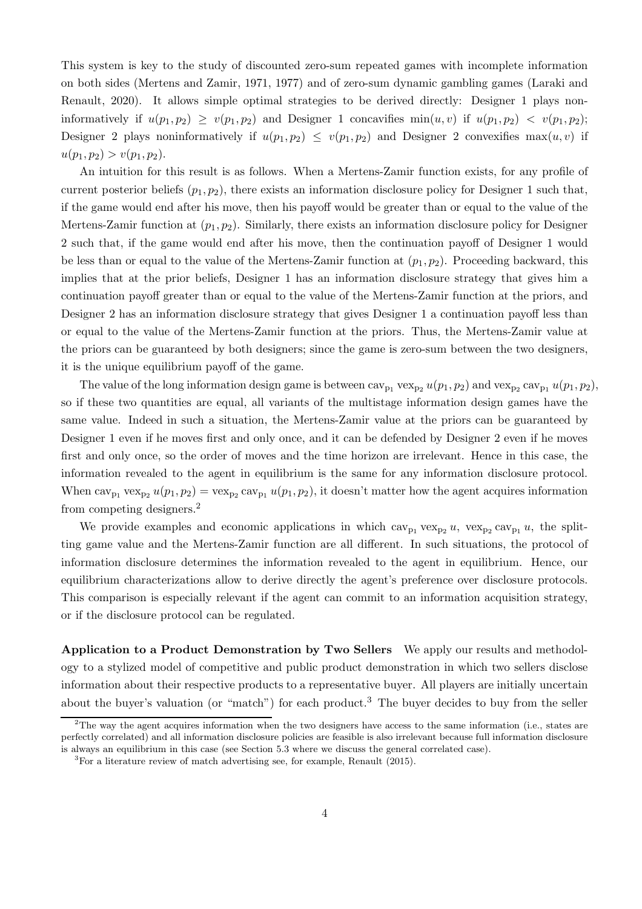This system is key to the study of discounted zero-sum repeated games with incomplete information on both sides (Mertens and Zamir, 1971, 1977) and of zero-sum dynamic gambling games (Laraki and Renault, 2020). It allows simple optimal strategies to be derived directly: Designer 1 plays noninformatively if $u(p_1, p_2) \geq v(p_1, p_2)$ and Designer 1 concavifies $\min(u, v)$ if $u(p_1, p_2) < v(p_1, p_2)$; Designer 2 plays noninformatively if $u(p_1, p_2) \leq v(p_1, p_2)$ and Designer 2 convexifies $\max(u, v)$ if $u(p_1, p_2) > v(p_1, p_2)$.

An intuition for this result is as follows. When a Mertens-Zamir function exists, for any profile of current posterior beliefs $(p_1, p_2)$, there exists an information disclosure policy for Designer 1 such that, if the game would end after his move, then his payoff would be greater than or equal to the value of the Mertens-Zamir function at $(p_1, p_2)$. Similarly, there exists an information disclosure policy for Designer 2 such that, if the game would end after his move, then the continuation payoff of Designer 1 would be less than or equal to the value of the Mertens-Zamir function at $(p_1, p_2)$. Proceeding backward, this implies that at the prior beliefs, Designer 1 has an information disclosure strategy that gives him a continuation payoff greater than or equal to the value of the Mertens-Zamir function at the priors, and Designer 2 has an information disclosure strategy that gives Designer 1 a continuation payoff less than or equal to the value of the Mertens-Zamir function at the priors. Thus, the Mertens-Zamir value at the priors can be guaranteed by both designers; since the game is zero-sum between the two designers, it is the unique equilibrium payoff of the game.

The value of the long information design game is between $\text{cav}_{p_1} \text{vex}_{p_2} u(p_1, p_2)$ and $\text{vex}_{p_2} \text{cav}_{p_1} u(p_1, p_2)$, so if these two quantities are equal, all variants of the multistage information design games have the same value. Indeed in such a situation, the Mertens-Zamir value at the priors can be guaranteed by Designer 1 even if he moves first and only once, and it can be defended by Designer 2 even if he moves first and only once, so the order of moves and the time horizon are irrelevant. Hence in this case, the information revealed to the agent in equilibrium is the same for any information disclosure protocol. When $\text{cav}_{p_1} \text{vex}_{p_2} u(p_1, p_2) = \text{vex}_{p_2} \text{cav}_{p_1} u(p_1, p_2)$, it doesn't matter how the agent acquires information from competing designers.[2]

We provide examples and economic applications in which $\text{cav}_{p_1} \text{vex}_{p_2} u$, $\text{vex}_{p_2} \text{cav}_{p_1} u$, the splitting game value and the Mertens-Zamir function are all different. In such situations, the protocol of information disclosure determines the information revealed to the agent in equilibrium. Hence, our equilibrium characterizations allow to derive directly the agent's preference over disclosure protocols. This comparison is especially relevant if the agent can commit to an information acquisition strategy, or if the disclosure protocol can be regulated.

**Application to a Product Demonstration by Two Sellers** We apply our results and methodology to a stylized model of competitive and public product demonstration in which two sellers disclose information about their respective products to a representative buyer. All players are initially uncertain about the buyer's valuation (or "match") for each product.[3] The buyer decides to buy from the seller

[2] The way the agent acquires information when the two designers have access to the same information (i.e., states are perfectly correlated) and all information disclosure policies are feasible is also irrelevant because full information disclosure is always an equilibrium in this case (see Section 5.3 where we discuss the general correlated case).

[3] For a literature review of match advertising see, for example, Renault (2015).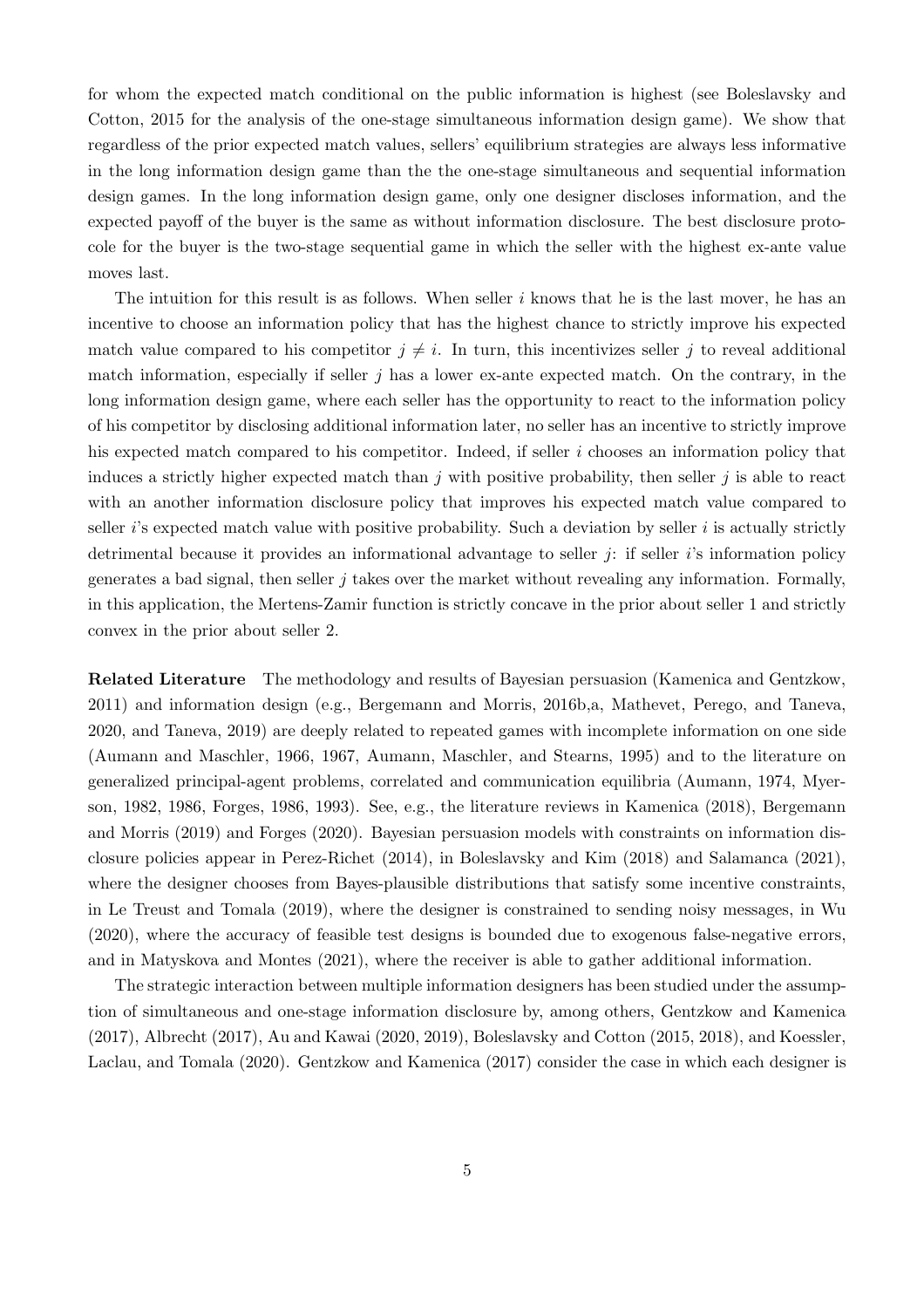for whom the expected match conditional on the public information is highest (see Boleslavsky and Cotton, 2015 for the analysis of the one-stage simultaneous information design game). We show that regardless of the prior expected match values, sellers' equilibrium strategies are always less informative in the long information design game than the the one-stage simultaneous and sequential information design games. In the long information design game, only one designer discloses information, and the expected payoff of the buyer is the same as without information disclosure. The best disclosure protocole for the buyer is the two-stage sequential game in which the seller with the highest ex-ante value moves last.

The intuition for this result is as follows. When seller $i$ knows that he is the last mover, he has an incentive to choose an information policy that has the highest chance to strictly improve his expected match value compared to his competitor $j \neq i$. In turn, this incentivizes seller $j$ to reveal additional match information, especially if seller $j$ has a lower ex-ante expected match. On the contrary, in the long information design game, where each seller has the opportunity to react to the information policy of his competitor by disclosing additional information later, no seller has an incentive to strictly improve his expected match compared to his competitor. Indeed, if seller $i$ chooses an information policy that induces a strictly higher expected match than $j$ with positive probability, then seller $j$ is able to react with an another information disclosure policy that improves his expected match value compared to seller $i$'s expected match value with positive probability. Such a deviation by seller $i$ is actually strictly detrimental because it provides an informational advantage to seller $j$: if seller $i$'s information policy generates a bad signal, then seller $j$ takes over the market without revealing any information. Formally, in this application, the Mertens-Zamir function is strictly concave in the prior about seller 1 and strictly convex in the prior about seller 2.

**Related Literature** The methodology and results of Bayesian persuasion (Kamenica and Gentzkow, 2011) and information design (e.g., Bergemann and Morris, 2016b,a, Mathevet, Perego, and Taneva, 2020, and Taneva, 2019) are deeply related to repeated games with incomplete information on one side (Aumann and Maschler, 1966, 1967, Aumann, Maschler, and Stearns, 1995) and to the literature on generalized principal-agent problems, correlated and communication equilibria (Aumann, 1974, Myerson, 1982, 1986, Forges, 1986, 1993). See, e.g., the literature reviews in Kamenica (2018), Bergemann and Morris (2019) and Forges (2020). Bayesian persuasion models with constraints on information disclosure policies appear in Perez-Richet (2014), in Boleslavsky and Kim (2018) and Salamanca (2021), where the designer chooses from Bayes-plausible distributions that satisfy some incentive constraints, in Le Treust and Tomala (2019), where the designer is constrained to sending noisy messages, in Wu (2020), where the accuracy of feasible test designs is bounded due to exogenous false-negative errors, and in Matyskova and Montes (2021), where the receiver is able to gather additional information.

The strategic interaction between multiple information designers has been studied under the assumption of simultaneous and one-stage information disclosure by, among others, Gentzkow and Kamenica (2017), Albrecht (2017), Au and Kawai (2020, 2019), Boleslavsky and Cotton (2015, 2018), and Koessler, Laclau, and Tomala (2020). Gentzkow and Kamenica (2017) consider the case in which each designer is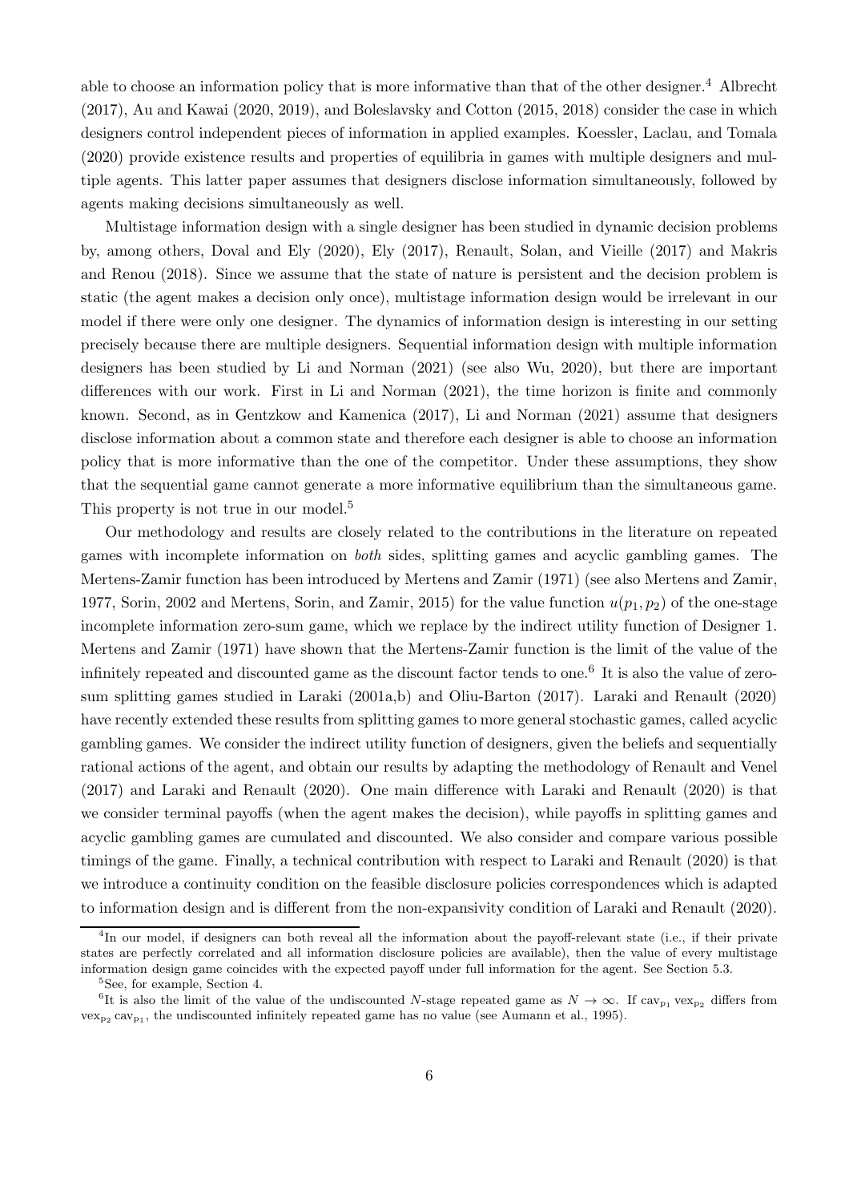able to choose an information policy that is more informative than that of the other designer.[4] Albrecht (2017), Au and Kawai (2020, 2019), and Boleslavsky and Cotton (2015, 2018) consider the case in which designers control independent pieces of information in applied examples. Koessler, Laclau, and Tomala (2020) provide existence results and properties of equilibria in games with multiple designers and multiple agents. This latter paper assumes that designers disclose information simultaneously, followed by agents making decisions simultaneously as well.

Multistage information design with a single designer has been studied in dynamic decision problems by, among others, Doval and Ely (2020), Ely (2017), Renault, Solan, and Vieille (2017) and Makris and Renou (2018). Since we assume that the state of nature is persistent and the decision problem is static (the agent makes a decision only once), multistage information design would be irrelevant in our model if there were only one designer. The dynamics of information design is interesting in our setting precisely because there are multiple designers. Sequential information design with multiple information designers has been studied by Li and Norman (2021) (see also Wu, 2020), but there are important differences with our work. First in Li and Norman (2021), the time horizon is finite and commonly known. Second, as in Gentzkow and Kamenica (2017), Li and Norman (2021) assume that designers disclose information about a common state and therefore each designer is able to choose an information policy that is more informative than the one of the competitor. Under these assumptions, they show that the sequential game cannot generate a more informative equilibrium than the simultaneous game. This property is not true in our model.[5]

Our methodology and results are closely related to the contributions in the literature on repeated games with incomplete information on *both* sides, splitting games and acyclic gambling games. The Mertens-Zamir function has been introduced by Mertens and Zamir (1971) (see also Mertens and Zamir, 1977, Sorin, 2002 and Mertens, Sorin, and Zamir, 2015) for the value function $u(p_1, p_2)$ of the one-stage incomplete information zero-sum game, which we replace by the indirect utility function of Designer 1. Mertens and Zamir (1971) have shown that the Mertens-Zamir function is the limit of the value of the infinitely repeated and discounted game as the discount factor tends to one.[6] It is also the value of zero-sum splitting games studied in Laraki (2001a,b) and Oliu-Barton (2017). Laraki and Renault (2020) have recently extended these results from splitting games to more general stochastic games, called acyclic gambling games. We consider the indirect utility function of designers, given the beliefs and sequentially rational actions of the agent, and obtain our results by adapting the methodology of Renault and Venel (2017) and Laraki and Renault (2020). One main difference with Laraki and Renault (2020) is that we consider terminal payoffs (when the agent makes the decision), while payoffs in splitting games and acyclic gambling games are cumulated and discounted. We also consider and compare various possible timings of the game. Finally, a technical contribution with respect to Laraki and Renault (2020) is that we introduce a continuity condition on the feasible disclosure policies correspondences which is adapted to information design and is different from the non-expansivity condition of Laraki and Renault (2020).

[4] In our model, if designers can both reveal all the information about the payoff-relevant state (i.e., if their private states are perfectly correlated and all information disclosure policies are available), then the value of every multistage information design game coincides with the expected payoff under full information for the agent. See Section 5.3.

[5] See, for example, Section 4.

[6] It is also the limit of the value of the undiscounted $N$-stage repeated game as $N \to \infty$. If $\mathrm{cav}_{p_1} \mathrm{vex}_{p_2}$ differs from $\mathrm{vex}_{p_2} \mathrm{cav}_{p_1}$, the undiscounted infinitely repeated game has no value (see Aumann et al., 1995).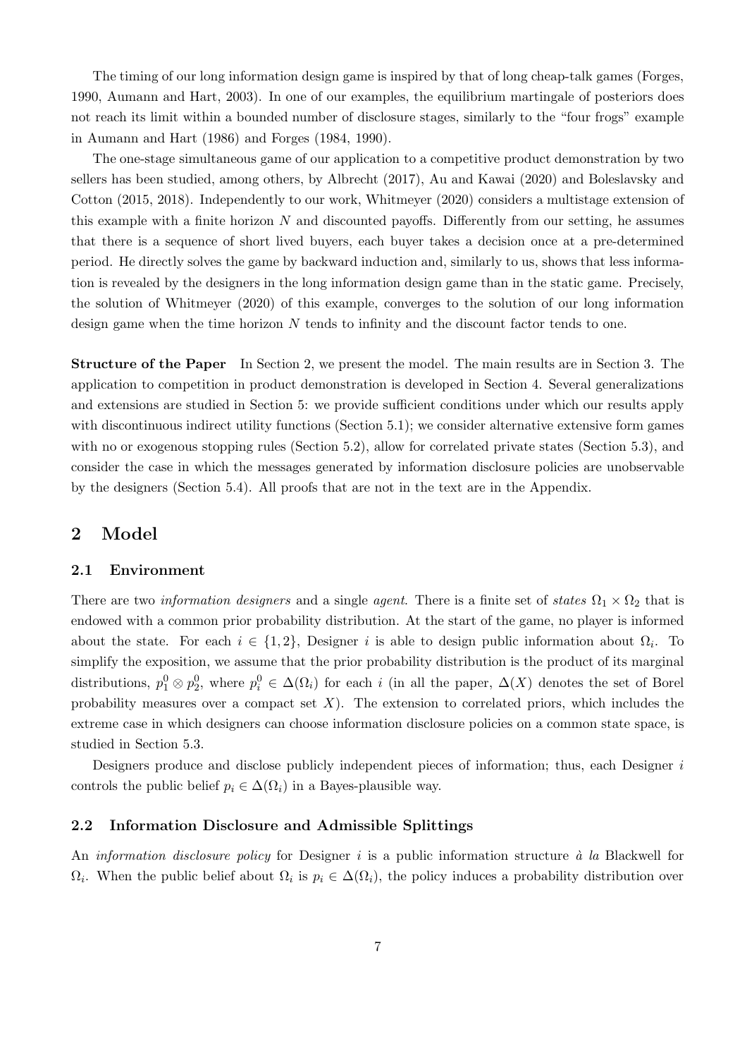The timing of our long information design game is inspired by that of long cheap-talk games (Forges, 1990, Aumann and Hart, 2003). In one of our examples, the equilibrium martingale of posteriors does not reach its limit within a bounded number of disclosure stages, similarly to the "four frogs" example in Aumann and Hart (1986) and Forges (1984, 1990).

The one-stage simultaneous game of our application to a competitive product demonstration by two sellers has been studied, among others, by Albrecht (2017), Au and Kawai (2020) and Boleslavsky and Cotton (2015, 2018). Independently to our work, Whitmeyer (2020) considers a multistage extension of this example with a finite horizon $N$ and discounted payoffs. Differently from our setting, he assumes that there is a sequence of short lived buyers, each buyer takes a decision once at a pre-determined period. He directly solves the game by backward induction and, similarly to us, shows that less information is revealed by the designers in the long information design game than in the static game. Precisely, the solution of Whitmeyer (2020) of this example, converges to the solution of our long information design game when the time horizon $N$ tends to infinity and the discount factor tends to one.

**Structure of the Paper** In Section 2, we present the model. The main results are in Section 3. The application to competition in product demonstration is developed in Section 4. Several generalizations and extensions are studied in Section 5: we provide sufficient conditions under which our results apply with discontinuous indirect utility functions (Section 5.1); we consider alternative extensive form games with no or exogenous stopping rules (Section 5.2), allow for correlated private states (Section 5.3), and consider the case in which the messages generated by information disclosure policies are unobservable by the designers (Section 5.4). All proofs that are not in the text are in the Appendix.

# 2 Model

## 2.1 Environment

There are two *information designers* and a single *agent*. There is a finite set of *states* $\Omega_1 \times \Omega_2$ that is endowed with a common prior probability distribution. At the start of the game, no player is informed about the state. For each $i \in \{1, 2\}$, Designer $i$ is able to design public information about $\Omega_i$. To simplify the exposition, we assume that the prior probability distribution is the product of its marginal distributions, $p_1^0 \otimes p_2^0$, where $p_i^0 \in \Delta(\Omega_i)$ for each $i$ (in all the paper, $\Delta(X)$ denotes the set of Borel probability measures over a compact set $X$). The extension to correlated priors, which includes the extreme case in which designers can choose information disclosure policies on a common state space, is studied in Section 5.3.

Designers produce and disclose publicly independent pieces of information; thus, each Designer $i$ controls the public belief $p_i \in \Delta(\Omega_i)$ in a Bayes-plausible way.

## 2.2 Information Disclosure and Admissible Splittings

An *information disclosure policy* for Designer $i$ is a public information structure *à la* Blackwell for $\Omega_i$. When the public belief about $\Omega_i$ is $p_i \in \Delta(\Omega_i)$, the policy induces a probability distribution over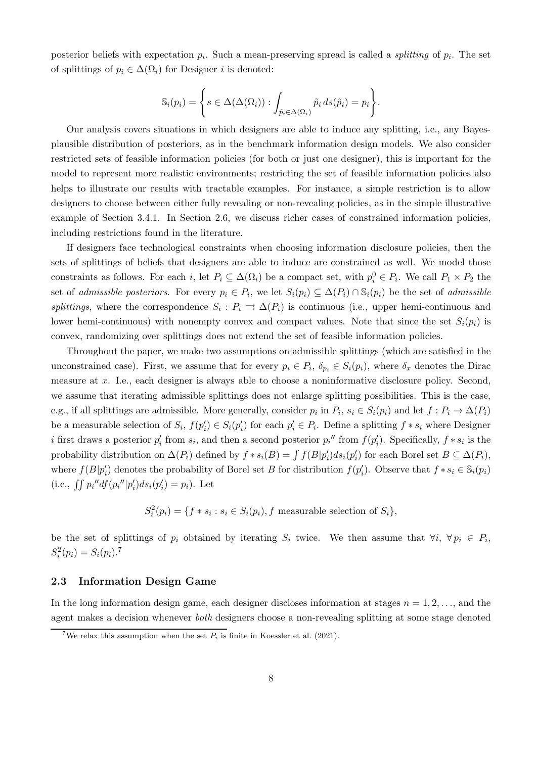posterior beliefs with expectation $p_i$. Such a mean-preserving spread is called a *splitting* of $p_i$. The set of splittings of $p_i \in \Delta(\Omega_i)$ for Designer $i$ is denoted:

$$\mathbb{S}_i(p_i) = \left\{ s \in \Delta(\Delta(\Omega_i)) : \int_{\tilde{p}_i \in \Delta(\Omega_i)} \tilde{p}_i \, ds(\tilde{p}_i) = p_i \right\}.$$

Our analysis covers situations in which designers are able to induce any splitting, i.e., any Bayes-plausible distribution of posteriors, as in the benchmark information design models. We also consider restricted sets of feasible information policies (for both or just one designer), this is important for the model to represent more realistic environments; restricting the set of feasible information policies also helps to illustrate our results with tractable examples. For instance, a simple restriction is to allow designers to choose between either fully revealing or non-revealing policies, as in the simple illustrative example of Section 3.4.1. In Section 2.6, we discuss richer cases of constrained information policies, including restrictions found in the literature.

If designers face technological constraints when choosing information disclosure policies, then the sets of splittings of beliefs that designers are able to induce are constrained as well. We model those constraints as follows. For each $i$, let $P_i \subseteq \Delta(\Omega_i)$ be a compact set, with $p_i^0 \in P_i$. We call $P_1 \times P_2$ the set of *admissible posteriors*. For every $p_i \in P_i$, we let $S_i(p_i) \subseteq \Delta(P_i) \cap \mathbb{S}_i(p_i)$ be the set of *admissible splittings*, where the correspondence $S_i : P_i \rightrightarrows \Delta(P_i)$ is continuous (i.e., upper hemi-continuous and lower hemi-continuous) with nonempty convex and compact values. Note that since the set $S_i(p_i)$ is convex, randomizing over splittings does not extend the set of feasible information policies.

Throughout the paper, we make two assumptions on admissible splittings (which are satisfied in the unconstrained case). First, we assume that for every $p_i \in P_i$, $\delta_{p_i} \in S_i(p_i)$, where $\delta_x$ denotes the Dirac measure at $x$. I.e., each designer is always able to choose a noninformative disclosure policy. Second, we assume that iterating admissible splittings does not enlarge splitting possibilities. This is the case, e.g., if all splittings are admissible. More generally, consider $p_i$ in $P_i$, $s_i \in S_i(p_i)$ and let $f : P_i \to \Delta(P_i)$ be a measurable selection of $S_i$, $f(p_i') \in S_i(p_i')$ for each $p_i' \in P_i$. Define a splitting $f * s_i$ where Designer $i$ first draws a posterior $p_i'$ from $s_i$, and then a second posterior $p_i''$ from $f(p_i')$. Specifically, $f * s_i$ is the probability distribution on $\Delta(P_i)$ defined by $f * s_i(B) = \int f(B|p_i') ds_i(p_i')$ for each Borel set $B \subseteq \Delta(P_i)$, where $f(B|p_i')$ denotes the probability of Borel set $B$ for distribution $f(p_i')$. Observe that $f * s_i \in \mathbb{S}_i(p_i)$ (i.e., $\iint p_i'' df(p_i''|p_i') ds_i(p_i') = p_i$). Let

$$S_i^2(p_i) = \{f * s_i : s_i \in S_i(p_i), f \text{ measurable selection of } S_i\},$$

be the set of splittings of $p_i$ obtained by iterating $S_i$ twice. We then assume that $\forall i$, $\forall p_i \in P_i$, $S_i^2(p_i) = S_i(p_i)$.[7]

### 2.3 Information Design Game

In the long information design game, each designer discloses information at stages $n = 1, 2, \ldots$, and the agent makes a decision whenever *both* designers choose a non-revealing splitting at some stage denoted

[7] We relax this assumption when the set $P_i$ is finite in Koessler et al. (2021).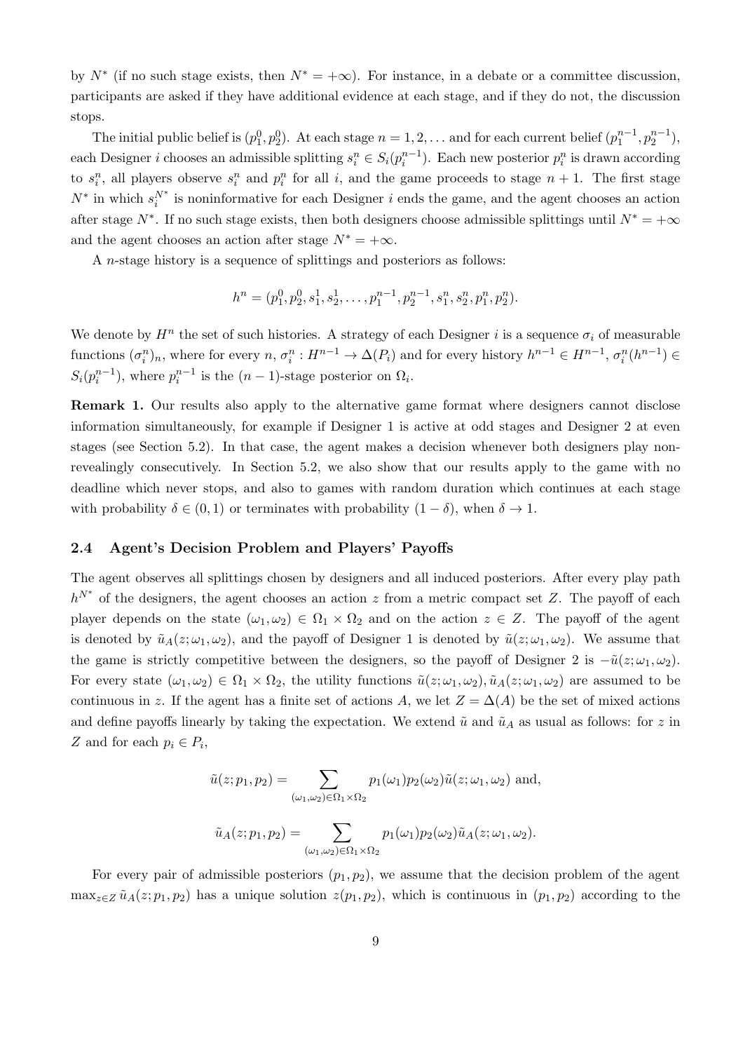by $N^*$ (if no such stage exists, then $N^* = +\infty$). For instance, in a debate or a committee discussion, participants are asked if they have additional evidence at each stage, and if they do not, the discussion stops.

The initial public belief is $(p_1^0, p_2^0)$. At each stage $n = 1, 2, \ldots$ and for each current belief $(p_1^{n-1}, p_2^{n-1})$, each Designer $i$ chooses an admissible splitting $s_i^n \in S_i(p_i^{n-1})$. Each new posterior $p_i^n$ is drawn according to $s_i^n$, all players observe $s_i^n$ and $p_i^n$ for all $i$, and the game proceeds to stage $n+1$. The first stage $N^*$ in which $s_i^{N^*}$ is noninformative for each Designer $i$ ends the game, and the agent chooses an action after stage $N^*$. If no such stage exists, then both designers choose admissible splittings until $N^* = +\infty$ and the agent chooses an action after stage $N^* = +\infty$.

A $n$-stage history is a sequence of splittings and posteriors as follows:

$$h^n = (p_1^0, p_2^0, s_1^1, s_2^1, \ldots, p_1^{n-1}, p_2^{n-1}, s_1^n, s_2^n, p_1^n, p_2^n).$$

We denote by $H^n$ the set of such histories. A strategy of each Designer $i$ is a sequence $\sigma_i$ of measurable functions $(\sigma_i^n)_n$, where for every $n$, $\sigma_i^n : H^{n-1} \to \Delta(P_i)$ and for every history $h^{n-1} \in H^{n-1}$, $\sigma_i^n(h^{n-1}) \in S_i(p_i^{n-1})$, where $p_i^{n-1}$ is the $(n-1)$-stage posterior on $\Omega_i$.

**Remark 1.** Our results also apply to the alternative game format where designers cannot disclose information simultaneously, for example if Designer 1 is active at odd stages and Designer 2 at even stages (see Section 5.2). In that case, the agent makes a decision whenever both designers play non-revealingly consecutively. In Section 5.2, we also show that our results apply to the game with no deadline which never stops, and also to games with random duration which continues at each stage with probability $\delta \in (0,1)$ or terminates with probability $(1-\delta)$, when $\delta \to 1$.

### 2.4 Agent's Decision Problem and Players' Payoffs

The agent observes all splittings chosen by designers and all induced posteriors. After every play path $h^{N^*}$ of the designers, the agent chooses an action $z$ from a metric compact set $Z$. The payoff of each player depends on the state $(\omega_1, \omega_2) \in \Omega_1 \times \Omega_2$ and on the action $z \in Z$. The payoff of the agent is denoted by $\tilde{u}_A(z; \omega_1, \omega_2)$, and the payoff of Designer 1 is denoted by $\tilde{u}(z; \omega_1, \omega_2)$. We assume that the game is strictly competitive between the designers, so the payoff of Designer 2 is $-\tilde{u}(z; \omega_1, \omega_2)$. For every state $(\omega_1, \omega_2) \in \Omega_1 \times \Omega_2$, the utility functions $\tilde{u}(z; \omega_1, \omega_2), \tilde{u}_A(z; \omega_1, \omega_2)$ are assumed to be continuous in $z$. If the agent has a finite set of actions $A$, we let $Z = \Delta(A)$ be the set of mixed actions and define payoffs linearly by taking the expectation. We extend $\tilde{u}$ and $\tilde{u}_A$ as usual as follows: for $z$ in $Z$ and for each $p_i \in P_i$,

$$\tilde{u}(z; p_1, p_2) = \sum_{(\omega_1, \omega_2) \in \Omega_1 \times \Omega_2} p_1(\omega_1) p_2(\omega_2) \tilde{u}(z; \omega_1, \omega_2) \text{ and,}$$

$$\tilde{u}_A(z; p_1, p_2) = \sum_{(\omega_1, \omega_2) \in \Omega_1 \times \Omega_2} p_1(\omega_1) p_2(\omega_2) \tilde{u}_A(z; \omega_1, \omega_2).$$

For every pair of admissible posteriors $(p_1, p_2)$, we assume that the decision problem of the agent $\max_{z \in Z} \tilde{u}_A(z; p_1, p_2)$ has a unique solution $z(p_1, p_2)$, which is continuous in $(p_1, p_2)$ according to the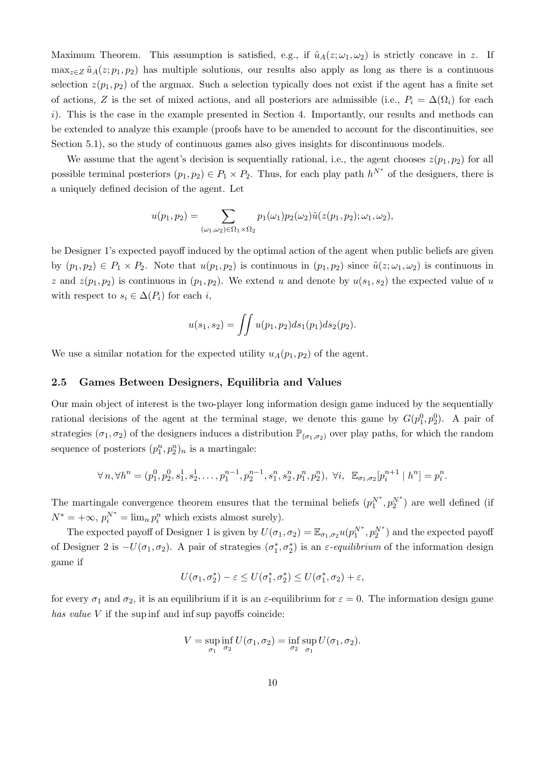Maximum Theorem. This assumption is satisfied, e.g., if $\tilde{u}_A(z;\omega_1,\omega_2)$ is strictly concave in $z$. If $\max_{z\in Z}\tilde{u}_A(z;p_1,p_2)$ has multiple solutions, our results also apply as long as there is a continuous selection $z(p_1,p_2)$ of the argmax. Such a selection typically does not exist if the agent has a finite set of actions, $Z$ is the set of mixed actions, and all posteriors are admissible (i.e., $P_i = \Delta(\Omega_i)$ for each $i$). This is the case in the example presented in Section 4. Importantly, our results and methods can be extended to analyze this example (proofs have to be amended to account for the discontinuities, see Section 5.1), so the study of continuous games also gives insights for discontinuous models.

We assume that the agent's decision is sequentially rational, i.e., the agent chooses $z(p_1,p_2)$ for all possible terminal posteriors $(p_1,p_2)\in P_1\times P_2$. Thus, for each play path $h^{N^*}$ of the designers, there is a uniquely defined decision of the agent. Let

$$u(p_1,p_2) = \sum_{(\omega_1,\omega_2)\in\Omega_1\times\Omega_2} p_1(\omega_1)p_2(\omega_2)\tilde{u}(z(p_1,p_2);\omega_1,\omega_2),$$

be Designer 1's expected payoff induced by the optimal action of the agent when public beliefs are given by $(p_1,p_2)\in P_1\times P_2$. Note that $u(p_1,p_2)$ is continuous in $(p_1,p_2)$ since $\tilde{u}(z;\omega_1,\omega_2)$ is continuous in $z$ and $z(p_1,p_2)$ is continuous in $(p_1,p_2)$. We extend $u$ and denote by $u(s_1,s_2)$ the expected value of $u$ with respect to $s_i\in\Delta(P_i)$ for each $i$,

$$u(s_1,s_2) = \iint u(p_1,p_2)ds_1(p_1)ds_2(p_2).$$

We use a similar notation for the expected utility $u_A(p_1,p_2)$ of the agent.

### 2.5 Games Between Designers, Equilibria and Values

Our main object of interest is the two-player long information design game induced by the sequentially rational decisions of the agent at the terminal stage, we denote this game by $G(p_1^0,p_2^0)$. A pair of strategies $(\sigma_1,\sigma_2)$ of the designers induces a distribution $\mathbb{P}_{(\sigma_1,\sigma_2)}$ over play paths, for which the random sequence of posteriors $(p_1^n,p_2^n)_n$ is a martingale:

$$\forall\, n, \forall h^n = (p_1^0,p_2^0,s_1^1,s_2^1,\ldots,p_1^{n-1},p_2^{n-1},s_1^n,s_2^n,p_1^n,p_2^n),\ \forall i,\ \ \mathbb{E}_{\sigma_1,\sigma_2}[p_i^{n+1}\mid h^n] = p_i^n.$$

The martingale convergence theorem ensures that the terminal beliefs $(p_1^{N^*},p_2^{N^*})$ are well defined (if $N^*=+\infty$, $p_i^{N^*}=\lim_n p_i^n$ which exists almost surely).

The expected payoff of Designer 1 is given by $U(\sigma_1,\sigma_2)=\mathbb{E}_{\sigma_1,\sigma_2}u(p_1^{N^*},p_2^{N^*})$ and the expected payoff of Designer 2 is $-U(\sigma_1,\sigma_2)$. A pair of strategies $(\sigma_1^*,\sigma_2^*)$ is an *$\varepsilon$-equilibrium* of the information design game if

$$U(\sigma_1,\sigma_2^*)-\varepsilon \le U(\sigma_1^*,\sigma_2^*) \le U(\sigma_1^*,\sigma_2)+\varepsilon,$$

for every $\sigma_1$ and $\sigma_2$, it is an equilibrium if it is an $\varepsilon$-equilibrium for $\varepsilon=0$. The information design game *has value* $V$ if the sup inf and inf sup payoffs coincide:

$$V = \sup_{\sigma_1}\inf_{\sigma_2} U(\sigma_1,\sigma_2) = \inf_{\sigma_2}\sup_{\sigma_1} U(\sigma_1,\sigma_2).$$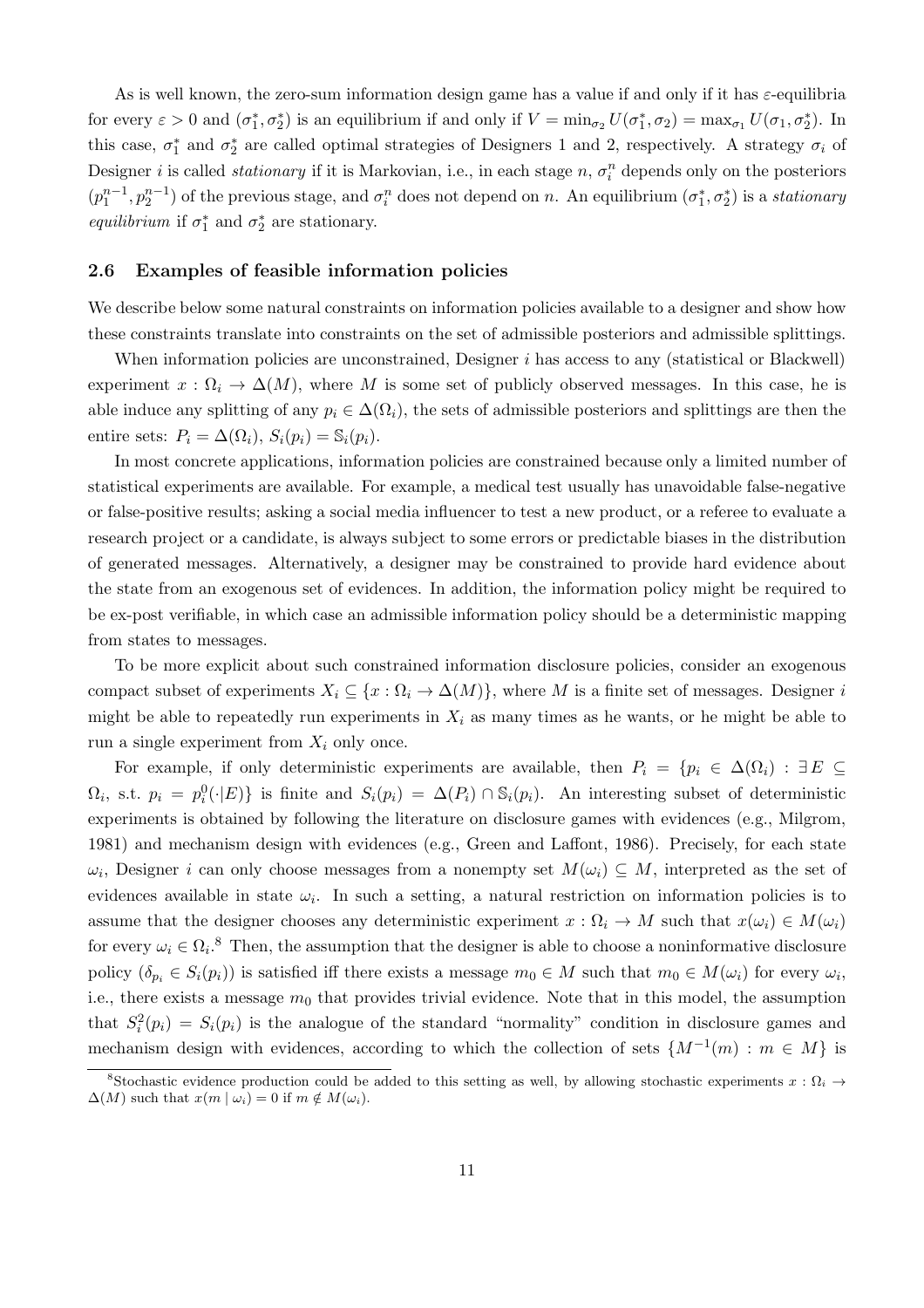As is well known, the zero-sum information design game has a value if and only if it has $\varepsilon$-equilibria for every $\varepsilon > 0$ and $(\sigma_1^*, \sigma_2^*)$ is an equilibrium if and only if $V = \min_{\sigma_2} U(\sigma_1^*, \sigma_2) = \max_{\sigma_1} U(\sigma_1, \sigma_2^*)$. In this case, $\sigma_1^*$ and $\sigma_2^*$ are called optimal strategies of Designers 1 and 2, respectively. A strategy $\sigma_i$ of Designer $i$ is called *stationary* if it is Markovian, i.e., in each stage $n$, $\sigma_i^n$ depends only on the posteriors $(p_1^{n-1}, p_2^{n-1})$ of the previous stage, and $\sigma_i^n$ does not depend on $n$. An equilibrium $(\sigma_1^*, \sigma_2^*)$ is a *stationary equilibrium* if $\sigma_1^*$ and $\sigma_2^*$ are stationary.

### 2.6 Examples of feasible information policies

We describe below some natural constraints on information policies available to a designer and show how these constraints translate into constraints on the set of admissible posteriors and admissible splittings.

When information policies are unconstrained, Designer $i$ has access to any (statistical or Blackwell) experiment $x : \Omega_i \to \Delta(M)$, where $M$ is some set of publicly observed messages. In this case, he is able induce any splitting of any $p_i \in \Delta(\Omega_i)$, the sets of admissible posteriors and splittings are then the entire sets: $P_i = \Delta(\Omega_i)$, $S_i(p_i) = \mathbb{S}_i(p_i)$.

In most concrete applications, information policies are constrained because only a limited number of statistical experiments are available. For example, a medical test usually has unavoidable false-negative or false-positive results; asking a social media influencer to test a new product, or a referee to evaluate a research project or a candidate, is always subject to some errors or predictable biases in the distribution of generated messages. Alternatively, a designer may be constrained to provide hard evidence about the state from an exogenous set of evidences. In addition, the information policy might be required to be ex-post verifiable, in which case an admissible information policy should be a deterministic mapping from states to messages.

To be more explicit about such constrained information disclosure policies, consider an exogenous compact subset of experiments $X_i \subseteq \{x : \Omega_i \to \Delta(M)\}$, where $M$ is a finite set of messages. Designer $i$ might be able to repeatedly run experiments in $X_i$ as many times as he wants, or he might be able to run a single experiment from $X_i$ only once.

For example, if only deterministic experiments are available, then $P_i = \{p_i \in \Delta(\Omega_i) : \exists\, E \subseteq \Omega_i, \text{ s.t. } p_i = p_i^0(\cdot|E)\}$ is finite and $S_i(p_i) = \Delta(P_i) \cap \mathbb{S}_i(p_i)$. An interesting subset of deterministic experiments is obtained by following the literature on disclosure games with evidences (e.g., Milgrom, 1981) and mechanism design with evidences (e.g., Green and Laffont, 1986). Precisely, for each state $\omega_i$, Designer $i$ can only choose messages from a nonempty set $M(\omega_i) \subseteq M$, interpreted as the set of evidences available in state $\omega_i$. In such a setting, a natural restriction on information policies is to assume that the designer chooses any deterministic experiment $x : \Omega_i \to M$ such that $x(\omega_i) \in M(\omega_i)$ for every $\omega_i \in \Omega_i$.[8] Then, the assumption that the designer is able to choose a noninformative disclosure policy ($\delta_{p_i} \in S_i(p_i)$) is satisfied iff there exists a message $m_0 \in M$ such that $m_0 \in M(\omega_i)$ for every $\omega_i$, i.e., there exists a message $m_0$ that provides trivial evidence. Note that in this model, the assumption that $S_i^2(p_i) = S_i(p_i)$ is the analogue of the standard "normality" condition in disclosure games and mechanism design with evidences, according to which the collection of sets $\{M^{-1}(m) : m \in M\}$ is

[8] Stochastic evidence production could be added to this setting as well, by allowing stochastic experiments $x : \Omega_i \to \Delta(M)$ such that $x(m \mid \omega_i) = 0$ if $m \notin M(\omega_i)$.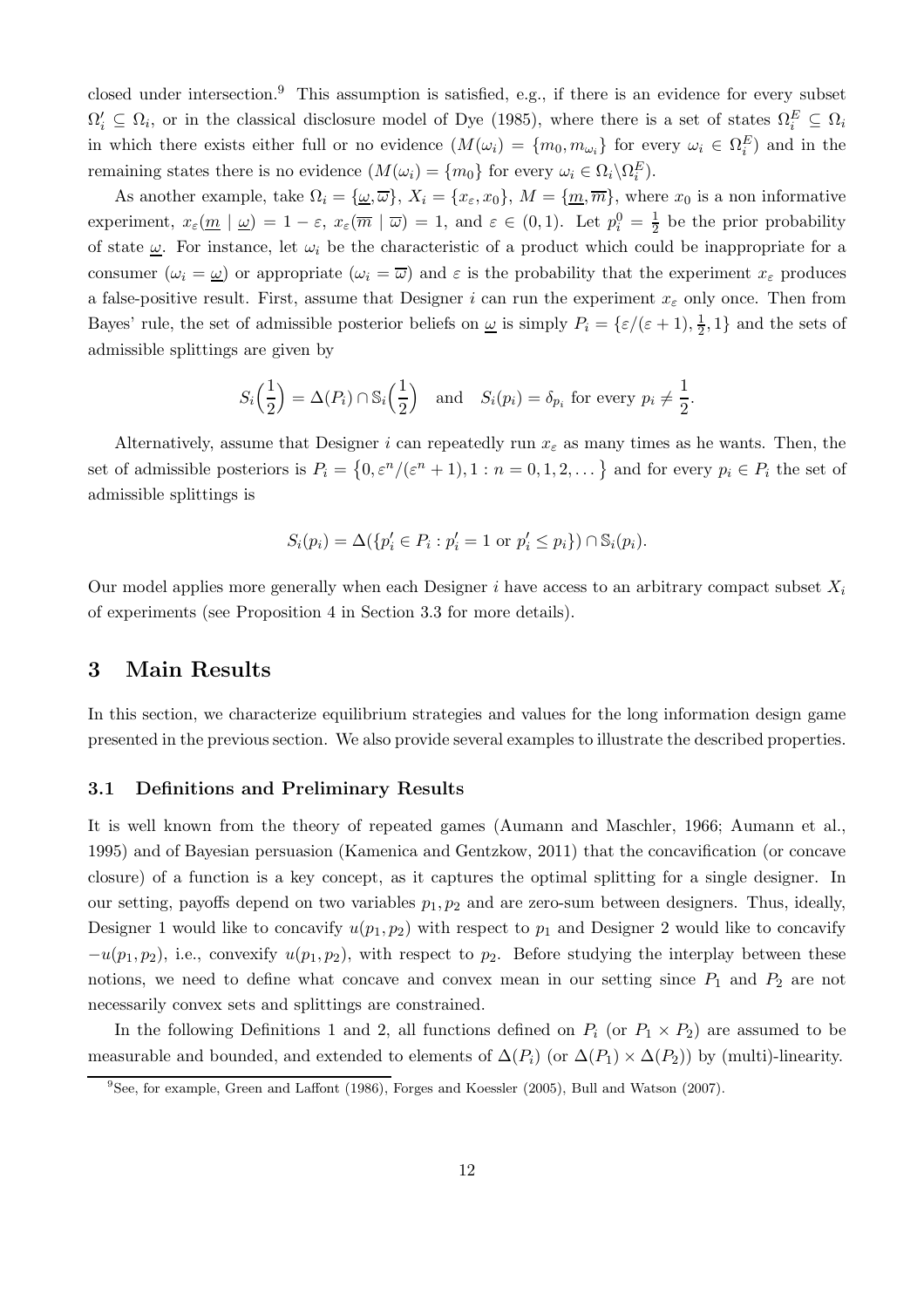closed under intersection.[9] This assumption is satisfied, e.g., if there is an evidence for every subset $\Omega_i' \subseteq \Omega_i$, or in the classical disclosure model of Dye (1985), where there is a set of states $\Omega_i^E \subseteq \Omega_i$ in which there exists either full or no evidence ($M(\omega_i) = \{m_0, m_{\omega_i}\}$ for every $\omega_i \in \Omega_i^E$) and in the remaining states there is no evidence ($M(\omega_i) = \{m_0\}$ for every $\omega_i \in \Omega_i \backslash \Omega_i^E$).

As another example, take $\Omega_i = \{\underline{\omega}, \overline{\omega}\}$, $X_i = \{x_\varepsilon, x_0\}$, $M = \{\underline{m}, \overline{m}\}$, where $x_0$ is a non informative experiment, $x_\varepsilon(\underline{m} \mid \underline{\omega}) = 1 - \varepsilon$, $x_\varepsilon(\overline{m} \mid \overline{\omega}) = 1$, and $\varepsilon \in (0, 1)$. Let $p_i^0 = \frac{1}{2}$ be the prior probability of state $\underline{\omega}$. For instance, let $\omega_i$ be the characteristic of a product which could be inappropriate for a consumer ($\omega_i = \underline{\omega}$) or appropriate ($\omega_i = \overline{\omega}$) and $\varepsilon$ is the probability that the experiment $x_\varepsilon$ produces a false-positive result. First, assume that Designer $i$ can run the experiment $x_\varepsilon$ only once. Then from Bayes' rule, the set of admissible posterior beliefs on $\underline{\omega}$ is simply $P_i = \{\varepsilon/(\varepsilon + 1), \frac{1}{2}, 1\}$ and the sets of admissible splittings are given by

$$S_i\Big(\frac{1}{2}\Big) = \Delta(P_i) \cap \mathbb{S}_i\Big(\frac{1}{2}\Big) \quad \text{and} \quad S_i(p_i) = \delta_{p_i} \text{ for every } p_i \neq \frac{1}{2}.$$

Alternatively, assume that Designer $i$ can repeatedly run $x_\varepsilon$ as many times as he wants. Then, the set of admissible posteriors is $P_i = \{0, \varepsilon^n/(\varepsilon^n + 1), 1 : n = 0, 1, 2, \dots\}$ and for every $p_i \in P_i$ the set of admissible splittings is

$$S_i(p_i) = \Delta(\{p_i' \in P_i : p_i' = 1 \text{ or } p_i' \leq p_i\}) \cap \mathbb{S}_i(p_i).$$

Our model applies more generally when each Designer $i$ have access to an arbitrary compact subset $X_i$ of experiments (see Proposition 4 in Section 3.3 for more details).

# 3 Main Results

In this section, we characterize equilibrium strategies and values for the long information design game presented in the previous section. We also provide several examples to illustrate the described properties.

## 3.1 Definitions and Preliminary Results

It is well known from the theory of repeated games (Aumann and Maschler, 1966; Aumann et al., 1995) and of Bayesian persuasion (Kamenica and Gentzkow, 2011) that the concavification (or concave closure) of a function is a key concept, as it captures the optimal splitting for a single designer. In our setting, payoffs depend on two variables $p_1, p_2$ and are zero-sum between designers. Thus, ideally, Designer 1 would like to concavify $u(p_1, p_2)$ with respect to $p_1$ and Designer 2 would like to concavify $-u(p_1, p_2)$, i.e., convexify $u(p_1, p_2)$, with respect to $p_2$. Before studying the interplay between these notions, we need to define what concave and convex mean in our setting since $P_1$ and $P_2$ are not necessarily convex sets and splittings are constrained.

In the following Definitions 1 and 2, all functions defined on $P_i$ (or $P_1 \times P_2$) are assumed to be measurable and bounded, and extended to elements of $\Delta(P_i)$ (or $\Delta(P_1) \times \Delta(P_2)$) by (multi)-linearity.

[9] See, for example, Green and Laffont (1986), Forges and Koessler (2005), Bull and Watson (2007).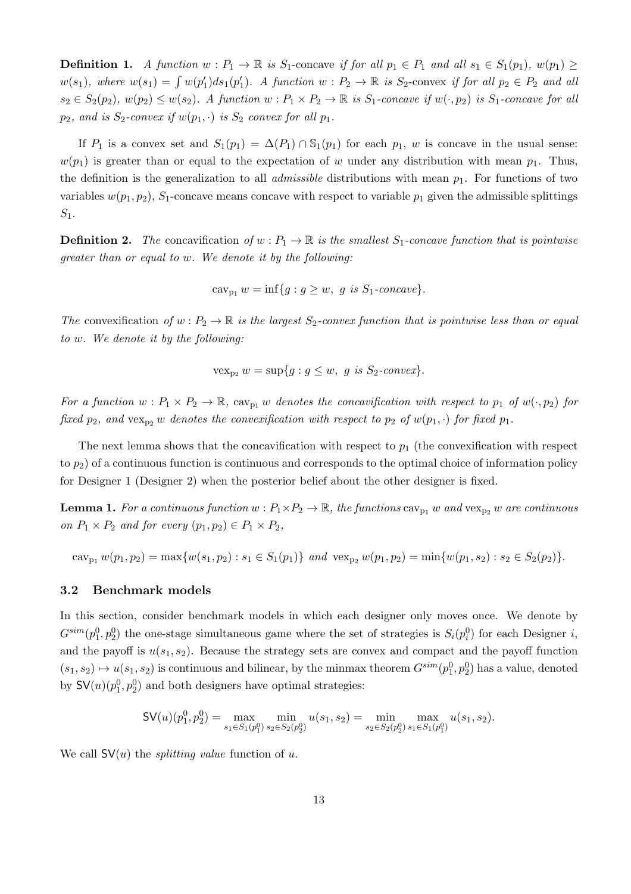**Definition 1.** *A function $w : P_1 \to \mathbb{R}$ is* $S_1$-concave *if for all $p_1 \in P_1$ and all $s_1 \in S_1(p_1)$, $w(p_1) \geq w(s_1)$, where $w(s_1) = \int w(p_1')ds_1(p_1')$. A function $w : P_2 \to \mathbb{R}$ is* $S_2$-convex *if for all $p_2 \in P_2$ and all $s_2 \in S_2(p_2)$, $w(p_2) \leq w(s_2)$. A function $w : P_1 \times P_2 \to \mathbb{R}$ is $S_1$-concave if $w(\cdot, p_2)$ is $S_1$-concave for all $p_2$, and is $S_2$-convex if $w(p_1, \cdot)$ is $S_2$ convex for all $p_1$.*

If $P_1$ is a convex set and $S_1(p_1) = \Delta(P_1) \cap \mathbb{S}_1(p_1)$ for each $p_1$, $w$ is concave in the usual sense: $w(p_1)$ is greater than or equal to the expectation of $w$ under any distribution with mean $p_1$. Thus, the definition is the generalization to all *admissible* distributions with mean $p_1$. For functions of two variables $w(p_1, p_2)$, $S_1$-concave means concave with respect to variable $p_1$ given the admissible splittings $S_1$.

**Definition 2.** *The* concavification *of $w : P_1 \to \mathbb{R}$ is the smallest $S_1$-concave function that is pointwise greater than or equal to $w$. We denote it by the following:*

$$\mathrm{cav}_{\mathrm{p}_1}\, w = \inf\{g : g \geq w,\ g \text{ is } S_1\text{-concave}\}.$$

*The* convexification *of $w : P_2 \to \mathbb{R}$ is the largest $S_2$-convex function that is pointwise less than or equal to $w$. We denote it by the following:*

$$\mathrm{vex}_{\mathrm{p}_2}\, w = \sup\{g : g \leq w,\ g \text{ is } S_2\text{-convex}\}.$$

*For a function $w : P_1 \times P_2 \to \mathbb{R}$, $\mathrm{cav}_{\mathrm{p}_1} w$ denotes the concavification with respect to $p_1$ of $w(\cdot, p_2)$ for fixed $p_2$, and $\mathrm{vex}_{\mathrm{p}_2} w$ denotes the convexification with respect to $p_2$ of $w(p_1, \cdot)$ for fixed $p_1$.*

The next lemma shows that the concavification with respect to $p_1$ (the convexification with respect to $p_2$) of a continuous function is continuous and corresponds to the optimal choice of information policy for Designer 1 (Designer 2) when the posterior belief about the other designer is fixed.

**Lemma 1.** *For a continuous function $w : P_1 \times P_2 \to \mathbb{R}$, the functions $\mathrm{cav}_{\mathrm{p}_1} w$ and $\mathrm{vex}_{\mathrm{p}_2} w$ are continuous on $P_1 \times P_2$ and for every $(p_1, p_2) \in P_1 \times P_2$,*

$$\mathrm{cav}_{\mathrm{p}_1} w(p_1, p_2) = \max\{w(s_1, p_2) : s_1 \in S_1(p_1)\} \text{ and } \mathrm{vex}_{\mathrm{p}_2} w(p_1, p_2) = \min\{w(p_1, s_2) : s_2 \in S_2(p_2)\}.$$

### 3.2 Benchmark models

In this section, consider benchmark models in which each designer only moves once. We denote by $G^{sim}(p_1^0, p_2^0)$ the one-stage simultaneous game where the set of strategies is $S_i(p_i^0)$ for each Designer $i$, and the payoff is $u(s_1, s_2)$. Because the strategy sets are convex and compact and the payoff function $(s_1, s_2) \mapsto u(s_1, s_2)$ is continuous and bilinear, by the minmax theorem $G^{sim}(p_1^0, p_2^0)$ has a value, denoted by $\mathsf{SV}(u)(p_1^0, p_2^0)$ and both designers have optimal strategies:

$$\mathsf{SV}(u)(p_1^0, p_2^0) = \max_{s_1 \in S_1(p_1^0)} \min_{s_2 \in S_2(p_2^0)} u(s_1, s_2) = \min_{s_2 \in S_2(p_2^0)} \max_{s_1 \in S_1(p_1^0)} u(s_1, s_2).$$

We call $\mathsf{SV}(u)$ the *splitting value* function of $u$.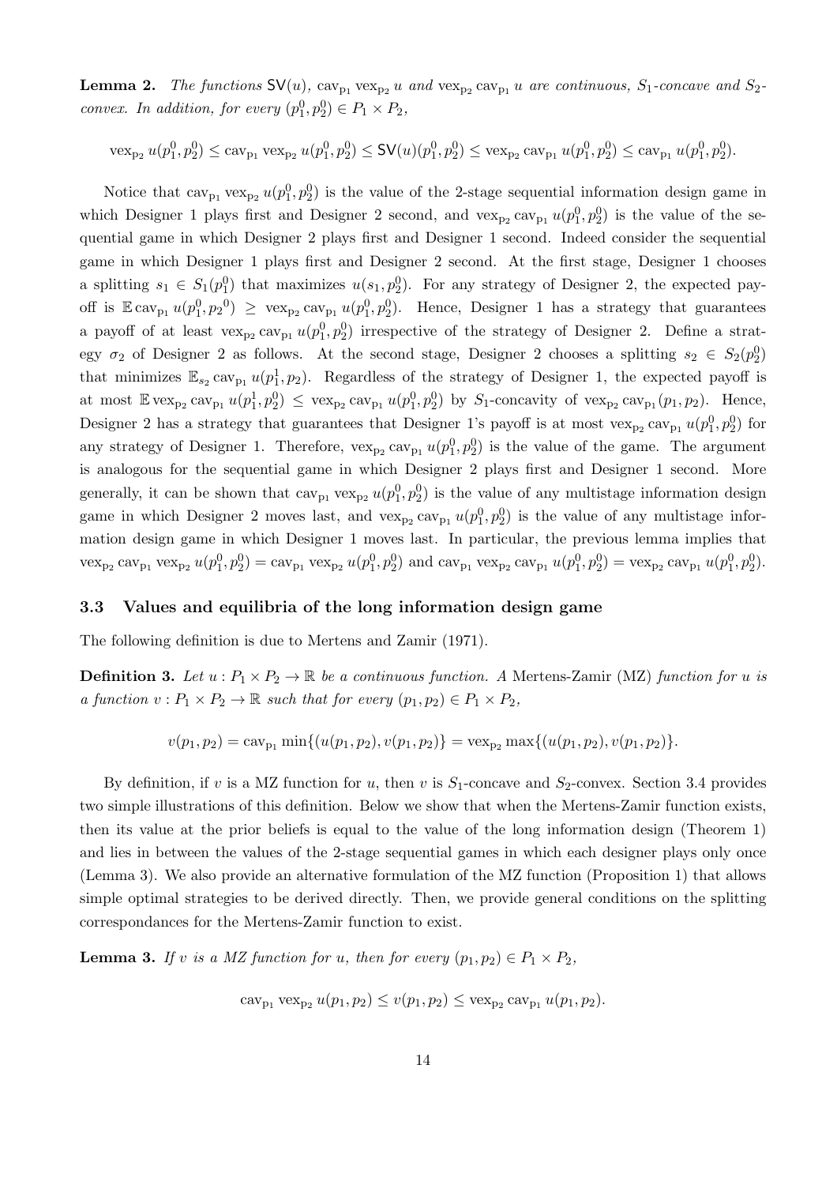**Lemma 2.** *The functions $\mathsf{SV}(u)$, $\operatorname{cav}_{\mathrm{p}_1}\operatorname{vex}_{\mathrm{p}_2} u$ and $\operatorname{vex}_{\mathrm{p}_2}\operatorname{cav}_{\mathrm{p}_1} u$ are continuous, $S_1$-concave and $S_2$-convex. In addition, for every $(p_1^0, p_2^0) \in P_1 \times P_2$,*

$$\operatorname{vex}_{\mathrm{p}_2} u(p_1^0, p_2^0) \leq \operatorname{cav}_{\mathrm{p}_1}\operatorname{vex}_{\mathrm{p}_2} u(p_1^0, p_2^0) \leq \mathsf{SV}(u)(p_1^0, p_2^0) \leq \operatorname{vex}_{\mathrm{p}_2}\operatorname{cav}_{\mathrm{p}_1} u(p_1^0, p_2^0) \leq \operatorname{cav}_{\mathrm{p}_1} u(p_1^0, p_2^0).$$

Notice that $\operatorname{cav}_{\mathrm{p}_1}\operatorname{vex}_{\mathrm{p}_2} u(p_1^0, p_2^0)$ is the value of the 2-stage sequential information design game in which Designer 1 plays first and Designer 2 second, and $\operatorname{vex}_{\mathrm{p}_2}\operatorname{cav}_{\mathrm{p}_1} u(p_1^0, p_2^0)$ is the value of the sequential game in which Designer 2 plays first and Designer 1 second. Indeed consider the sequential game in which Designer 1 plays first and Designer 2 second. At the first stage, Designer 1 chooses a splitting $s_1 \in S_1(p_1^0)$ that maximizes $u(s_1, p_2^0)$. For any strategy of Designer 2, the expected payoff is $\mathbb{E}\operatorname{cav}_{\mathrm{p}_1} u(p_1^0, p_2{}^0) \geq \operatorname{vex}_{\mathrm{p}_2}\operatorname{cav}_{\mathrm{p}_1} u(p_1^0, p_2^0)$. Hence, Designer 1 has a strategy that guarantees a payoff of at least $\operatorname{vex}_{\mathrm{p}_2}\operatorname{cav}_{\mathrm{p}_1} u(p_1^0, p_2^0)$ irrespective of the strategy of Designer 2. Define a strategy $\sigma_2$ of Designer 2 as follows. At the second stage, Designer 2 chooses a splitting $s_2 \in S_2(p_2^0)$ that minimizes $\mathbb{E}_{s_2}\operatorname{cav}_{\mathrm{p}_1} u(p_1^1, p_2)$. Regardless of the strategy of Designer 1, the expected payoff is at most $\mathbb{E}\operatorname{vex}_{\mathrm{p}_2}\operatorname{cav}_{\mathrm{p}_1} u(p_1^1, p_2^0) \leq \operatorname{vex}_{\mathrm{p}_2}\operatorname{cav}_{\mathrm{p}_1} u(p_1^0, p_2^0)$ by $S_1$-concavity of $\operatorname{vex}_{\mathrm{p}_2}\operatorname{cav}_{\mathrm{p}_1}(p_1, p_2)$. Hence, Designer 2 has a strategy that guarantees that Designer 1's payoff is at most $\operatorname{vex}_{\mathrm{p}_2}\operatorname{cav}_{\mathrm{p}_1} u(p_1^0, p_2^0)$ for any strategy of Designer 1. Therefore, $\operatorname{vex}_{\mathrm{p}_2}\operatorname{cav}_{\mathrm{p}_1} u(p_1^0, p_2^0)$ is the value of the game. The argument is analogous for the sequential game in which Designer 2 plays first and Designer 1 second. More generally, it can be shown that $\operatorname{cav}_{\mathrm{p}_1}\operatorname{vex}_{\mathrm{p}_2} u(p_1^0, p_2^0)$ is the value of any multistage information design game in which Designer 2 moves last, and $\operatorname{vex}_{\mathrm{p}_2}\operatorname{cav}_{\mathrm{p}_1} u(p_1^0, p_2^0)$ is the value of any multistage information design game in which Designer 1 moves last. In particular, the previous lemma implies that $\operatorname{vex}_{\mathrm{p}_2}\operatorname{cav}_{\mathrm{p}_1}\operatorname{vex}_{\mathrm{p}_2} u(p_1^0, p_2^0) = \operatorname{cav}_{\mathrm{p}_1}\operatorname{vex}_{\mathrm{p}_2} u(p_1^0, p_2^0)$ and $\operatorname{cav}_{\mathrm{p}_1}\operatorname{vex}_{\mathrm{p}_2}\operatorname{cav}_{\mathrm{p}_1} u(p_1^0, p_2^0) = \operatorname{vex}_{\mathrm{p}_2}\operatorname{cav}_{\mathrm{p}_1} u(p_1^0, p_2^0)$.

### 3.3 Values and equilibria of the long information design game

The following definition is due to Mertens and Zamir (1971).

**Definition 3.** *Let $u : P_1 \times P_2 \to \mathbb{R}$ be a continuous function. A* Mertens-Zamir (MZ) *function for $u$ is a function $v : P_1 \times P_2 \to \mathbb{R}$ such that for every $(p_1, p_2) \in P_1 \times P_2$,*

$$v(p_1, p_2) = \operatorname{cav}_{\mathrm{p}_1}\min\{(u(p_1, p_2), v(p_1, p_2)\} = \operatorname{vex}_{\mathrm{p}_2}\max\{(u(p_1, p_2), v(p_1, p_2)\}.$$

By definition, if $v$ is a MZ function for $u$, then $v$ is $S_1$-concave and $S_2$-convex. Section 3.4 provides two simple illustrations of this definition. Below we show that when the Mertens-Zamir function exists, then its value at the prior beliefs is equal to the value of the long information design (Theorem 1) and lies in between the values of the 2-stage sequential games in which each designer plays only once (Lemma 3). We also provide an alternative formulation of the MZ function (Proposition 1) that allows simple optimal strategies to be derived directly. Then, we provide general conditions on the splitting correspondances for the Mertens-Zamir function to exist.

**Lemma 3.** *If $v$ is a MZ function for $u$, then for every $(p_1, p_2) \in P_1 \times P_2$,*

$$\operatorname{cav}_{\mathrm{p}_1}\operatorname{vex}_{\mathrm{p}_2} u(p_1, p_2) \leq v(p_1, p_2) \leq \operatorname{vex}_{\mathrm{p}_2}\operatorname{cav}_{\mathrm{p}_1} u(p_1, p_2).$$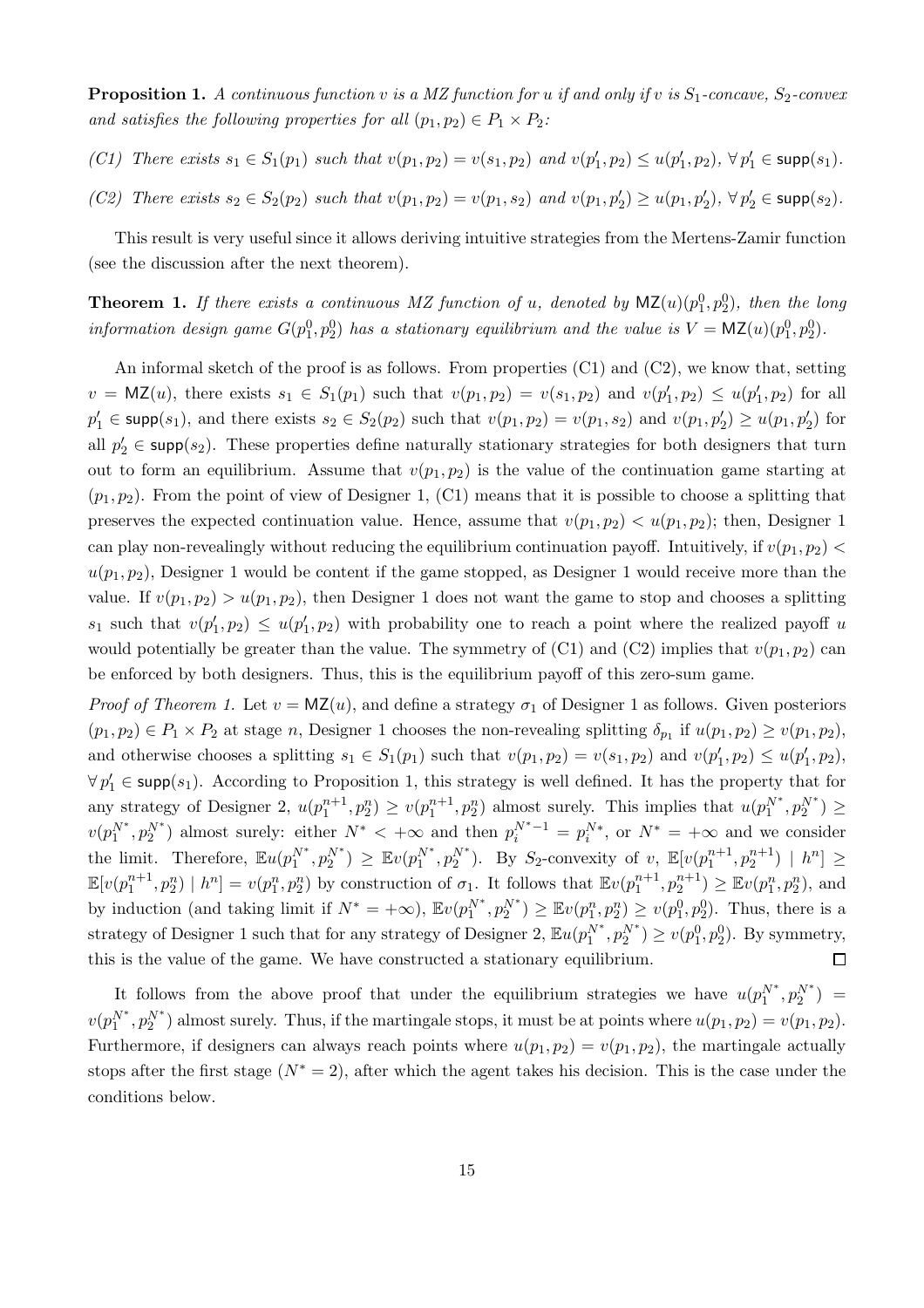**Proposition 1.** *A continuous function $v$ is a MZ function for $u$ if and only if $v$ is $S_1$-concave, $S_2$-convex and satisfies the following properties for all $(p_1, p_2) \in P_1 \times P_2$:*

*(C1) There exists $s_1 \in S_1(p_1)$ such that $v(p_1, p_2) = v(s_1, p_2)$ and $v(p_1', p_2) \leq u(p_1', p_2)$, $\forall\, p_1' \in \mathsf{supp}(s_1)$.*

*(C2) There exists $s_2 \in S_2(p_2)$ such that $v(p_1, p_2) = v(p_1, s_2)$ and $v(p_1, p_2') \geq u(p_1, p_2')$, $\forall\, p_2' \in \mathsf{supp}(s_2)$.*

This result is very useful since it allows deriving intuitive strategies from the Mertens-Zamir function (see the discussion after the next theorem).

**Theorem 1.** *If there exists a continuous MZ function of $u$, denoted by $\mathsf{MZ}(u)(p_1^0, p_2^0)$, then the long information design game $G(p_1^0, p_2^0)$ has a stationary equilibrium and the value is $V = \mathsf{MZ}(u)(p_1^0, p_2^0)$.*

An informal sketch of the proof is as follows. From properties (C1) and (C2), we know that, setting $v = \mathsf{MZ}(u)$, there exists $s_1 \in S_1(p_1)$ such that $v(p_1, p_2) = v(s_1, p_2)$ and $v(p_1', p_2) \leq u(p_1', p_2)$ for all $p_1' \in \mathsf{supp}(s_1)$, and there exists $s_2 \in S_2(p_2)$ such that $v(p_1, p_2) = v(p_1, s_2)$ and $v(p_1, p_2') \geq u(p_1, p_2')$ for all $p_2' \in \mathsf{supp}(s_2)$. These properties define naturally stationary strategies for both designers that turn out to form an equilibrium. Assume that $v(p_1, p_2)$ is the value of the continuation game starting at $(p_1, p_2)$. From the point of view of Designer 1, (C1) means that it is possible to choose a splitting that preserves the expected continuation value. Hence, assume that $v(p_1, p_2) < u(p_1, p_2)$; then, Designer 1 can play non-revealingly without reducing the equilibrium continuation payoff. Intuitively, if $v(p_1, p_2) < u(p_1, p_2)$, Designer 1 would be content if the game stopped, as Designer 1 would receive more than the value. If $v(p_1, p_2) > u(p_1, p_2)$, then Designer 1 does not want the game to stop and chooses a splitting $s_1$ such that $v(p_1', p_2) \leq u(p_1', p_2)$ with probability one to reach a point where the realized payoff $u$ would potentially be greater than the value. The symmetry of (C1) and (C2) implies that $v(p_1, p_2)$ can be enforced by both designers. Thus, this is the equilibrium payoff of this zero-sum game.

*Proof of Theorem 1.* Let $v = \mathsf{MZ}(u)$, and define a strategy $\sigma_1$ of Designer 1 as follows. Given posteriors $(p_1, p_2) \in P_1 \times P_2$ at stage $n$, Designer 1 chooses the non-revealing splitting $\delta_{p_1}$ if $u(p_1, p_2) \geq v(p_1, p_2)$, and otherwise chooses a splitting $s_1 \in S_1(p_1)$ such that $v(p_1, p_2) = v(s_1, p_2)$ and $v(p_1', p_2) \leq u(p_1', p_2)$, $\forall\, p_1' \in \mathsf{supp}(s_1)$. According to Proposition 1, this strategy is well defined. It has the property that for any strategy of Designer 2, $u(p_1^{n+1}, p_2^n) \geq v(p_1^{n+1}, p_2^n)$ almost surely. This implies that $u(p_1^{N^*}, p_2^{N^*}) \geq v(p_1^{N^*}, p_2^{N^*})$ almost surely: either $N^* < +\infty$ and then $p_i^{N^*-1} = p_i^{N*}$, or $N^* = +\infty$ and we consider the limit. Therefore, $\mathbb{E}u(p_1^{N^*}, p_2^{N^*}) \geq \mathbb{E}v(p_1^{N^*}, p_2^{N^*})$. By $S_2$-convexity of $v$, $\mathbb{E}[v(p_1^{n+1}, p_2^{n+1}) \mid h^n] \geq \mathbb{E}[v(p_1^{n+1}, p_2^n) \mid h^n] = v(p_1^n, p_2^n)$ by construction of $\sigma_1$. It follows that $\mathbb{E}v(p_1^{n+1}, p_2^{n+1}) \geq \mathbb{E}v(p_1^n, p_2^n)$, and by induction (and taking limit if $N^* = +\infty$), $\mathbb{E}v(p_1^{N^*}, p_2^{N^*}) \geq \mathbb{E}v(p_1^n, p_2^n) \geq v(p_1^0, p_2^0)$. Thus, there is a strategy of Designer 1 such that for any strategy of Designer 2, $\mathbb{E}u(p_1^{N^*}, p_2^{N^*}) \geq v(p_1^0, p_2^0)$. By symmetry, this is the value of the game. We have constructed a stationary equilibrium. $\square$

It follows from the above proof that under the equilibrium strategies we have $u(p_1^{N^*}, p_2^{N^*}) = v(p_1^{N^*}, p_2^{N^*})$ almost surely. Thus, if the martingale stops, it must be at points where $u(p_1, p_2) = v(p_1, p_2)$. Furthermore, if designers can always reach points where $u(p_1, p_2) = v(p_1, p_2)$, the martingale actually stops after the first stage ($N^* = 2$), after which the agent takes his decision. This is the case under the conditions below.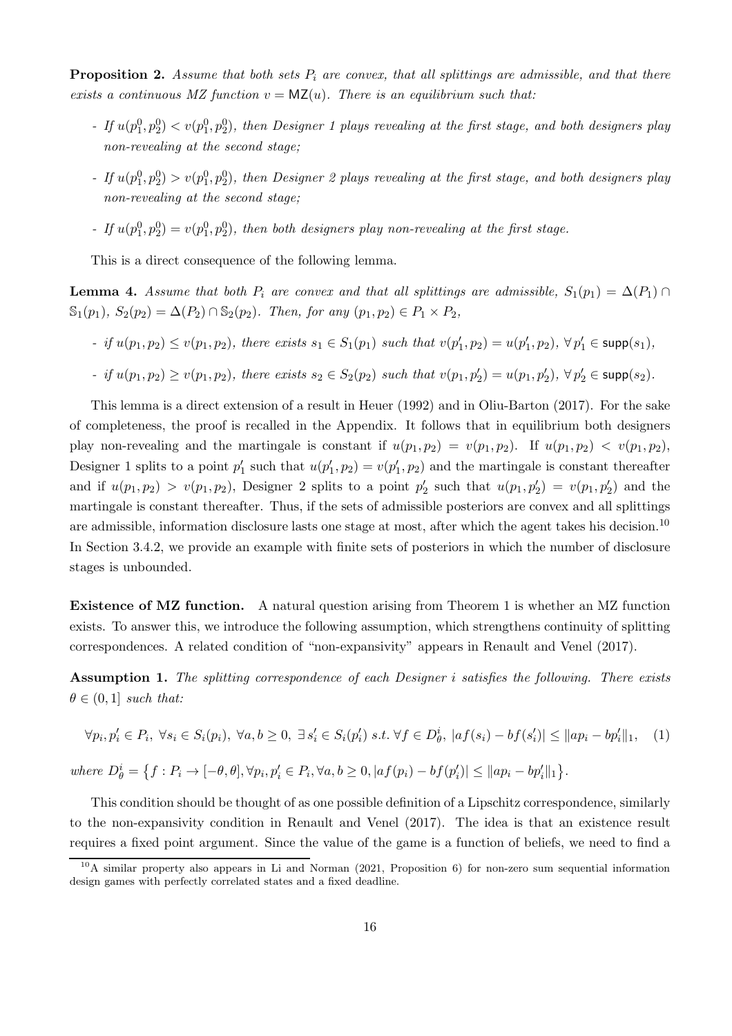**Proposition 2.** *Assume that both sets $P_i$ are convex, that all splittings are admissible, and that there exists a continuous MZ function $v = \mathsf{MZ}(u)$. There is an equilibrium such that:*

- *If $u(p_1^0, p_2^0) < v(p_1^0, p_2^0)$, then Designer 1 plays revealing at the first stage, and both designers play non-revealing at the second stage;*
- *If $u(p_1^0, p_2^0) > v(p_1^0, p_2^0)$, then Designer 2 plays revealing at the first stage, and both designers play non-revealing at the second stage;*
- *If $u(p_1^0, p_2^0) = v(p_1^0, p_2^0)$, then both designers play non-revealing at the first stage.*

This is a direct consequence of the following lemma.

**Lemma 4.** *Assume that both $P_i$ are convex and that all splittings are admissible, $S_1(p_1) = \Delta(P_1) \cap \mathbb{S}_1(p_1)$, $S_2(p_2) = \Delta(P_2) \cap \mathbb{S}_2(p_2)$. Then, for any $(p_1, p_2) \in P_1 \times P_2$,*

- *if $u(p_1, p_2) \leq v(p_1, p_2)$, there exists $s_1 \in S_1(p_1)$ such that $v(p_1', p_2) = u(p_1', p_2)$, $\forall\, p_1' \in \mathsf{supp}(s_1)$,*
- *if $u(p_1, p_2) \geq v(p_1, p_2)$, there exists $s_2 \in S_2(p_2)$ such that $v(p_1, p_2') = u(p_1, p_2')$, $\forall\, p_2' \in \mathsf{supp}(s_2)$.*

This lemma is a direct extension of a result in Heuer (1992) and in Oliu-Barton (2017). For the sake of completeness, the proof is recalled in the Appendix. It follows that in equilibrium both designers play non-revealing and the martingale is constant if $u(p_1, p_2) = v(p_1, p_2)$. If $u(p_1, p_2) < v(p_1, p_2)$, Designer 1 splits to a point $p_1'$ such that $u(p_1', p_2) = v(p_1', p_2)$ and the martingale is constant thereafter and if $u(p_1, p_2) > v(p_1, p_2)$, Designer 2 splits to a point $p_2'$ such that $u(p_1, p_2') = v(p_1, p_2')$ and the martingale is constant thereafter. Thus, if the sets of admissible posteriors are convex and all splittings are admissible, information disclosure lasts one stage at most, after which the agent takes his decision.[10] In Section 3.4.2, we provide an example with finite sets of posteriors in which the number of disclosure stages is unbounded.

**Existence of MZ function.** A natural question arising from Theorem 1 is whether an MZ function exists. To answer this, we introduce the following assumption, which strengthens continuity of splitting correspondences. A related condition of "non-expansivity" appears in Renault and Venel (2017).

**Assumption 1.** *The splitting correspondence of each Designer $i$ satisfies the following. There exists $\theta \in (0, 1]$ such that:*

$$\forall p_i, p_i' \in P_i,\ \forall s_i \in S_i(p_i),\ \forall a, b \geq 0,\ \exists\, s_i' \in S_i(p_i')\ s.t.\ \forall f \in D_\theta^i,\ |af(s_i) - bf(s_i')| \leq \|ap_i - bp_i'\|_1, \quad (1)$$

*where $D_\theta^i = \{f : P_i \to [-\theta, \theta], \forall p_i, p_i' \in P_i, \forall a, b \geq 0, |af(p_i) - bf(p_i')| \leq \|ap_i - bp_i'\|_1\}$.*

This condition should be thought of as one possible definition of a Lipschitz correspondence, similarly to the non-expansivity condition in Renault and Venel (2017). The idea is that an existence result requires a fixed point argument. Since the value of the game is a function of beliefs, we need to find a

[10] A similar property also appears in Li and Norman (2021, Proposition 6) for non-zero sum sequential information design games with perfectly correlated states and a fixed deadline.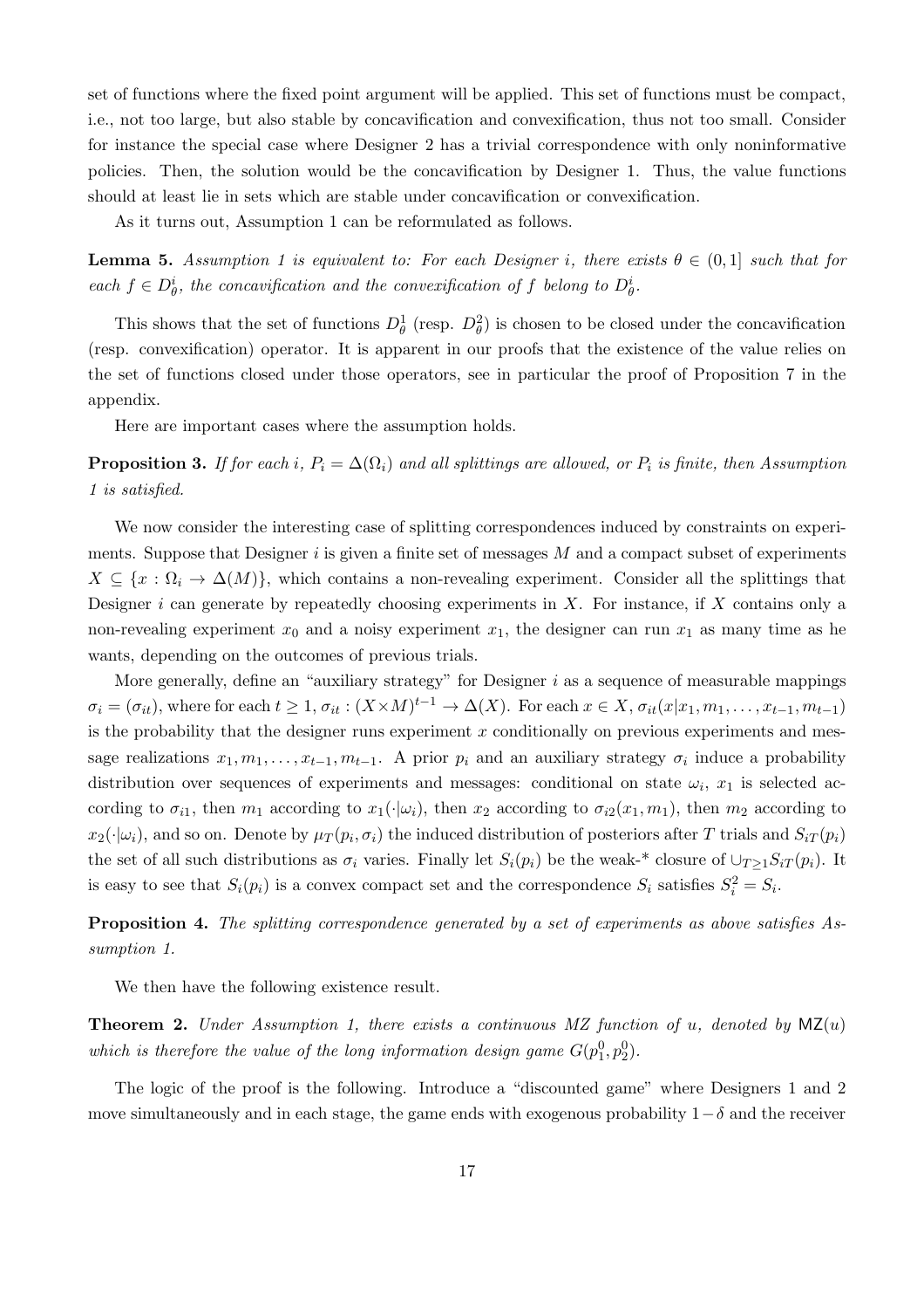set of functions where the fixed point argument will be applied. This set of functions must be compact, i.e., not too large, but also stable by concavification and convexification, thus not too small. Consider for instance the special case where Designer 2 has a trivial correspondence with only noninformative policies. Then, the solution would be the concavification by Designer 1. Thus, the value functions should at least lie in sets which are stable under concavification or convexification.

As it turns out, Assumption 1 can be reformulated as follows.

**Lemma 5.** *Assumption 1 is equivalent to: For each Designer $i$, there exists $\theta \in (0,1]$ such that for each $f \in D^i_\theta$, the concavification and the convexification of $f$ belong to $D^i_\theta$.*

This shows that the set of functions $D^1_\theta$ (resp. $D^2_\theta$) is chosen to be closed under the concavification (resp. convexification) operator. It is apparent in our proofs that the existence of the value relies on the set of functions closed under those operators, see in particular the proof of Proposition 7 in the appendix.

Here are important cases where the assumption holds.

**Proposition 3.** *If for each $i$, $P_i = \Delta(\Omega_i)$ and all splittings are allowed, or $P_i$ is finite, then Assumption 1 is satisfied.*

We now consider the interesting case of splitting correspondences induced by constraints on experiments. Suppose that Designer $i$ is given a finite set of messages $M$ and a compact subset of experiments $X \subseteq \{x : \Omega_i \to \Delta(M)\}$, which contains a non-revealing experiment. Consider all the splittings that Designer $i$ can generate by repeatedly choosing experiments in $X$. For instance, if $X$ contains only a non-revealing experiment $x_0$ and a noisy experiment $x_1$, the designer can run $x_1$ as many time as he wants, depending on the outcomes of previous trials.

More generally, define an "auxiliary strategy" for Designer $i$ as a sequence of measurable mappings $\sigma_i = (\sigma_{it})$, where for each $t \geq 1$, $\sigma_{it} : (X \times M)^{t-1} \to \Delta(X)$. For each $x \in X$, $\sigma_{it}(x|x_1, m_1, \ldots, x_{t-1}, m_{t-1})$ is the probability that the designer runs experiment $x$ conditionally on previous experiments and message realizations $x_1, m_1, \ldots, x_{t-1}, m_{t-1}$. A prior $p_i$ and an auxiliary strategy $\sigma_i$ induce a probability distribution over sequences of experiments and messages: conditional on state $\omega_i$, $x_1$ is selected according to $\sigma_{i1}$, then $m_1$ according to $x_1(\cdot|\omega_i)$, then $x_2$ according to $\sigma_{i2}(x_1, m_1)$, then $m_2$ according to $x_2(\cdot|\omega_i)$, and so on. Denote by $\mu_T(p_i, \sigma_i)$ the induced distribution of posteriors after $T$ trials and $S_{iT}(p_i)$ the set of all such distributions as $\sigma_i$ varies. Finally let $S_i(p_i)$ be the weak-* closure of $\cup_{T \geq 1} S_{iT}(p_i)$. It is easy to see that $S_i(p_i)$ is a convex compact set and the correspondence $S_i$ satisfies $S_i^2 = S_i$.

**Proposition 4.** *The splitting correspondence generated by a set of experiments as above satisfies Assumption 1.*

We then have the following existence result.

**Theorem 2.** *Under Assumption 1, there exists a continuous MZ function of $u$, denoted by $\mathsf{MZ}(u)$ which is therefore the value of the long information design game $G(p^0_1, p^0_2)$.*

The logic of the proof is the following. Introduce a "discounted game" where Designers 1 and 2 move simultaneously and in each stage, the game ends with exogenous probability $1 - \delta$ and the receiver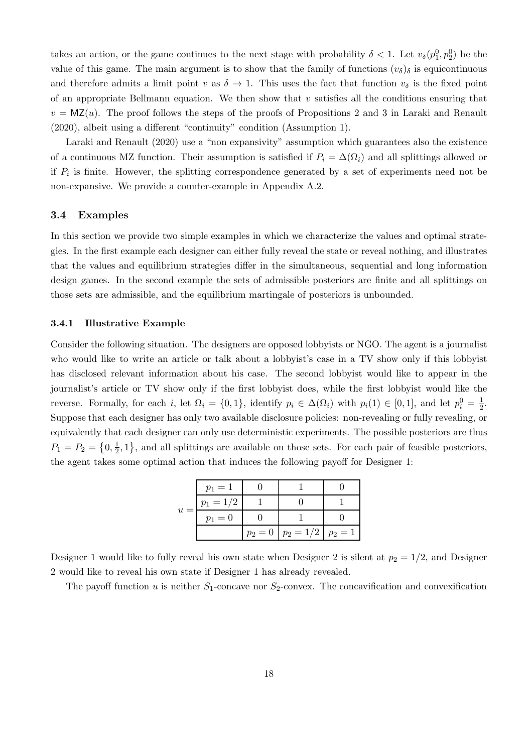takes an action, or the game continues to the next stage with probability $\delta < 1$. Let $v_\delta(p_1^0, p_2^0)$ be the value of this game. The main argument is to show that the family of functions $(v_\delta)_\delta$ is equicontinuous and therefore admits a limit point $v$ as $\delta \to 1$. This uses the fact that function $v_\delta$ is the fixed point of an appropriate Bellmann equation. We then show that $v$ satisfies all the conditions ensuring that $v = \mathsf{MZ}(u)$. The proof follows the steps of the proofs of Propositions 2 and 3 in Laraki and Renault (2020), albeit using a different "continuity" condition (Assumption 1).

Laraki and Renault (2020) use a "non expansivity" assumption which guarantees also the existence of a continuous MZ function. Their assumption is satisfied if $P_i = \Delta(\Omega_i)$ and all splittings allowed or if $P_i$ is finite. However, the splitting correspondence generated by a set of experiments need not be non-expansive. We provide a counter-example in Appendix A.2.

### 3.4 Examples

In this section we provide two simple examples in which we characterize the values and optimal strategies. In the first example each designer can either fully reveal the state or reveal nothing, and illustrates that the values and equilibrium strategies differ in the simultaneous, sequential and long information design games. In the second example the sets of admissible posteriors are finite and all splittings on those sets are admissible, and the equilibrium martingale of posteriors is unbounded.

#### 3.4.1 Illustrative Example

Consider the following situation. The designers are opposed lobbyists or NGO. The agent is a journalist who would like to write an article or talk about a lobbyist's case in a TV show only if this lobbyist has disclosed relevant information about his case. The second lobbyist would like to appear in the journalist's article or TV show only if the first lobbyist does, while the first lobbyist would like the reverse. Formally, for each $i$, let $\Omega_i = \{0, 1\}$, identify $p_i \in \Delta(\Omega_i)$ with $p_i(1) \in [0, 1]$, and let $p_i^0 = \frac{1}{2}$. Suppose that each designer has only two available disclosure policies: non-revealing or fully revealing, or equivalently that each designer can only use deterministic experiments. The possible posteriors are thus $P_1 = P_2 = \{0, \frac{1}{2}, 1\}$, and all splittings are available on those sets. For each pair of feasible posteriors, the agent takes some optimal action that induces the following payoff for Designer 1:

$u =$

| | | | |
|---|---|---|---|
| $p_1 = 1$ | 0 | 1 | 0 |
| $p_1 = 1/2$ | 1 | 0 | 1 |
| $p_1 = 0$ | 0 | 1 | 0 |
| | $p_2 = 0$ | $p_2 = 1/2$ | $p_2 = 1$ |

Designer 1 would like to fully reveal his own state when Designer 2 is silent at $p_2 = 1/2$, and Designer 2 would like to reveal his own state if Designer 1 has already revealed.

The payoff function $u$ is neither $S_1$-concave nor $S_2$-convex. The concavification and convexification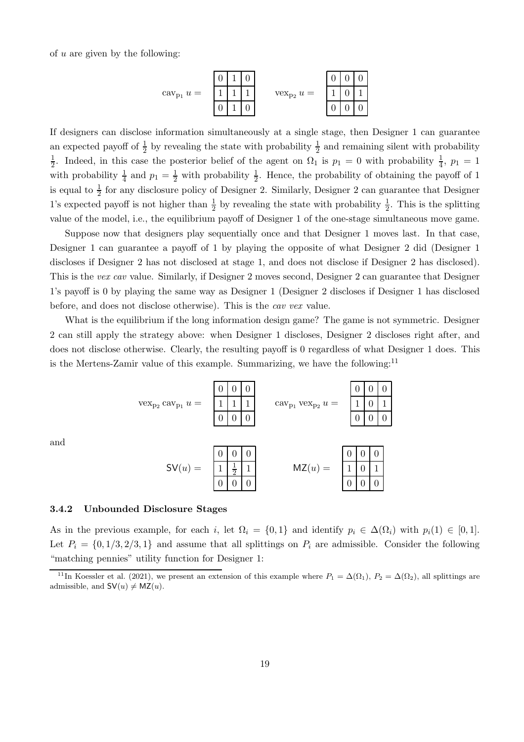of $u$ are given by the following:

$$\text{cav}_{\text{p}_1}\, u = \begin{array}{|c|c|c|} \hline 0 & 1 & 0 \\ \hline 1 & 1 & 1 \\ \hline 0 & 1 & 0 \\ \hline \end{array} \qquad \text{vex}_{\text{p}_2}\, u = \begin{array}{|c|c|c|} \hline 0 & 0 & 0 \\ \hline 1 & 0 & 1 \\ \hline 0 & 0 & 0 \\ \hline \end{array}$$

If designers can disclose information simultaneously at a single stage, then Designer 1 can guarantee an expected payoff of $\frac{1}{2}$ by revealing the state with probability $\frac{1}{2}$ and remaining silent with probability $\frac{1}{2}$. Indeed, in this case the posterior belief of the agent on $\Omega_1$ is $p_1 = 0$ with probability $\frac{1}{4}$, $p_1 = 1$ with probability $\frac{1}{4}$ and $p_1 = \frac{1}{2}$ with probability $\frac{1}{2}$. Hence, the probability of obtaining the payoff of 1 is equal to $\frac{1}{2}$ for any disclosure policy of Designer 2. Similarly, Designer 2 can guarantee that Designer 1's expected payoff is not higher than $\frac{1}{2}$ by revealing the state with probability $\frac{1}{2}$. This is the splitting value of the model, i.e., the equilibrium payoff of Designer 1 of the one-stage simultaneous move game.

Suppose now that designers play sequentially once and that Designer 1 moves last. In that case, Designer 1 can guarantee a payoff of 1 by playing the opposite of what Designer 2 did (Designer 1 discloses if Designer 2 has not disclosed at stage 1, and does not disclose if Designer 2 has disclosed). This is the *vex cav* value. Similarly, if Designer 2 moves second, Designer 2 can guarantee that Designer 1's payoff is 0 by playing the same way as Designer 1 (Designer 2 discloses if Designer 1 has disclosed before, and does not disclose otherwise). This is the *cav vex* value.

What is the equilibrium if the long information design game? The game is not symmetric. Designer 2 can still apply the strategy above: when Designer 1 discloses, Designer 2 discloses right after, and does not disclose otherwise. Clearly, the resulting payoff is 0 regardless of what Designer 1 does. This is the Mertens-Zamir value of this example. Summarizing, we have the following:[11]

$$\text{vex}_{\text{p}_2}\, \text{cav}_{\text{p}_1}\, u = \begin{array}{|c|c|c|} \hline 0 & 0 & 0 \\ \hline 1 & 1 & 1 \\ \hline 0 & 0 & 0 \\ \hline \end{array} \qquad \text{cav}_{\text{p}_1}\, \text{vex}_{\text{p}_2}\, u = \begin{array}{|c|c|c|} \hline 0 & 0 & 0 \\ \hline 1 & 0 & 1 \\ \hline 0 & 0 & 0 \\ \hline \end{array}$$

and

$$\mathsf{SV}(u) = \begin{array}{|c|c|c|} \hline 0 & 0 & 0 \\ \hline 1 & \frac{1}{2} & 1 \\ \hline 0 & 0 & 0 \\ \hline \end{array} \qquad \mathsf{MZ}(u) = \begin{array}{|c|c|c|} \hline 0 & 0 & 0 \\ \hline 1 & 0 & 1 \\ \hline 0 & 0 & 0 \\ \hline \end{array}$$

### 3.4.2 Unbounded Disclosure Stages

As in the previous example, for each $i$, let $\Omega_i = \{0, 1\}$ and identify $p_i \in \Delta(\Omega_i)$ with $p_i(1) \in [0, 1]$. Let $P_i = \{0, 1/3, 2/3, 1\}$ and assume that all splittings on $P_i$ are admissible. Consider the following "matching pennies" utility function for Designer 1:

[11] In Koessler et al. (2021), we present an extension of this example where $P_1 = \Delta(\Omega_1)$, $P_2 = \Delta(\Omega_2)$, all splittings are admissible, and $\mathsf{SV}(u) \neq \mathsf{MZ}(u)$.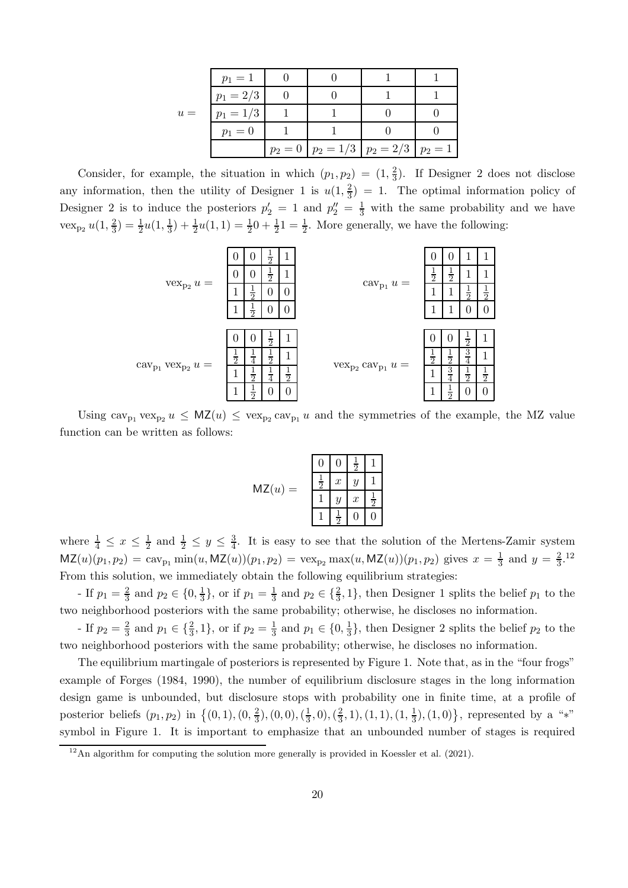| $u =$ | | | | |
|---|---|---|---|---|
| $p_1 = 1$ | 0 | 0 | 1 | 1 |
| $p_1 = 2/3$ | 0 | 0 | 1 | 1 |
| $p_1 = 1/3$ | 1 | 1 | 0 | 0 |
| $p_1 = 0$ | 1 | 1 | 0 | 0 |
| | $p_2 = 0$ | $p_2 = 1/3$ | $p_2 = 2/3$ | $p_2 = 1$ |

Consider, for example, the situation in which $(p_1, p_2) = (1, \frac{2}{3})$. If Designer 2 does not disclose any information, then the utility of Designer 1 is $u(1, \frac{2}{3}) = 1$. The optimal information policy of Designer 2 is to induce the posteriors $p_2' = 1$ and $p_2'' = \frac{1}{3}$ with the same probability and we have $\text{vex}_{\text{p}_2}\, u(1, \frac{2}{3}) = \frac{1}{2}u(1, \frac{1}{3}) + \frac{1}{2}u(1, 1) = \frac{1}{2}0 + \frac{1}{2}1 = \frac{1}{2}$. More generally, we have the following:

$\text{vex}_{\text{p}_2}\, u =$

| | | | |
|---|---|---|---|
| 0 | 0 | $\frac{1}{2}$ | 1 |
| 0 | 0 | $\frac{1}{2}$ | 1 |
| 1 | $\frac{1}{2}$ | 0 | 0 |
| 1 | $\frac{1}{2}$ | 0 | 0 |

$\text{cav}_{\text{p}_1}\, u =$

| | | | |
|---|---|---|---|
| 0 | 0 | 1 | 1 |
| $\frac{1}{2}$ | $\frac{1}{2}$ | 1 | 1 |
| 1 | 1 | $\frac{1}{2}$ | $\frac{1}{2}$ |
| 1 | 1 | 0 | 0 |

$\text{cav}_{\text{p}_1}\, \text{vex}_{\text{p}_2}\, u =$

| | | | |
|---|---|---|---|
| 0 | 0 | $\frac{1}{2}$ | 1 |
| $\frac{1}{2}$ | $\frac{1}{4}$ | $\frac{1}{2}$ | 1 |
| 1 | $\frac{1}{2}$ | $\frac{1}{4}$ | $\frac{1}{2}$ |
| 1 | $\frac{1}{2}$ | 0 | 0 |

$\text{vex}_{\text{p}_2}\, \text{cav}_{\text{p}_1}\, u =$

| | | | |
|---|---|---|---|
| 0 | 0 | $\frac{1}{2}$ | 1 |
| $\frac{1}{2}$ | $\frac{1}{2}$ | $\frac{3}{4}$ | 1 |
| 1 | $\frac{3}{4}$ | $\frac{1}{2}$ | $\frac{1}{2}$ |
| 1 | $\frac{1}{2}$ | 0 | 0 |

Using $\text{cav}_{\text{p}_1}\, \text{vex}_{\text{p}_2}\, u \leq \mathsf{MZ}(u) \leq \text{vex}_{\text{p}_2}\, \text{cav}_{\text{p}_1}\, u$ and the symmetries of the example, the MZ value function can be written as follows:

$\mathsf{MZ}(u) =$

| | | | |
|---|---|---|---|
| 0 | 0 | $\frac{1}{2}$ | 1 |
| $\frac{1}{2}$ | $x$ | $y$ | 1 |
| 1 | $y$ | $x$ | $\frac{1}{2}$ |
| 1 | $\frac{1}{2}$ | 0 | 0 |

where $\frac{1}{4} \leq x \leq \frac{1}{2}$ and $\frac{1}{2} \leq y \leq \frac{3}{4}$. It is easy to see that the solution of the Mertens-Zamir system $\mathsf{MZ}(u)(p_1, p_2) = \text{cav}_{\text{p}_1} \min(u, \mathsf{MZ}(u))(p_1, p_2) = \text{vex}_{\text{p}_2} \max(u, \mathsf{MZ}(u))(p_1, p_2)$ gives $x = \frac{1}{3}$ and $y = \frac{2}{3}$.[12] From this solution, we immediately obtain the following equilibrium strategies:

- If $p_1 = \frac{2}{3}$ and $p_2 \in \{0, \frac{1}{3}\}$, or if $p_1 = \frac{1}{3}$ and $p_2 \in \{\frac{2}{3}, 1\}$, then Designer 1 splits the belief $p_1$ to the two neighborhood posteriors with the same probability; otherwise, he discloses no information.

- If $p_2 = \frac{2}{3}$ and $p_1 \in \{\frac{2}{3}, 1\}$, or if $p_2 = \frac{1}{3}$ and $p_1 \in \{0, \frac{1}{3}\}$, then Designer 2 splits the belief $p_2$ to the two neighborhood posteriors with the same probability; otherwise, he discloses no information.

The equilibrium martingale of posteriors is represented by Figure 1. Note that, as in the "four frogs" example of Forges (1984, 1990), the number of equilibrium disclosure stages in the long information design game is unbounded, but disclosure stops with probability one in finite time, at a profile of posterior beliefs $(p_1, p_2)$ in $\{(0, 1), (0, \frac{2}{3}), (0, 0), (\frac{1}{3}, 0), (\frac{2}{3}, 1), (1, 1), (1, \frac{1}{3}), (1, 0)\}$, represented by a "*" symbol in Figure 1. It is important to emphasize that an unbounded number of stages is required

[12] An algorithm for computing the solution more generally is provided in Koessler et al. (2021).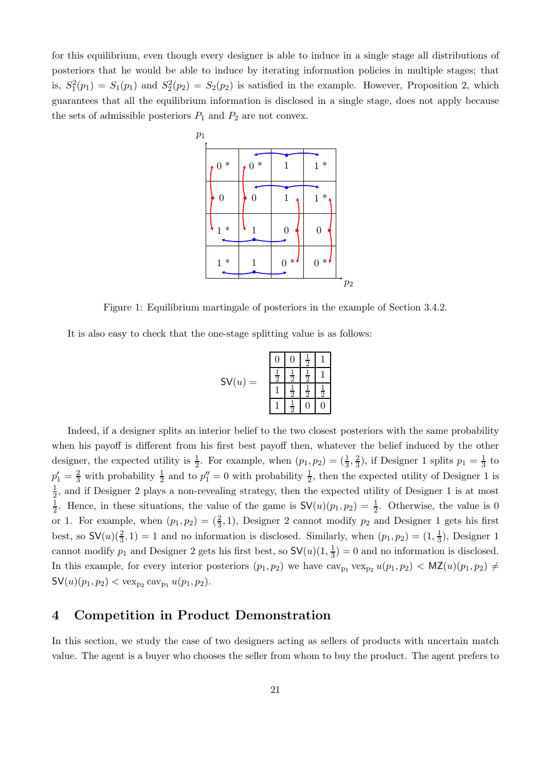for this equilibrium, even though every designer is able to induce in a single stage all distributions of posteriors that he would be able to induce by iterating information policies in multiple stages; that is, $S_1^2(p_1) = S_1(p_1)$ and $S_2^2(p_2) = S_2(p_2)$ is satisfied in the example. However, Proposition 2, which guarantees that all the equilibrium information is disclosed in a single stage, does not apply because the sets of admissible posteriors $P_1$ and $P_2$ are not convex.

| | | | |
|---|---|---|---|
| 0 * | 0 * | 1 | 1 * |
| 0 | 0 | 1 | 1 * |
| 1 * | 1 | 0 | 0 |
| 1 * | 1 | 0 * | 0 * |

Figure 1: Equilibrium martingale of posteriors in the example of Section 3.4.2.

It is also easy to check that the one-stage splitting value is as follows:

$$
\mathsf{SV}(u) = \begin{array}{|c|c|c|c|}
\hline
0 & 0 & \frac{1}{2} & 1 \\
\hline
\frac{1}{2} & \frac{1}{2} & \frac{1}{2} & 1 \\
\hline
1 & \frac{1}{2} & \frac{1}{2} & \frac{1}{2} \\
\hline
1 & \frac{1}{2} & 0 & 0 \\
\hline
\end{array}
$$

Indeed, if a designer splits an interior belief to the two closest posteriors with the same probability when his payoff is different from his first best payoff then, whatever the belief induced by the other designer, the expected utility is $\frac{1}{2}$. For example, when $(p_1, p_2) = (\frac{1}{3}, \frac{2}{3})$, if Designer 1 splits $p_1 = \frac{1}{3}$ to $p_1' = \frac{2}{3}$ with probability $\frac{1}{2}$ and to $p_1'' = 0$ with probability $\frac{1}{2}$, then the expected utility of Designer 1 is $\frac{1}{2}$, and if Designer 2 plays a non-revealing strategy, then the expected utility of Designer 1 is at most $\frac{1}{2}$. Hence, in these situations, the value of the game is $\mathsf{SV}(u)(p_1, p_2) = \frac{1}{2}$. Otherwise, the value is 0 or 1. For example, when $(p_1, p_2) = (\frac{2}{3}, 1)$, Designer 2 cannot modify $p_2$ and Designer 1 gets his first best, so $\mathsf{SV}(u)(\frac{2}{3}, 1) = 1$ and no information is disclosed. Similarly, when $(p_1, p_2) = (1, \frac{1}{3})$, Designer 1 cannot modify $p_1$ and Designer 2 gets his first best, so $\mathsf{SV}(u)(1, \frac{1}{3}) = 0$ and no information is disclosed. In this example, for every interior posteriors $(p_1, p_2)$ we have $\text{cav}_{p_1} \text{vex}_{p_2} u(p_1, p_2) < \mathsf{MZ}(u)(p_1, p_2) \neq \mathsf{SV}(u)(p_1, p_2) < \text{vex}_{p_2} \text{cav}_{p_1} u(p_1, p_2)$.

# 4 Competition in Product Demonstration

In this section, we study the case of two designers acting as sellers of products with uncertain match value. The agent is a buyer who chooses the seller from whom to buy the product. The agent prefers to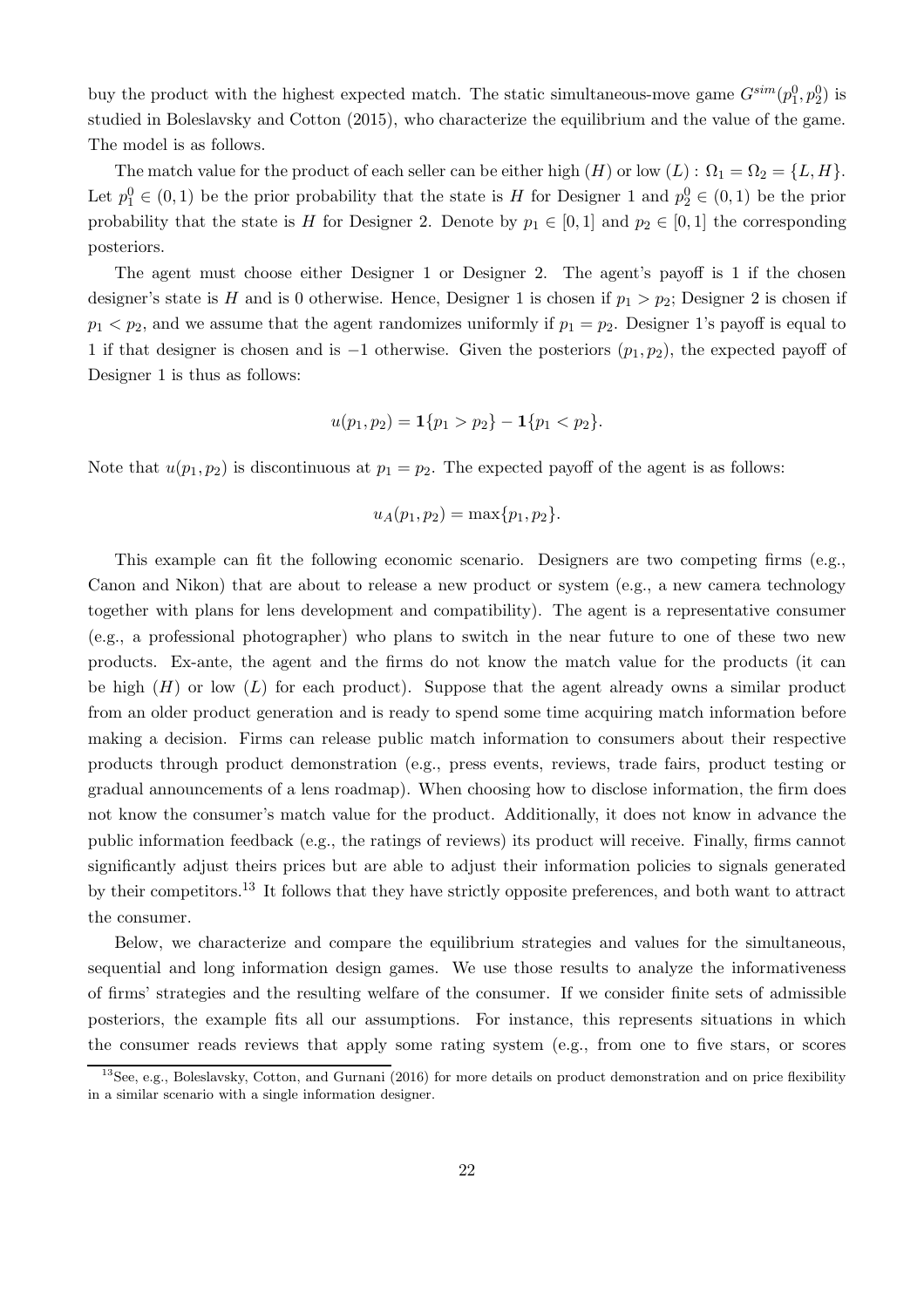buy the product with the highest expected match. The static simultaneous-move game $G^{sim}(p_1^0, p_2^0)$ is studied in Boleslavsky and Cotton (2015), who characterize the equilibrium and the value of the game. The model is as follows.

The match value for the product of each seller can be either high ($H$) or low ($L$) : $\Omega_1 = \Omega_2 = \{L, H\}$. Let $p_1^0 \in (0,1)$ be the prior probability that the state is $H$ for Designer 1 and $p_2^0 \in (0,1)$ be the prior probability that the state is $H$ for Designer 2. Denote by $p_1 \in [0,1]$ and $p_2 \in [0,1]$ the corresponding posteriors.

The agent must choose either Designer 1 or Designer 2. The agent's payoff is 1 if the chosen designer's state is $H$ and is 0 otherwise. Hence, Designer 1 is chosen if $p_1 > p_2$; Designer 2 is chosen if $p_1 < p_2$, and we assume that the agent randomizes uniformly if $p_1 = p_2$. Designer 1's payoff is equal to 1 if that designer is chosen and is $-1$ otherwise. Given the posteriors $(p_1, p_2)$, the expected payoff of Designer 1 is thus as follows:

$$u(p_1, p_2) = \mathbf{1}\{p_1 > p_2\} - \mathbf{1}\{p_1 < p_2\}.$$

Note that $u(p_1, p_2)$ is discontinuous at $p_1 = p_2$. The expected payoff of the agent is as follows:

$$u_A(p_1, p_2) = \max\{p_1, p_2\}.$$

This example can fit the following economic scenario. Designers are two competing firms (e.g., Canon and Nikon) that are about to release a new product or system (e.g., a new camera technology together with plans for lens development and compatibility). The agent is a representative consumer (e.g., a professional photographer) who plans to switch in the near future to one of these two new products. Ex-ante, the agent and the firms do not know the match value for the products (it can be high ($H$) or low ($L$) for each product). Suppose that the agent already owns a similar product from an older product generation and is ready to spend some time acquiring match information before making a decision. Firms can release public match information to consumers about their respective products through product demonstration (e.g., press events, reviews, trade fairs, product testing or gradual announcements of a lens roadmap). When choosing how to disclose information, the firm does not know the consumer's match value for the product. Additionally, it does not know in advance the public information feedback (e.g., the ratings of reviews) its product will receive. Finally, firms cannot significantly adjust theirs prices but are able to adjust their information policies to signals generated by their competitors.[13] It follows that they have strictly opposite preferences, and both want to attract the consumer.

Below, we characterize and compare the equilibrium strategies and values for the simultaneous, sequential and long information design games. We use those results to analyze the informativeness of firms' strategies and the resulting welfare of the consumer. If we consider finite sets of admissible posteriors, the example fits all our assumptions. For instance, this represents situations in which the consumer reads reviews that apply some rating system (e.g., from one to five stars, or scores

[13] See, e.g., Boleslavsky, Cotton, and Gurnani (2016) for more details on product demonstration and on price flexibility in a similar scenario with a single information designer.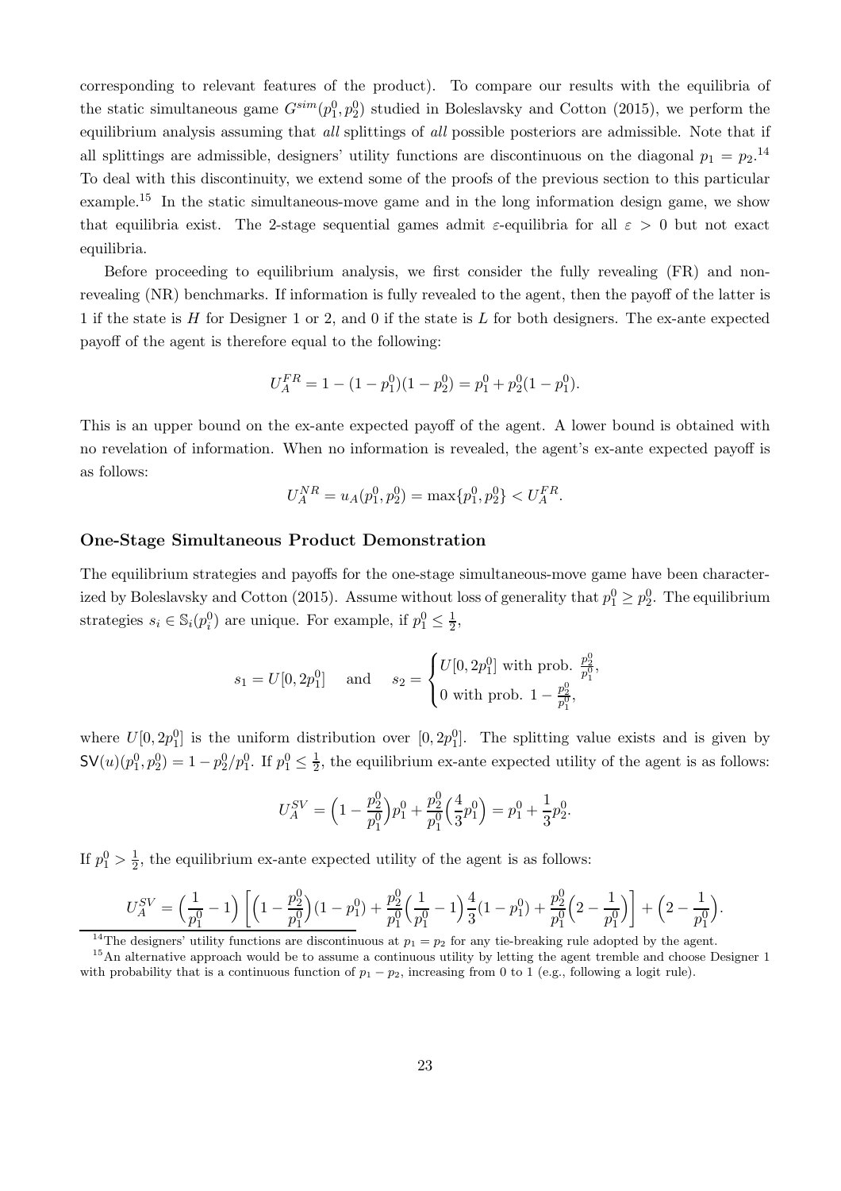corresponding to relevant features of the product). To compare our results with the equilibria of the static simultaneous game $G^{sim}(p_1^0, p_2^0)$ studied in Boleslavsky and Cotton (2015), we perform the equilibrium analysis assuming that *all* splittings of *all* possible posteriors are admissible. Note that if all splittings are admissible, designers' utility functions are discontinuous on the diagonal $p_1 = p_2$.[14] To deal with this discontinuity, we extend some of the proofs of the previous section to this particular example.[15] In the static simultaneous-move game and in the long information design game, we show that equilibria exist. The 2-stage sequential games admit $\varepsilon$-equilibria for all $\varepsilon > 0$ but not exact equilibria.

Before proceeding to equilibrium analysis, we first consider the fully revealing (FR) and non-revealing (NR) benchmarks. If information is fully revealed to the agent, then the payoff of the latter is 1 if the state is $H$ for Designer 1 or 2, and 0 if the state is $L$ for both designers. The ex-ante expected payoff of the agent is therefore equal to the following:

$$U_A^{FR} = 1 - (1 - p_1^0)(1 - p_2^0) = p_1^0 + p_2^0(1 - p_1^0).$$

This is an upper bound on the ex-ante expected payoff of the agent. A lower bound is obtained with no revelation of information. When no information is revealed, the agent's ex-ante expected payoff is as follows:

$$U_A^{NR} = u_A(p_1^0, p_2^0) = \max\{p_1^0, p_2^0\} < U_A^{FR}.$$

### One-Stage Simultaneous Product Demonstration

The equilibrium strategies and payoffs for the one-stage simultaneous-move game have been characterized by Boleslavsky and Cotton (2015). Assume without loss of generality that $p_1^0 \geq p_2^0$. The equilibrium strategies $s_i \in \mathbb{S}_i(p_i^0)$ are unique. For example, if $p_1^0 \leq \frac{1}{2}$,

$$s_1 = U[0, 2p_1^0] \quad \text{and} \quad s_2 = \begin{cases} U[0, 2p_1^0] \text{ with prob. } \frac{p_2^0}{p_1^0}, \\ 0 \text{ with prob. } 1 - \frac{p_2^0}{p_1^0}, \end{cases}$$

where $U[0, 2p_1^0]$ is the uniform distribution over $[0, 2p_1^0]$. The splitting value exists and is given by $\mathsf{SV}(u)(p_1^0, p_2^0) = 1 - p_2^0/p_1^0$. If $p_1^0 \leq \frac{1}{2}$, the equilibrium ex-ante expected utility of the agent is as follows:

$$U_A^{SV} = \Big(1 - \frac{p_2^0}{p_1^0}\Big)p_1^0 + \frac{p_2^0}{p_1^0}\Big(\frac{4}{3}p_1^0\Big) = p_1^0 + \frac{1}{3}p_2^0.$$

If $p_1^0 > \frac{1}{2}$, the equilibrium ex-ante expected utility of the agent is as follows:

$$U_A^{SV} = \Big(\frac{1}{p_1^0} - 1\Big)\left[\Big(1 - \frac{p_2^0}{p_1^0}\Big)(1 - p_1^0) + \frac{p_2^0}{p_1^0}\Big(\frac{1}{p_1^0} - 1\Big)\frac{4}{3}(1 - p_1^0) + \frac{p_2^0}{p_1^0}\Big(2 - \frac{1}{p_1^0}\Big)\right] + \Big(2 - \frac{1}{p_1^0}\Big).$$

[14] The designers' utility functions are discontinuous at $p_1 = p_2$ for any tie-breaking rule adopted by the agent.

[15] An alternative approach would be to assume a continuous utility by letting the agent tremble and choose Designer 1 with probability that is a continuous function of $p_1 - p_2$, increasing from 0 to 1 (e.g., following a logit rule).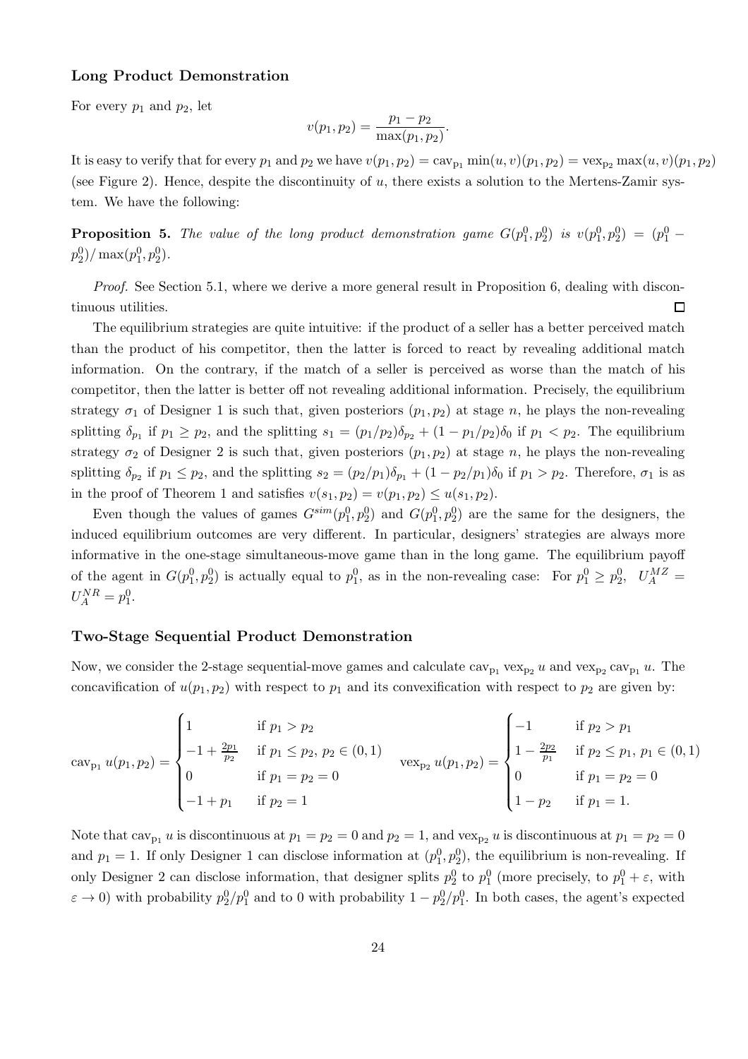### Long Product Demonstration

For every $p_1$ and $p_2$, let

$$v(p_1, p_2) = \frac{p_1 - p_2}{\max(p_1, p_2)}.$$

It is easy to verify that for every $p_1$ and $p_2$ we have $v(p_1, p_2) = \text{cav}_{p_1} \min(u, v)(p_1, p_2) = \text{vex}_{p_2} \max(u, v)(p_1, p_2)$ (see Figure 2). Hence, despite the discontinuity of $u$, there exists a solution to the Mertens-Zamir system. We have the following:

**Proposition 5.** *The value of the long product demonstration game $G(p_1^0, p_2^0)$ is $v(p_1^0, p_2^0) = (p_1^0 - p_2^0)/\max(p_1^0, p_2^0)$.*

*Proof.* See Section 5.1, where we derive a more general result in Proposition 6, dealing with discontinuous utilities. □

The equilibrium strategies are quite intuitive: if the product of a seller has a better perceived match than the product of his competitor, then the latter is forced to react by revealing additional match information. On the contrary, if the match of a seller is perceived as worse than the match of his competitor, then the latter is better off not revealing additional information. Precisely, the equilibrium strategy $\sigma_1$ of Designer 1 is such that, given posteriors $(p_1, p_2)$ at stage $n$, he plays the non-revealing splitting $\delta_{p_1}$ if $p_1 \geq p_2$, and the splitting $s_1 = (p_1/p_2)\delta_{p_2} + (1 - p_1/p_2)\delta_0$ if $p_1 < p_2$. The equilibrium strategy $\sigma_2$ of Designer 2 is such that, given posteriors $(p_1, p_2)$ at stage $n$, he plays the non-revealing splitting $\delta_{p_2}$ if $p_1 \leq p_2$, and the splitting $s_2 = (p_2/p_1)\delta_{p_1} + (1 - p_2/p_1)\delta_0$ if $p_1 > p_2$. Therefore, $\sigma_1$ is as in the proof of Theorem 1 and satisfies $v(s_1, p_2) = v(p_1, p_2) \leq u(s_1, p_2)$.

Even though the values of games $G^{sim}(p_1^0, p_2^0)$ and $G(p_1^0, p_2^0)$ are the same for the designers, the induced equilibrium outcomes are very different. In particular, designers' strategies are always more informative in the one-stage simultaneous-move game than in the long game. The equilibrium payoff of the agent in $G(p_1^0, p_2^0)$ is actually equal to $p_1^0$, as in the non-revealing case: For $p_1^0 \geq p_2^0$, $U_A^{MZ} = U_A^{NR} = p_1^0$.

### Two-Stage Sequential Product Demonstration

Now, we consider the 2-stage sequential-move games and calculate $\text{cav}_{p_1} \text{vex}_{p_2} u$ and $\text{vex}_{p_2} \text{cav}_{p_1} u$. The concavification of $u(p_1, p_2)$ with respect to $p_1$ and its convexification with respect to $p_2$ are given by:

$$\text{cav}_{p_1} u(p_1, p_2) = \begin{cases} 1 & \text{if } p_1 > p_2 \\ -1 + \frac{2p_1}{p_2} & \text{if } p_1 \leq p_2,\ p_2 \in (0,1) \\ 0 & \text{if } p_1 = p_2 = 0 \\ -1 + p_1 & \text{if } p_2 = 1 \end{cases} \qquad \text{vex}_{p_2} u(p_1, p_2) = \begin{cases} -1 & \text{if } p_2 > p_1 \\ 1 - \frac{2p_2}{p_1} & \text{if } p_2 \leq p_1,\ p_1 \in (0,1) \\ 0 & \text{if } p_1 = p_2 = 0 \\ 1 - p_2 & \text{if } p_1 = 1. \end{cases}$$

Note that $\text{cav}_{p_1} u$ is discontinuous at $p_1 = p_2 = 0$ and $p_2 = 1$, and $\text{vex}_{p_2} u$ is discontinuous at $p_1 = p_2 = 0$ and $p_1 = 1$. If only Designer 1 can disclose information at $(p_1^0, p_2^0)$, the equilibrium is non-revealing. If only Designer 2 can disclose information, that designer splits $p_2^0$ to $p_1^0$ (more precisely, to $p_1^0 + \varepsilon$, with $\varepsilon \to 0$) with probability $p_2^0/p_1^0$ and to 0 with probability $1 - p_2^0/p_1^0$. In both cases, the agent's expected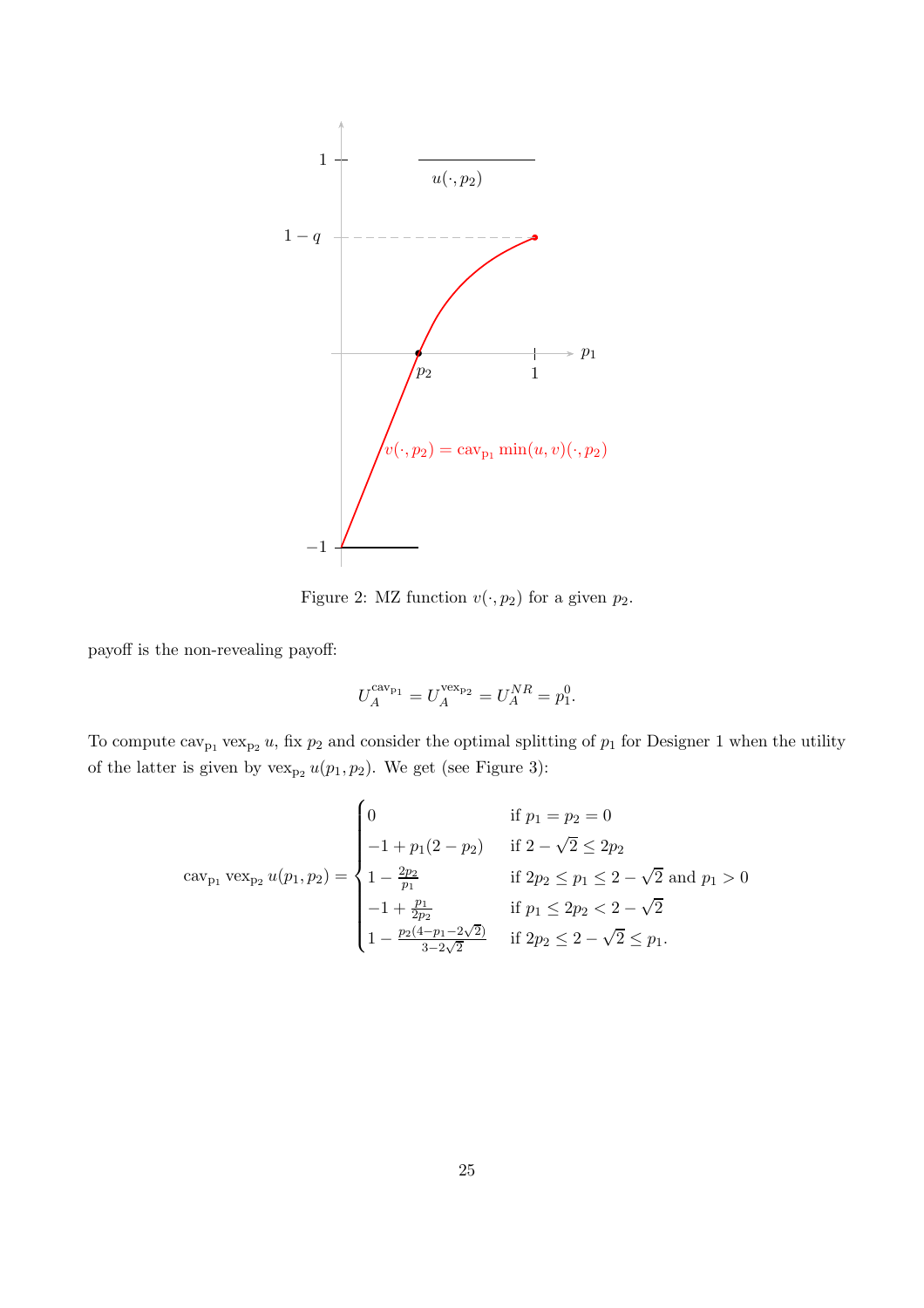Figure 2: MZ function $v(\cdot, p_2)$ for a given $p_2$.

payoff is the non-revealing payoff:

$$U_A^{\mathrm{cav}_{\mathrm{p}_1}} = U_A^{\mathrm{vex}_{\mathrm{p}_2}} = U_A^{NR} = p_1^0.$$

To compute $\mathrm{cav}_{\mathrm{p}_1} \mathrm{vex}_{\mathrm{p}_2} u$, fix $p_2$ and consider the optimal splitting of $p_1$ for Designer 1 when the utility of the latter is given by $\mathrm{vex}_{\mathrm{p}_2} u(p_1, p_2)$. We get (see Figure 3):

$$\mathrm{cav}_{\mathrm{p}_1} \mathrm{vex}_{\mathrm{p}_2} u(p_1, p_2) = \begin{cases} 0 & \text{if } p_1 = p_2 = 0 \\ -1 + p_1(2 - p_2) & \text{if } 2 - \sqrt{2} \leq 2p_2 \\ 1 - \frac{2p_2}{p_1} & \text{if } 2p_2 \leq p_1 \leq 2 - \sqrt{2} \text{ and } p_1 > 0 \\ -1 + \frac{p_1}{2p_2} & \text{if } p_1 \leq 2p_2 < 2 - \sqrt{2} \\ 1 - \frac{p_2(4 - p_1 - 2\sqrt{2})}{3 - 2\sqrt{2}} & \text{if } 2p_2 \leq 2 - \sqrt{2} \leq p_1. \end{cases}$$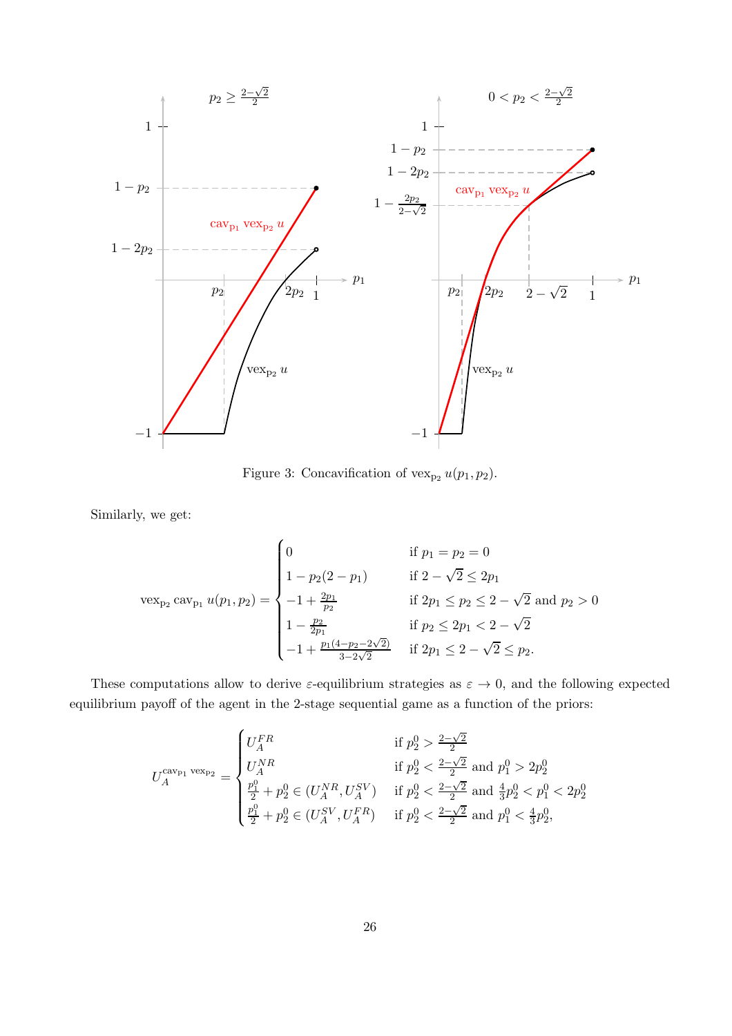Figure 3: Concavification of $\text{vex}_{\text{p}_2} u(p_1, p_2)$.

Similarly, we get:

$$\text{vex}_{\text{p}_2} \text{cav}_{\text{p}_1} u(p_1, p_2) = \begin{cases} 0 & \text{if } p_1 = p_2 = 0 \\ 1 - p_2(2 - p_1) & \text{if } 2 - \sqrt{2} \leq 2p_1 \\ -1 + \frac{2p_1}{p_2} & \text{if } 2p_1 \leq p_2 \leq 2 - \sqrt{2} \text{ and } p_2 > 0 \\ 1 - \frac{p_2}{2p_1} & \text{if } p_2 \leq 2p_1 < 2 - \sqrt{2} \\ -1 + \frac{p_1(4 - p_2 - 2\sqrt{2})}{3 - 2\sqrt{2}} & \text{if } 2p_1 \leq 2 - \sqrt{2} \leq p_2. \end{cases}$$

These computations allow to derive $\varepsilon$-equilibrium strategies as $\varepsilon \to 0$, and the following expected equilibrium payoff of the agent in the 2-stage sequential game as a function of the priors:

$$U_A^{\text{cav}_{\text{p}_1} \text{vex}_{\text{p}_2}} = \begin{cases} U_A^{FR} & \text{if } p_2^0 > \frac{2-\sqrt{2}}{2} \\ U_A^{NR} & \text{if } p_2^0 < \frac{2-\sqrt{2}}{2} \text{ and } p_1^0 > 2p_2^0 \\ \frac{p_1^0}{2} + p_2^0 \in (U_A^{NR}, U_A^{SV}) & \text{if } p_2^0 < \frac{2-\sqrt{2}}{2} \text{ and } \frac{4}{3}p_2^0 < p_1^0 < 2p_2^0 \\ \frac{p_1^0}{2} + p_2^0 \in (U_A^{SV}, U_A^{FR}) & \text{if } p_2^0 < \frac{2-\sqrt{2}}{2} \text{ and } p_1^0 < \frac{4}{3}p_2^0, \end{cases}$$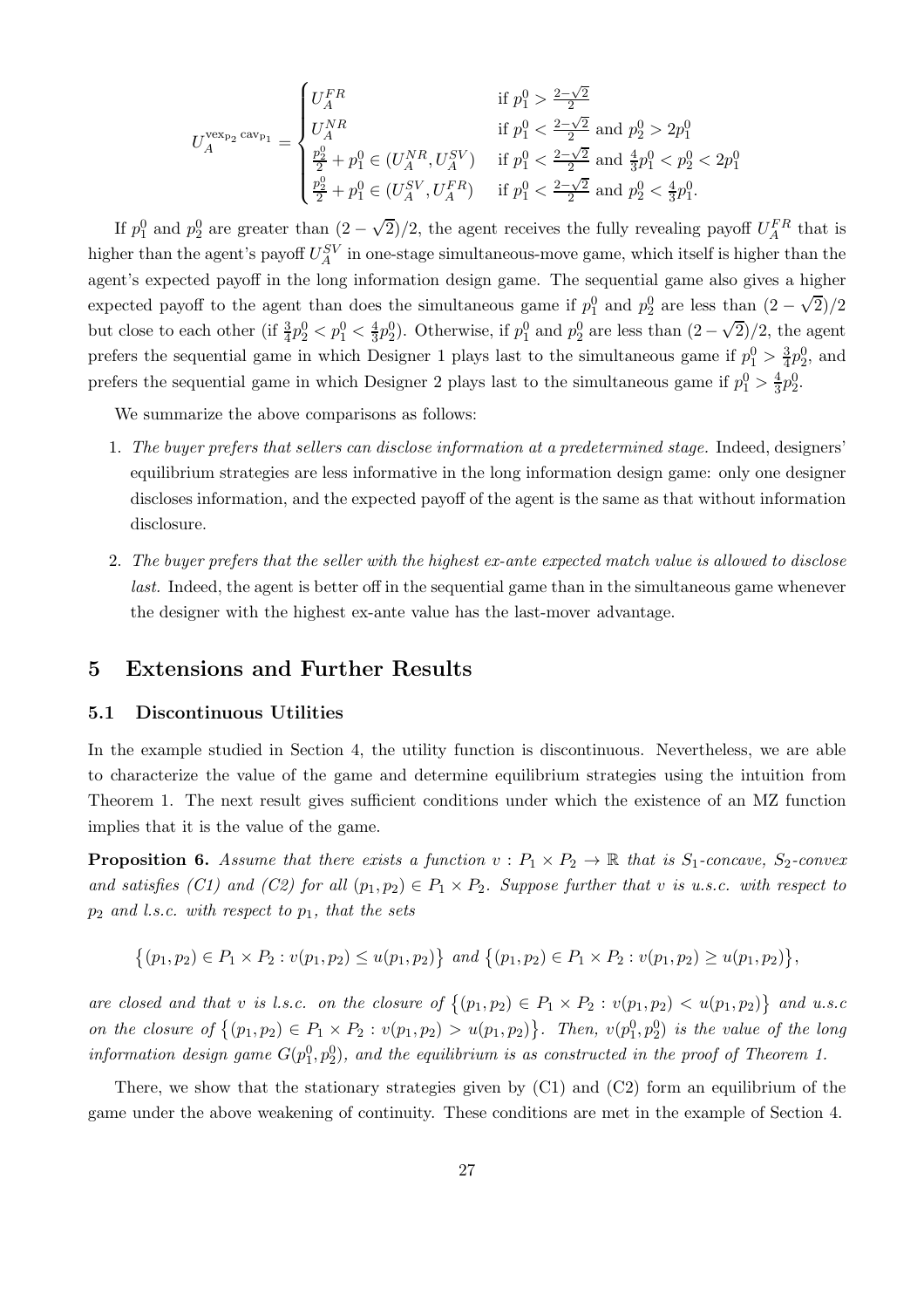$$
U_A^{\text{vex}_{p_2}\text{cav}_{p_1}} = \begin{cases} U_A^{FR} & \text{if } p_1^0 > \frac{2-\sqrt{2}}{2} \\ U_A^{NR} & \text{if } p_1^0 < \frac{2-\sqrt{2}}{2} \text{ and } p_2^0 > 2p_1^0 \\ \frac{p_2^0}{2} + p_1^0 \in (U_A^{NR}, U_A^{SV}) & \text{if } p_1^0 < \frac{2-\sqrt{2}}{2} \text{ and } \frac{4}{3}p_1^0 < p_2^0 < 2p_1^0 \\ \frac{p_2^0}{2} + p_1^0 \in (U_A^{SV}, U_A^{FR}) & \text{if } p_1^0 < \frac{2-\sqrt{2}}{2} \text{ and } p_2^0 < \frac{4}{3}p_1^0. \end{cases}
$$

If $p_1^0$ and $p_2^0$ are greater than $(2-\sqrt{2})/2$, the agent receives the fully revealing payoff $U_A^{FR}$ that is higher than the agent's payoff $U_A^{SV}$ in one-stage simultaneous-move game, which itself is higher than the agent's expected payoff in the long information design game. The sequential game also gives a higher expected payoff to the agent than does the simultaneous game if $p_1^0$ and $p_2^0$ are less than $(2-\sqrt{2})/2$ but close to each other (if $\frac{3}{4}p_2^0 < p_1^0 < \frac{4}{3}p_2^0$). Otherwise, if $p_1^0$ and $p_2^0$ are less than $(2-\sqrt{2})/2$, the agent prefers the sequential game in which Designer 1 plays last to the simultaneous game if $p_1^0 > \frac{3}{4}p_2^0$, and prefers the sequential game in which Designer 2 plays last to the simultaneous game if $p_1^0 > \frac{4}{3}p_2^0$.

We summarize the above comparisons as follows:

1. *The buyer prefers that sellers can disclose information at a predetermined stage.* Indeed, designers' equilibrium strategies are less informative in the long information design game: only one designer discloses information, and the expected payoff of the agent is the same as that without information disclosure.
2. *The buyer prefers that the seller with the highest ex-ante expected match value is allowed to disclose last.* Indeed, the agent is better off in the sequential game than in the simultaneous game whenever the designer with the highest ex-ante value has the last-mover advantage.

## 5 Extensions and Further Results

### 5.1 Discontinuous Utilities

In the example studied in Section 4, the utility function is discontinuous. Nevertheless, we are able to characterize the value of the game and determine equilibrium strategies using the intuition from Theorem 1. The next result gives sufficient conditions under which the existence of an MZ function implies that it is the value of the game.

**Proposition 6.** *Assume that there exists a function $v : P_1 \times P_2 \to \mathbb{R}$ that is $S_1$-concave, $S_2$-convex and satisfies (C1) and (C2) for all $(p_1, p_2) \in P_1 \times P_2$. Suppose further that $v$ is u.s.c. with respect to $p_2$ and l.s.c. with respect to $p_1$, that the sets*

$$
\{(p_1, p_2) \in P_1 \times P_2 : v(p_1, p_2) \leq u(p_1, p_2)\} \text{ and } \{(p_1, p_2) \in P_1 \times P_2 : v(p_1, p_2) \geq u(p_1, p_2)\},
$$

*are closed and that $v$ is l.s.c. on the closure of $\{(p_1, p_2) \in P_1 \times P_2 : v(p_1, p_2) < u(p_1, p_2)\}$ and u.s.c on the closure of $\{(p_1, p_2) \in P_1 \times P_2 : v(p_1, p_2) > u(p_1, p_2)\}$. Then, $v(p_1^0, p_2^0)$ is the value of the long information design game $G(p_1^0, p_2^0)$, and the equilibrium is as constructed in the proof of Theorem 1.*

There, we show that the stationary strategies given by (C1) and (C2) form an equilibrium of the game under the above weakening of continuity. These conditions are met in the example of Section 4.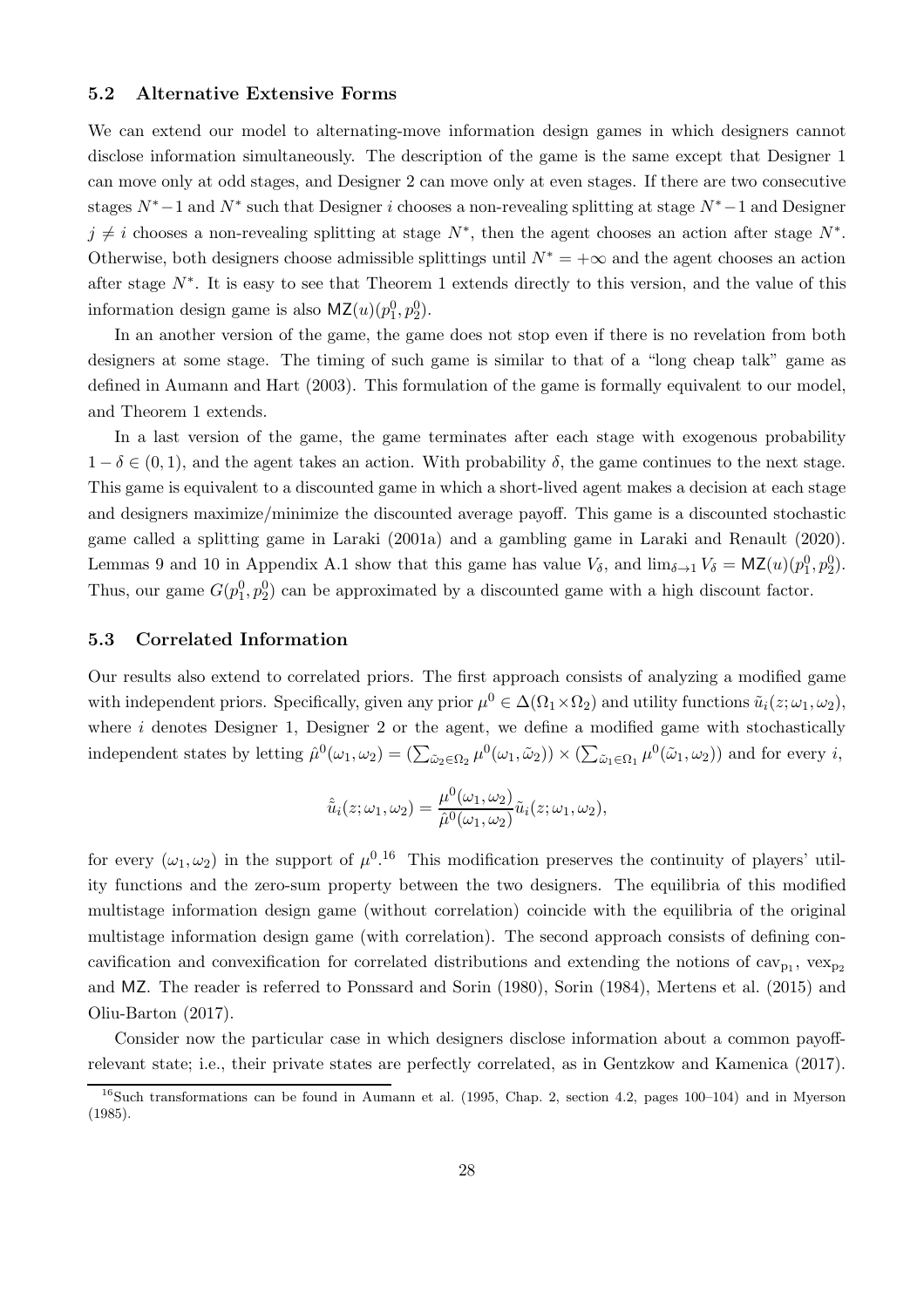### 5.2 Alternative Extensive Forms

We can extend our model to alternating-move information design games in which designers cannot disclose information simultaneously. The description of the game is the same except that Designer 1 can move only at odd stages, and Designer 2 can move only at even stages. If there are two consecutive stages $N^*-1$ and $N^*$ such that Designer $i$ chooses a non-revealing splitting at stage $N^*-1$ and Designer $j \neq i$ chooses a non-revealing splitting at stage $N^*$, then the agent chooses an action after stage $N^*$. Otherwise, both designers choose admissible splittings until $N^* = +\infty$ and the agent chooses an action after stage $N^*$. It is easy to see that Theorem 1 extends directly to this version, and the value of this information design game is also $\mathsf{MZ}(u)(p_1^0, p_2^0)$.

In an another version of the game, the game does not stop even if there is no revelation from both designers at some stage. The timing of such game is similar to that of a "long cheap talk" game as defined in Aumann and Hart (2003). This formulation of the game is formally equivalent to our model, and Theorem 1 extends.

In a last version of the game, the game terminates after each stage with exogenous probability $1-\delta \in (0,1)$, and the agent takes an action. With probability $\delta$, the game continues to the next stage. This game is equivalent to a discounted game in which a short-lived agent makes a decision at each stage and designers maximize/minimize the discounted average payoff. This game is a discounted stochastic game called a splitting game in Laraki (2001a) and a gambling game in Laraki and Renault (2020). Lemmas 9 and 10 in Appendix A.1 show that this game has value $V_\delta$, and $\lim_{\delta \to 1} V_\delta = \mathsf{MZ}(u)(p_1^0, p_2^0)$. Thus, our game $G(p_1^0, p_2^0)$ can be approximated by a discounted game with a high discount factor.

### 5.3 Correlated Information

Our results also extend to correlated priors. The first approach consists of analyzing a modified game with independent priors. Specifically, given any prior $\mu^0 \in \Delta(\Omega_1 \times \Omega_2)$ and utility functions $\tilde{u}_i(z;\omega_1,\omega_2)$, where $i$ denotes Designer 1, Designer 2 or the agent, we define a modified game with stochastically independent states by letting $\hat{\mu}^0(\omega_1,\omega_2) = (\sum_{\tilde{\omega}_2 \in \Omega_2} \mu^0(\omega_1,\tilde{\omega}_2)) \times (\sum_{\tilde{\omega}_1 \in \Omega_1} \mu^0(\tilde{\omega}_1,\omega_2))$ and for every $i$,

$$\hat{\tilde{u}}_i(z;\omega_1,\omega_2) = \frac{\mu^0(\omega_1,\omega_2)}{\hat{\mu}^0(\omega_1,\omega_2)} \tilde{u}_i(z;\omega_1,\omega_2),$$

for every $(\omega_1,\omega_2)$ in the support of $\mu^0$.[16] This modification preserves the continuity of players' utility functions and the zero-sum property between the two designers. The equilibria of this modified multistage information design game (without correlation) coincide with the equilibria of the original multistage information design game (with correlation). The second approach consists of defining concavification and convexification for correlated distributions and extending the notions of $\mathrm{cav}_{\mathrm{p}_1}$, $\mathrm{vex}_{\mathrm{p}_2}$ and $\mathsf{MZ}$. The reader is referred to Ponssard and Sorin (1980), Sorin (1984), Mertens et al. (2015) and Oliu-Barton (2017).

Consider now the particular case in which designers disclose information about a common payoff-relevant state; i.e., their private states are perfectly correlated, as in Gentzkow and Kamenica (2017).

[16] Such transformations can be found in Aumann et al. (1995, Chap. 2, section 4.2, pages 100–104) and in Myerson (1985).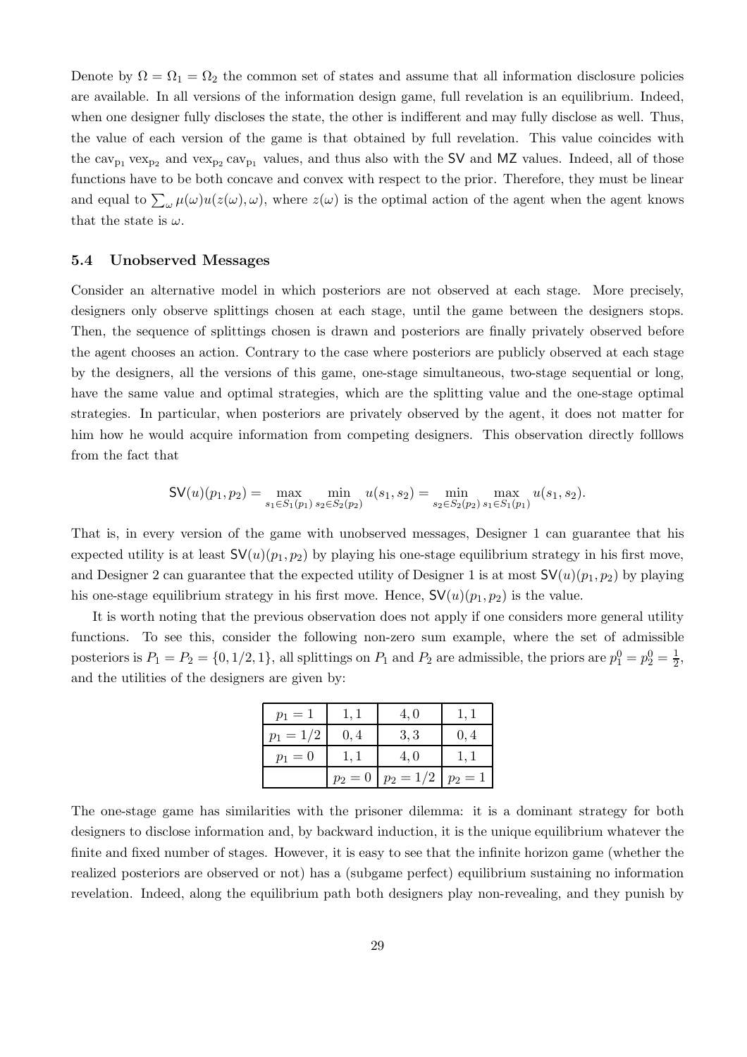Denote by $\Omega = \Omega_1 = \Omega_2$ the common set of states and assume that all information disclosure policies are available. In all versions of the information design game, full revelation is an equilibrium. Indeed, when one designer fully discloses the state, the other is indifferent and may fully disclose as well. Thus, the value of each version of the game is that obtained by full revelation. This value coincides with the $\text{cav}_{\text{p}_1} \text{vex}_{\text{p}_2}$ and $\text{vex}_{\text{p}_2} \text{cav}_{\text{p}_1}$ values, and thus also with the $\mathsf{SV}$ and $\mathsf{MZ}$ values. Indeed, all of those functions have to be both concave and convex with respect to the prior. Therefore, they must be linear and equal to $\sum_\omega \mu(\omega) u(z(\omega), \omega)$, where $z(\omega)$ is the optimal action of the agent when the agent knows that the state is $\omega$.

### 5.4 Unobserved Messages

Consider an alternative model in which posteriors are not observed at each stage. More precisely, designers only observe splittings chosen at each stage, until the game between the designers stops. Then, the sequence of splittings chosen is drawn and posteriors are finally privately observed before the agent chooses an action. Contrary to the case where posteriors are publicly observed at each stage by the designers, all the versions of this game, one-stage simultaneous, two-stage sequential or long, have the same value and optimal strategies, which are the splitting value and the one-stage optimal strategies. In particular, when posteriors are privately observed by the agent, it does not matter for him how he would acquire information from competing designers. This observation directly folllows from the fact that

$$\mathsf{SV}(u)(p_1, p_2) = \max_{s_1 \in S_1(p_1)} \min_{s_2 \in S_2(p_2)} u(s_1, s_2) = \min_{s_2 \in S_2(p_2)} \max_{s_1 \in S_1(p_1)} u(s_1, s_2).$$

That is, in every version of the game with unobserved messages, Designer 1 can guarantee that his expected utility is at least $\mathsf{SV}(u)(p_1, p_2)$ by playing his one-stage equilibrium strategy in his first move, and Designer 2 can guarantee that the expected utility of Designer 1 is at most $\mathsf{SV}(u)(p_1, p_2)$ by playing his one-stage equilibrium strategy in his first move. Hence, $\mathsf{SV}(u)(p_1, p_2)$ is the value.

It is worth noting that the previous observation does not apply if one considers more general utility functions. To see this, consider the following non-zero sum example, where the set of admissible posteriors is $P_1 = P_2 = \{0, 1/2, 1\}$, all splittings on $P_1$ and $P_2$ are admissible, the priors are $p_1^0 = p_2^0 = \frac{1}{2}$, and the utilities of the designers are given by:

| | | | |
|---|---|---|---|
| $p_1 = 1$ | $1,1$ | $4,0$ | $1,1$ |
| $p_1 = 1/2$ | $0,4$ | $3,3$ | $0,4$ |
| $p_1 = 0$ | $1,1$ | $4,0$ | $1,1$ |
| | $p_2 = 0$ | $p_2 = 1/2$ | $p_2 = 1$ |

The one-stage game has similarities with the prisoner dilemma: it is a dominant strategy for both designers to disclose information and, by backward induction, it is the unique equilibrium whatever the finite and fixed number of stages. However, it is easy to see that the infinite horizon game (whether the realized posteriors are observed or not) has a (subgame perfect) equilibrium sustaining no information revelation. Indeed, along the equilibrium path both designers play non-revealing, and they punish by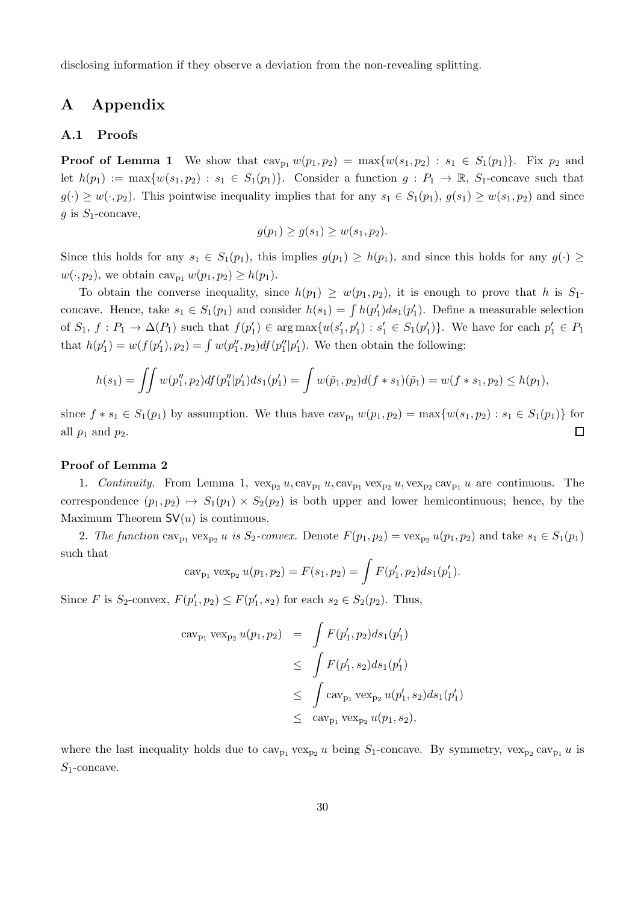disclosing information if they observe a deviation from the non-revealing splitting.

# A Appendix

## A.1 Proofs

**Proof of Lemma 1** We show that $\text{cav}_{p_1} w(p_1, p_2) = \max\{w(s_1, p_2) : s_1 \in S_1(p_1)\}$. Fix $p_2$ and let $h(p_1) := \max\{w(s_1, p_2) : s_1 \in S_1(p_1)\}$. Consider a function $g : P_1 \to \mathbb{R}$, $S_1$-concave such that $g(\cdot) \geq w(\cdot, p_2)$. This pointwise inequality implies that for any $s_1 \in S_1(p_1)$, $g(s_1) \geq w(s_1, p_2)$ and since $g$ is $S_1$-concave,

$$g(p_1) \geq g(s_1) \geq w(s_1, p_2).$$

Since this holds for any $s_1 \in S_1(p_1)$, this implies $g(p_1) \geq h(p_1)$, and since this holds for any $g(\cdot) \geq w(\cdot, p_2)$, we obtain $\text{cav}_{p_1} w(p_1, p_2) \geq h(p_1)$.

To obtain the converse inequality, since $h(p_1) \geq w(p_1, p_2)$, it is enough to prove that $h$ is $S_1$-concave. Hence, take $s_1 \in S_1(p_1)$ and consider $h(s_1) = \int h(p_1') ds_1(p_1')$. Define a measurable selection of $S_1$, $f : P_1 \to \Delta(P_1)$ such that $f(p_1') \in \arg\max\{u(s_1', p_1') : s_1' \in S_1(p_1')\}$. We have for each $p_1' \in P_1$ that $h(p_1') = w(f(p_1'), p_2) = \int w(p_1'', p_2) df(p_1''|p_1')$. We then obtain the following:

$$h(s_1) = \iint w(p_1'', p_2) df(p_1''|p_1') ds_1(p_1') = \int w(\tilde{p}_1, p_2) d(f * s_1)(\tilde{p}_1) = w(f * s_1, p_2) \leq h(p_1),$$

since $f * s_1 \in S_1(p_1)$ by assumption. We thus have $\text{cav}_{p_1} w(p_1, p_2) = \max\{w(s_1, p_2) : s_1 \in S_1(p_1)\}$ for all $p_1$ and $p_2$. $\square$

**Proof of Lemma 2**

1. *Continuity.* From Lemma 1, $\text{vex}_{p_2} u, \text{cav}_{p_1} u, \text{cav}_{p_1} \text{vex}_{p_2} u, \text{vex}_{p_2} \text{cav}_{p_1} u$ are continuous. The correspondence $(p_1, p_2) \mapsto S_1(p_1) \times S_2(p_2)$ is both upper and lower hemicontinuous; hence, by the Maximum Theorem $\mathsf{SV}(u)$ is continuous.

2. *The function* $\text{cav}_{p_1} \text{vex}_{p_2} u$ *is* $S_2$*-convex.* Denote $F(p_1, p_2) = \text{vex}_{p_2} u(p_1, p_2)$ and take $s_1 \in S_1(p_1)$ such that

$$\text{cav}_{p_1} \text{vex}_{p_2} u(p_1, p_2) = F(s_1, p_2) = \int F(p_1', p_2) ds_1(p_1').$$

Since $F$ is $S_2$-convex, $F(p_1', p_2) \leq F(p_1', s_2)$ for each $s_2 \in S_2(p_2)$. Thus,

$$\begin{aligned}
\text{cav}_{p_1} \text{vex}_{p_2} u(p_1, p_2) &= \int F(p_1', p_2) ds_1(p_1') \\
&\leq \int F(p_1', s_2) ds_1(p_1') \\
&\leq \int \text{cav}_{p_1} \text{vex}_{p_2} u(p_1', s_2) ds_1(p_1') \\
&\leq \text{cav}_{p_1} \text{vex}_{p_2} u(p_1, s_2),
\end{aligned}$$

where the last inequality holds due to $\text{cav}_{p_1} \text{vex}_{p_2} u$ being $S_1$-concave. By symmetry, $\text{vex}_{p_2} \text{cav}_{p_1} u$ is $S_1$-concave.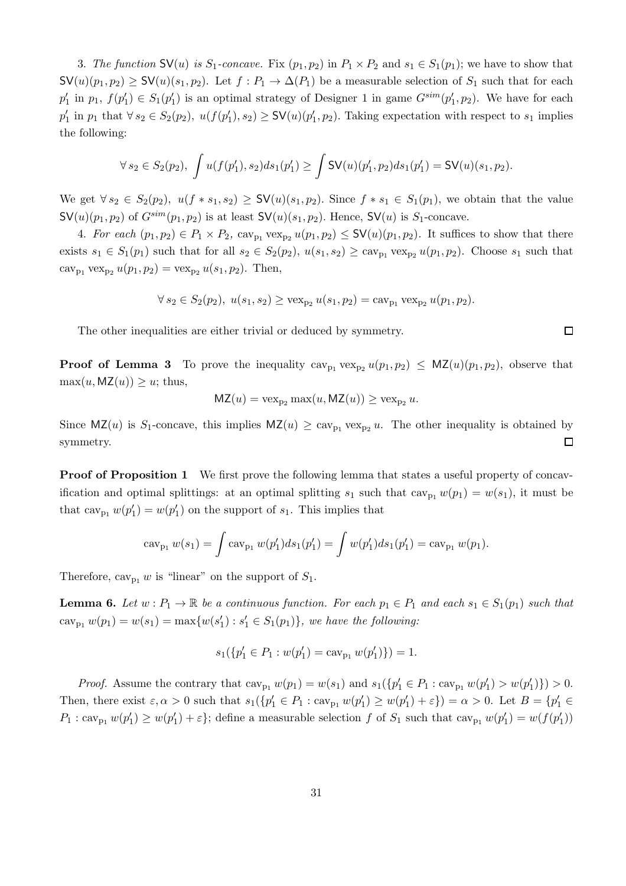3. *The function* $\mathsf{SV}(u)$ *is* $S_1$*-concave.* Fix $(p_1, p_2)$ in $P_1 \times P_2$ and $s_1 \in S_1(p_1)$; we have to show that $\mathsf{SV}(u)(p_1, p_2) \geq \mathsf{SV}(u)(s_1, p_2)$. Let $f : P_1 \to \Delta(P_1)$ be a measurable selection of $S_1$ such that for each $p_1'$ in $p_1$, $f(p_1') \in S_1(p_1')$ is an optimal strategy of Designer 1 in game $G^{sim}(p_1', p_2)$. We have for each $p_1'$ in $p_1$ that $\forall\, s_2 \in S_2(p_2),\ u(f(p_1'), s_2) \geq \mathsf{SV}(u)(p_1', p_2)$. Taking expectation with respect to $s_1$ implies the following:

$$\forall\, s_2 \in S_2(p_2),\ \int u(f(p_1'), s_2) ds_1(p_1') \geq \int \mathsf{SV}(u)(p_1', p_2) ds_1(p_1') = \mathsf{SV}(u)(s_1, p_2).$$

We get $\forall\, s_2 \in S_2(p_2),\ u(f * s_1, s_2) \geq \mathsf{SV}(u)(s_1, p_2)$. Since $f * s_1 \in S_1(p_1)$, we obtain that the value $\mathsf{SV}(u)(p_1, p_2)$ of $G^{sim}(p_1, p_2)$ is at least $\mathsf{SV}(u)(s_1, p_2)$. Hence, $\mathsf{SV}(u)$ is $S_1$-concave.

4. *For each* $(p_1, p_2) \in P_1 \times P_2$, $\operatorname{cav}_{p_1} \operatorname{vex}_{p_2} u(p_1, p_2) \leq \mathsf{SV}(u)(p_1, p_2)$. It suffices to show that there exists $s_1 \in S_1(p_1)$ such that for all $s_2 \in S_2(p_2)$, $u(s_1, s_2) \geq \operatorname{cav}_{p_1} \operatorname{vex}_{p_2} u(p_1, p_2)$. Choose $s_1$ such that $\operatorname{cav}_{p_1} \operatorname{vex}_{p_2} u(p_1, p_2) = \operatorname{vex}_{p_2} u(s_1, p_2)$. Then,

$$\forall\, s_2 \in S_2(p_2),\ u(s_1, s_2) \geq \operatorname{vex}_{p_2} u(s_1, p_2) = \operatorname{cav}_{p_1} \operatorname{vex}_{p_2} u(p_1, p_2).$$

The other inequalities are either trivial or deduced by symmetry. $\square$

**Proof of Lemma 3** To prove the inequality $\operatorname{cav}_{p_1} \operatorname{vex}_{p_2} u(p_1, p_2) \leq \mathsf{MZ}(u)(p_1, p_2)$, observe that $\max(u, \mathsf{MZ}(u)) \geq u$; thus,

$$\mathsf{MZ}(u) = \operatorname{vex}_{p_2} \max(u, \mathsf{MZ}(u)) \geq \operatorname{vex}_{p_2} u.$$

Since $\mathsf{MZ}(u)$ is $S_1$-concave, this implies $\mathsf{MZ}(u) \geq \operatorname{cav}_{p_1} \operatorname{vex}_{p_2} u$. The other inequality is obtained by symmetry. $\square$

**Proof of Proposition 1** We first prove the following lemma that states a useful property of concavification and optimal splittings: at an optimal splitting $s_1$ such that $\operatorname{cav}_{p_1} w(p_1) = w(s_1)$, it must be that $\operatorname{cav}_{p_1} w(p_1') = w(p_1')$ on the support of $s_1$. This implies that

$$\operatorname{cav}_{p_1} w(s_1) = \int \operatorname{cav}_{p_1} w(p_1') ds_1(p_1') = \int w(p_1') ds_1(p_1') = \operatorname{cav}_{p_1} w(p_1).$$

Therefore, $\operatorname{cav}_{p_1} w$ is "linear" on the support of $S_1$.

**Lemma 6.** *Let* $w : P_1 \to \mathbb{R}$ *be a continuous function. For each* $p_1 \in P_1$ *and each* $s_1 \in S_1(p_1)$ *such that* $\operatorname{cav}_{p_1} w(p_1) = w(s_1) = \max\{w(s_1') : s_1' \in S_1(p_1)\}$, *we have the following:*

$$s_1(\{p_1' \in P_1 : w(p_1') = \operatorname{cav}_{p_1} w(p_1')\}) = 1.$$

*Proof.* Assume the contrary that $\operatorname{cav}_{p_1} w(p_1) = w(s_1)$ and $s_1(\{p_1' \in P_1 : \operatorname{cav}_{p_1} w(p_1') > w(p_1')\}) > 0$. Then, there exist $\varepsilon, \alpha > 0$ such that $s_1(\{p_1' \in P_1 : \operatorname{cav}_{p_1} w(p_1') \geq w(p_1') + \varepsilon\}) = \alpha > 0$. Let $B = \{p_1' \in P_1 : \operatorname{cav}_{p_1} w(p_1') \geq w(p_1') + \varepsilon\}$; define a measurable selection $f$ of $S_1$ such that $\operatorname{cav}_{p_1} w(p_1') = w(f(p_1'))$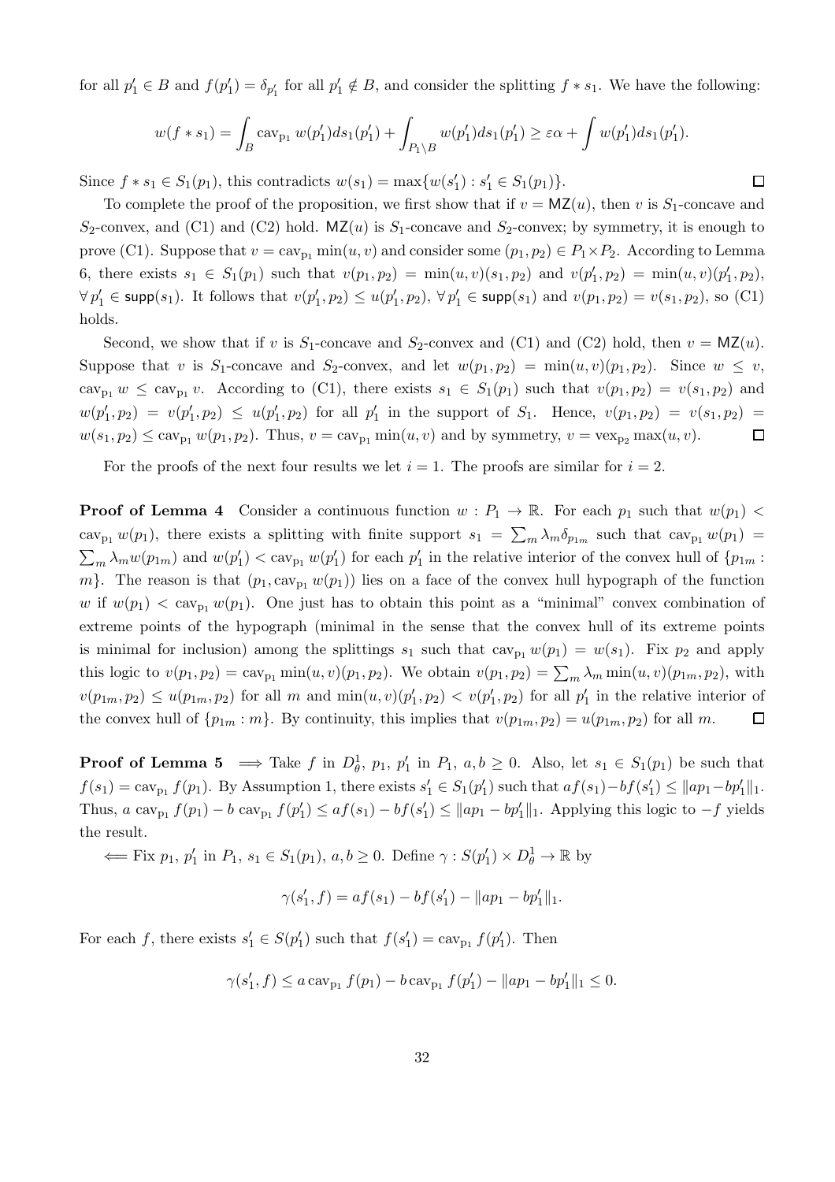for all $p'_1 \in B$ and $f(p'_1) = \delta_{p'_1}$ for all $p'_1 \notin B$, and consider the splitting $f * s_1$. We have the following:

$$w(f * s_1) = \int_B \operatorname{cav}_{\mathrm{p}_1} w(p'_1) ds_1(p'_1) + \int_{P_1 \setminus B} w(p'_1) ds_1(p'_1) \geq \varepsilon\alpha + \int w(p'_1) ds_1(p'_1).$$

Since $f * s_1 \in S_1(p_1)$, this contradicts $w(s_1) = \max\{w(s'_1) : s'_1 \in S_1(p_1)\}$. $\square$

To complete the proof of the proposition, we first show that if $v = \mathsf{MZ}(u)$, then $v$ is $S_1$-concave and $S_2$-convex, and (C1) and (C2) hold. $\mathsf{MZ}(u)$ is $S_1$-concave and $S_2$-convex; by symmetry, it is enough to prove (C1). Suppose that $v = \operatorname{cav}_{\mathrm{p}_1} \min(u, v)$ and consider some $(p_1, p_2) \in P_1 \times P_2$. According to Lemma 6, there exists $s_1 \in S_1(p_1)$ such that $v(p_1, p_2) = \min(u, v)(s_1, p_2)$ and $v(p'_1, p_2) = \min(u, v)(p'_1, p_2)$, $\forall\, p'_1 \in \mathsf{supp}(s_1)$. It follows that $v(p'_1, p_2) \leq u(p'_1, p_2)$, $\forall\, p'_1 \in \mathsf{supp}(s_1)$ and $v(p_1, p_2) = v(s_1, p_2)$, so (C1) holds.

Second, we show that if $v$ is $S_1$-concave and $S_2$-convex and (C1) and (C2) hold, then $v = \mathsf{MZ}(u)$. Suppose that $v$ is $S_1$-concave and $S_2$-convex, and let $w(p_1, p_2) = \min(u, v)(p_1, p_2)$. Since $w \leq v$, $\operatorname{cav}_{\mathrm{p}_1} w \leq \operatorname{cav}_{\mathrm{p}_1} v$. According to (C1), there exists $s_1 \in S_1(p_1)$ such that $v(p_1, p_2) = v(s_1, p_2)$ and $w(p'_1, p_2) = v(p'_1, p_2) \leq u(p'_1, p_2)$ for all $p'_1$ in the support of $S_1$. Hence, $v(p_1, p_2) = v(s_1, p_2) = w(s_1, p_2) \leq \operatorname{cav}_{\mathrm{p}_1} w(p_1, p_2)$. Thus, $v = \operatorname{cav}_{\mathrm{p}_1} \min(u, v)$ and by symmetry, $v = \operatorname{vex}_{\mathrm{p}_2} \max(u, v)$. $\square$

For the proofs of the next four results we let $i = 1$. The proofs are similar for $i = 2$.

**Proof of Lemma 4** Consider a continuous function $w : P_1 \to \mathbb{R}$. For each $p_1$ such that $w(p_1) < \operatorname{cav}_{\mathrm{p}_1} w(p_1)$, there exists a splitting with finite support $s_1 = \sum_m \lambda_m \delta_{p_{1m}}$ such that $\operatorname{cav}_{\mathrm{p}_1} w(p_1) = \sum_m \lambda_m w(p_{1m})$ and $w(p'_1) < \operatorname{cav}_{\mathrm{p}_1} w(p'_1)$ for each $p'_1$ in the relative interior of the convex hull of $\{p_{1m} : m\}$. The reason is that $(p_1, \operatorname{cav}_{\mathrm{p}_1} w(p_1))$ lies on a face of the convex hull hypograph of the function $w$ if $w(p_1) < \operatorname{cav}_{\mathrm{p}_1} w(p_1)$. One just has to obtain this point as a "minimal" convex combination of extreme points of the hypograph (minimal in the sense that the convex hull of its extreme points is minimal for inclusion) among the splittings $s_1$ such that $\operatorname{cav}_{\mathrm{p}_1} w(p_1) = w(s_1)$. Fix $p_2$ and apply this logic to $v(p_1, p_2) = \operatorname{cav}_{\mathrm{p}_1} \min(u, v)(p_1, p_2)$. We obtain $v(p_1, p_2) = \sum_m \lambda_m \min(u, v)(p_{1m}, p_2)$, with $v(p_{1m}, p_2) \leq u(p_{1m}, p_2)$ for all $m$ and $\min(u, v)(p'_1, p_2) < v(p'_1, p_2)$ for all $p'_1$ in the relative interior of the convex hull of $\{p_{1m} : m\}$. By continuity, this implies that $v(p_{1m}, p_2) = u(p_{1m}, p_2)$ for all $m$. $\square$

**Proof of Lemma 5** $\Longrightarrow$ Take $f$ in $D^1_\theta$, $p_1$, $p'_1$ in $P_1$, $a, b \geq 0$. Also, let $s_1 \in S_1(p_1)$ be such that $f(s_1) = \operatorname{cav}_{\mathrm{p}_1} f(p_1)$. By Assumption 1, there exists $s'_1 \in S_1(p'_1)$ such that $af(s_1) - bf(s'_1) \leq \|ap_1 - bp'_1\|_1$. Thus, $a \operatorname{cav}_{\mathrm{p}_1} f(p_1) - b \operatorname{cav}_{\mathrm{p}_1} f(p'_1) \leq af(s_1) - bf(s'_1) \leq \|ap_1 - bp'_1\|_1$. Applying this logic to $-f$ yields the result.

$\Longleftarrow$ Fix $p_1$, $p'_1$ in $P_1$, $s_1 \in S_1(p_1)$, $a, b \geq 0$. Define $\gamma : S(p'_1) \times D^1_\theta \to \mathbb{R}$ by

$$\gamma(s'_1, f) = af(s_1) - bf(s'_1) - \|ap_1 - bp'_1\|_1.$$

For each $f$, there exists $s'_1 \in S(p'_1)$ such that $f(s'_1) = \operatorname{cav}_{\mathrm{p}_1} f(p'_1)$. Then

$$\gamma(s'_1, f) \leq a \operatorname{cav}_{\mathrm{p}_1} f(p_1) - b \operatorname{cav}_{\mathrm{p}_1} f(p'_1) - \|ap_1 - bp'_1\|_1 \leq 0.$$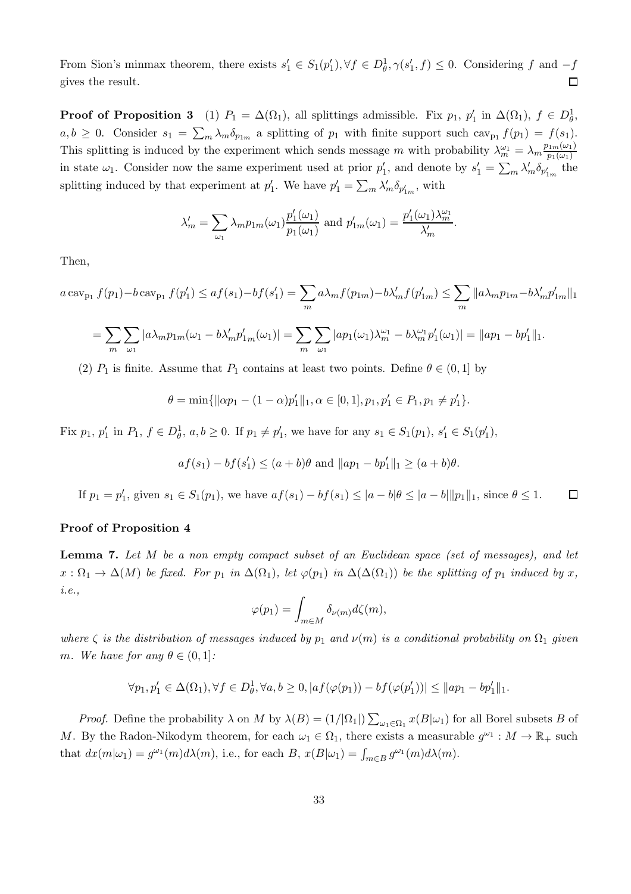From Sion's minmax theorem, there exists $s_1' \in S_1(p_1'), \forall f \in D_\theta^1, \gamma(s_1', f) \leq 0$. Considering $f$ and $-f$ gives the result. $\square$

**Proof of Proposition 3** (1) $P_1 = \Delta(\Omega_1)$, all splittings admissible. Fix $p_1$, $p_1'$ in $\Delta(\Omega_1)$, $f \in D_\theta^1$, $a, b \geq 0$. Consider $s_1 = \sum_m \lambda_m \delta_{p_{1m}}$ a splitting of $p_1$ with finite support such $\text{cav}_{P_1} f(p_1) = f(s_1)$. This splitting is induced by the experiment which sends message $m$ with probability $\lambda_m^{\omega_1} = \lambda_m \frac{p_{1m}(\omega_1)}{p_1(\omega_1)}$ in state $\omega_1$. Consider now the same experiment used at prior $p_1'$, and denote by $s_1' = \sum_m \lambda_m' \delta_{p_{1m}'}$ the splitting induced by that experiment at $p_1'$. We have $p_1' = \sum_m \lambda_m' \delta_{p_{1m}'}$, with

$$\lambda_m' = \sum_{\omega_1} \lambda_m p_{1m}(\omega_1) \frac{p_1'(\omega_1)}{p_1(\omega_1)} \text{ and } p_{1m}'(\omega_1) = \frac{p_1'(\omega_1)\lambda_m^{\omega_1}}{\lambda_m'}.$$

Then,

$$a \,\text{cav}_{P_1} f(p_1) - b \,\text{cav}_{P_1} f(p_1') \leq a f(s_1) - b f(s_1') = \sum_m a \lambda_m f(p_{1m}) - b \lambda_m' f(p_{1m}') \leq \sum_m \|a \lambda_m p_{1m} - b \lambda_m' p_{1m}'\|_1$$

$$= \sum_m \sum_{\omega_1} |a \lambda_m p_{1m}(\omega_1 - b \lambda_m' p_{1m}'(\omega_1)| = \sum_m \sum_{\omega_1} |a p_1(\omega_1) \lambda_m^{\omega_1} - b \lambda_m^{\omega_1} p_1'(\omega_1)| = \|a p_1 - b p_1'\|_1.$$

(2) $P_1$ is finite. Assume that $P_1$ contains at least two points. Define $\theta \in (0, 1]$ by

$$\theta = \min\{\|\alpha p_1 - (1-\alpha) p_1'\|_1, \alpha \in [0,1], p_1, p_1' \in P_1, p_1 \neq p_1'\}.$$

Fix $p_1$, $p_1'$ in $P_1$, $f \in D_\theta^1$, $a, b \geq 0$. If $p_1 \neq p_1'$, we have for any $s_1 \in S_1(p_1)$, $s_1' \in S_1(p_1')$,

$$a f(s_1) - b f(s_1') \leq (a+b)\theta \text{ and } \|a p_1 - b p_1'\|_1 \geq (a+b)\theta.$$

If $p_1 = p_1'$, given $s_1 \in S_1(p_1)$, we have $a f(s_1) - b f(s_1) \leq |a - b|\theta \leq |a - b| \|p_1\|_1$, since $\theta \leq 1$. $\square$

**Proof of Proposition 4**

**Lemma 7.** *Let $M$ be a non empty compact subset of an Euclidean space (set of messages), and let $x : \Omega_1 \to \Delta(M)$ be fixed. For $p_1$ in $\Delta(\Omega_1)$, let $\varphi(p_1)$ in $\Delta(\Delta(\Omega_1))$ be the splitting of $p_1$ induced by $x$, i.e.,*

$$\varphi(p_1) = \int_{m \in M} \delta_{\nu(m)} d\zeta(m),$$

*where $\zeta$ is the distribution of messages induced by $p_1$ and $\nu(m)$ is a conditional probability on $\Omega_1$ given $m$. We have for any $\theta \in (0, 1]$:*

$$\forall p_1, p_1' \in \Delta(\Omega_1), \forall f \in D_\theta^1, \forall a, b \geq 0, |a f(\varphi(p_1)) - b f(\varphi(p_1'))| \leq \|a p_1 - b p_1'\|_1.$$

*Proof.* Define the probability $\lambda$ on $M$ by $\lambda(B) = (1/|\Omega_1|) \sum_{\omega_1 \in \Omega_1} x(B|\omega_1)$ for all Borel subsets $B$ of $M$. By the Radon-Nikodym theorem, for each $\omega_1 \in \Omega_1$, there exists a measurable $g^{\omega_1} : M \to \mathbb{R}_+$ such that $dx(m|\omega_1) = g^{\omega_1}(m) d\lambda(m)$, i.e., for each $B$, $x(B|\omega_1) = \int_{m \in B} g^{\omega_1}(m) d\lambda(m)$.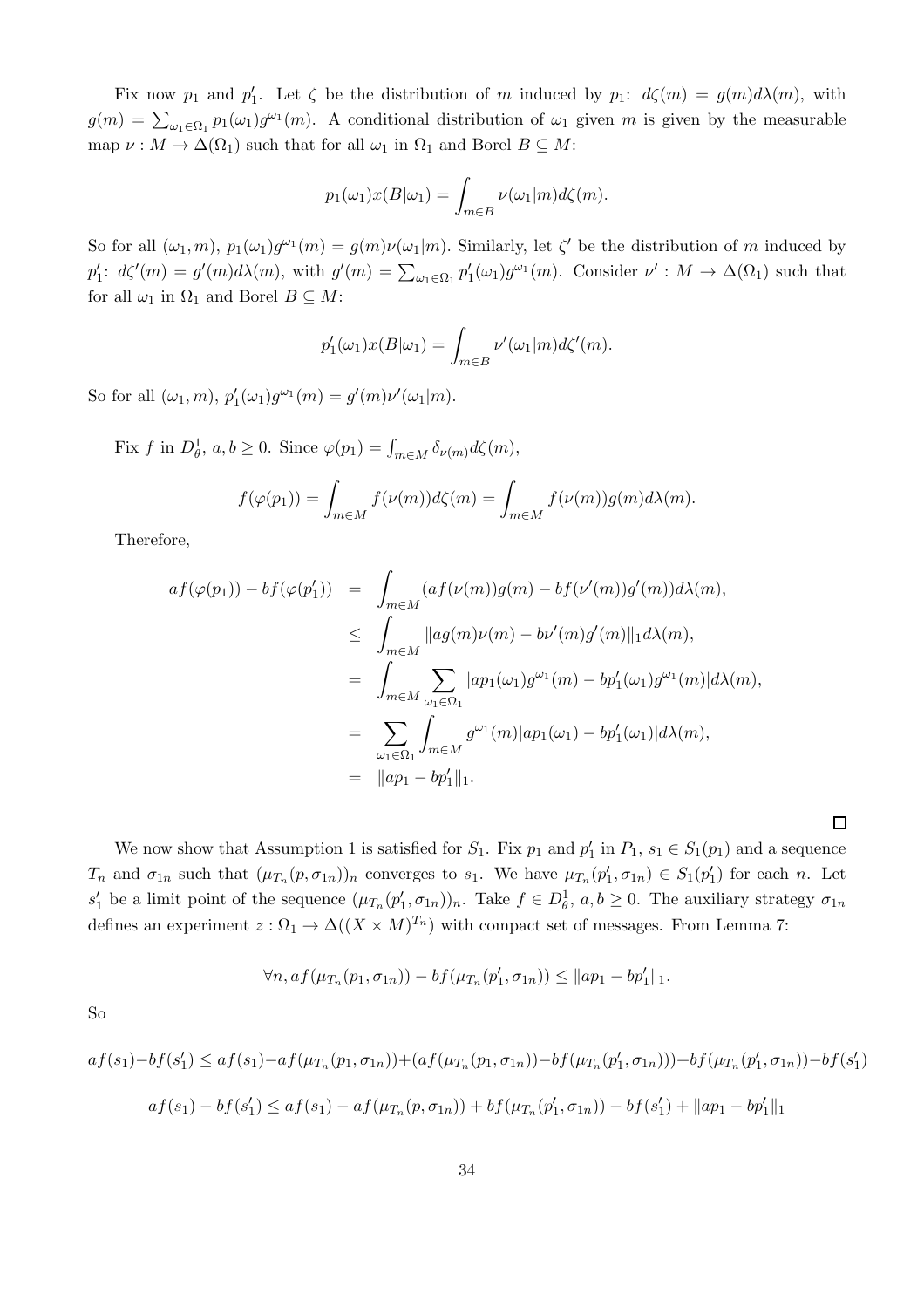Fix now $p_1$ and $p_1'$. Let $\zeta$ be the distribution of $m$ induced by $p_1$: $d\zeta(m) = g(m)d\lambda(m)$, with $g(m) = \sum_{\omega_1 \in \Omega_1} p_1(\omega_1) g^{\omega_1}(m)$. A conditional distribution of $\omega_1$ given $m$ is given by the measurable map $\nu : M \to \Delta(\Omega_1)$ such that for all $\omega_1$ in $\Omega_1$ and Borel $B \subseteq M$:

$$p_1(\omega_1) x(B|\omega_1) = \int_{m \in B} \nu(\omega_1|m) d\zeta(m).$$

So for all $(\omega_1, m)$, $p_1(\omega_1) g^{\omega_1}(m) = g(m)\nu(\omega_1|m)$. Similarly, let $\zeta'$ be the distribution of $m$ induced by $p_1'$: $d\zeta'(m) = g'(m)d\lambda(m)$, with $g'(m) = \sum_{\omega_1 \in \Omega_1} p_1'(\omega_1) g^{\omega_1}(m)$. Consider $\nu' : M \to \Delta(\Omega_1)$ such that for all $\omega_1$ in $\Omega_1$ and Borel $B \subseteq M$:

$$p_1'(\omega_1) x(B|\omega_1) = \int_{m \in B} \nu'(\omega_1|m) d\zeta'(m).$$

So for all $(\omega_1, m)$, $p_1'(\omega_1) g^{\omega_1}(m) = g'(m)\nu'(\omega_1|m)$.

Fix $f$ in $D_\theta^1$, $a, b \geq 0$. Since $\varphi(p_1) = \int_{m \in M} \delta_{\nu(m)} d\zeta(m)$,

$$f(\varphi(p_1)) = \int_{m \in M} f(\nu(m)) d\zeta(m) = \int_{m \in M} f(\nu(m)) g(m) d\lambda(m).$$

Therefore,

$$\begin{aligned}
af(\varphi(p_1)) - bf(\varphi(p_1')) &= \int_{m \in M} (af(\nu(m))g(m) - bf(\nu'(m))g'(m)) d\lambda(m), \\
&\leq \int_{m \in M} \|ag(m)\nu(m) - b\nu'(m)g'(m)\|_1 d\lambda(m), \\
&= \int_{m \in M} \sum_{\omega_1 \in \Omega_1} |ap_1(\omega_1)g^{\omega_1}(m) - bp_1'(\omega_1)g^{\omega_1}(m)| d\lambda(m), \\
&= \sum_{\omega_1 \in \Omega_1} \int_{m \in M} g^{\omega_1}(m) |ap_1(\omega_1) - bp_1'(\omega_1)| d\lambda(m), \\
&= \|ap_1 - bp_1'\|_1.
\end{aligned}$$

□

We now show that Assumption 1 is satisfied for $S_1$. Fix $p_1$ and $p_1'$ in $P_1$, $s_1 \in S_1(p_1)$ and a sequence $T_n$ and $\sigma_{1n}$ such that $(\mu_{T_n}(p, \sigma_{1n}))_n$ converges to $s_1$. We have $\mu_{T_n}(p_1', \sigma_{1n}) \in S_1(p_1')$ for each $n$. Let $s_1'$ be a limit point of the sequence $(\mu_{T_n}(p_1', \sigma_{1n}))_n$. Take $f \in D_\theta^1$, $a, b \geq 0$. The auxiliary strategy $\sigma_{1n}$ defines an experiment $z : \Omega_1 \to \Delta((X \times M)^{T_n})$ with compact set of messages. From Lemma 7:

$$\forall n, af(\mu_{T_n}(p_1, \sigma_{1n})) - bf(\mu_{T_n}(p_1', \sigma_{1n})) \leq \|ap_1 - bp_1'\|_1.$$

So

$$af(s_1) - bf(s_1') \leq af(s_1) - af(\mu_{T_n}(p_1, \sigma_{1n})) + (af(\mu_{T_n}(p_1, \sigma_{1n})) - bf(\mu_{T_n}(p_1', \sigma_{1n}))) + bf(\mu_{T_n}(p_1', \sigma_{1n})) - bf(s_1')$$

$$af(s_1) - bf(s_1') \leq af(s_1) - af(\mu_{T_n}(p, \sigma_{1n})) + bf(\mu_{T_n}(p_1', \sigma_{1n})) - bf(s_1') + \|ap_1 - bp_1'\|_1$$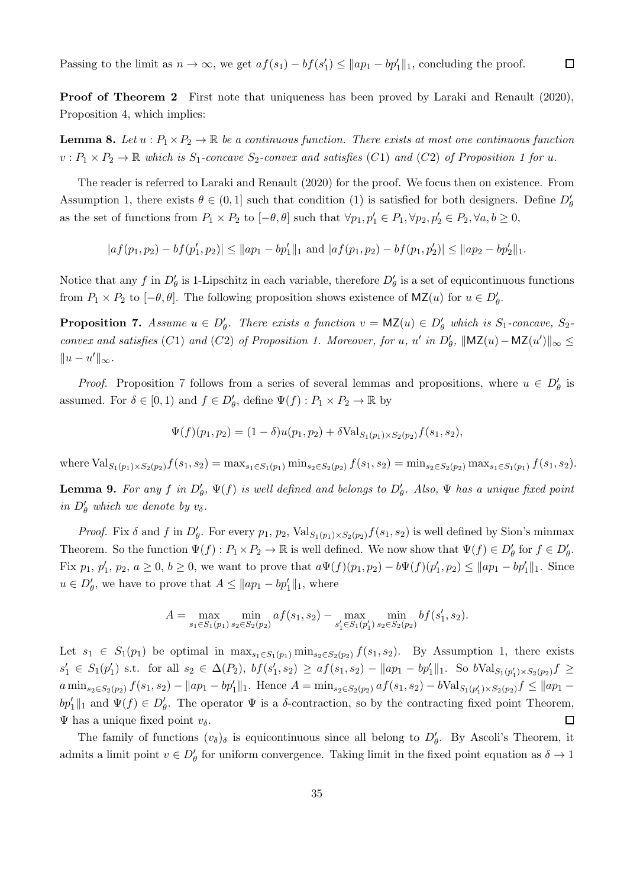Passing to the limit as $n \to \infty$, we get $af(s_1) - bf(s'_1) \leq \|ap_1 - bp'_1\|_1$, concluding the proof. $\square$

**Proof of Theorem 2** First note that uniqueness has been proved by Laraki and Renault (2020), Proposition 4, which implies:

**Lemma 8.** *Let $u : P_1 \times P_2 \to \mathbb{R}$ be a continuous function. There exists at most one continuous function $v : P_1 \times P_2 \to \mathbb{R}$ which is $S_1$-concave $S_2$-convex and satisfies $(C1)$ and $(C2)$ of Proposition 1 for $u$.*

The reader is referred to Laraki and Renault (2020) for the proof. We focus then on existence. From Assumption 1, there exists $\theta \in (0, 1]$ such that condition (1) is satisfied for both designers. Define $D'_\theta$ as the set of functions from $P_1 \times P_2$ to $[-\theta, \theta]$ such that $\forall p_1, p'_1 \in P_1, \forall p_2, p'_2 \in P_2, \forall a, b \geq 0$,

$$|af(p_1, p_2) - bf(p'_1, p_2)| \leq \|ap_1 - bp'_1\|_1 \text{ and } |af(p_1, p_2) - bf(p_1, p'_2)| \leq \|ap_2 - bp'_2\|_1.$$

Notice that any $f$ in $D'_\theta$ is 1-Lipschitz in each variable, therefore $D'_\theta$ is a set of equicontinuous functions from $P_1 \times P_2$ to $[-\theta, \theta]$. The following proposition shows existence of $\mathsf{MZ}(u)$ for $u \in D'_\theta$.

**Proposition 7.** *Assume $u \in D'_\theta$. There exists a function $v = \mathsf{MZ}(u) \in D'_\theta$ which is $S_1$-concave, $S_2$-convex and satisfies $(C1)$ and $(C2)$ of Proposition 1. Moreover, for $u$, $u'$ in $D'_\theta$, $\|\mathsf{MZ}(u) - \mathsf{MZ}(u')\|_\infty \leq \|u - u'\|_\infty$.*

*Proof.* Proposition 7 follows from a series of several lemmas and propositions, where $u \in D'_\theta$ is assumed. For $\delta \in [0, 1)$ and $f \in D'_\theta$, define $\Psi(f) : P_1 \times P_2 \to \mathbb{R}$ by

$$\Psi(f)(p_1, p_2) = (1 - \delta)u(p_1, p_2) + \delta \mathrm{Val}_{S_1(p_1) \times S_2(p_2)} f(s_1, s_2),$$

where $\mathrm{Val}_{S_1(p_1) \times S_2(p_2)} f(s_1, s_2) = \max_{s_1 \in S_1(p_1)} \min_{s_2 \in S_2(p_2)} f(s_1, s_2) = \min_{s_2 \in S_2(p_2)} \max_{s_1 \in S_1(p_1)} f(s_1, s_2)$.

**Lemma 9.** *For any $f$ in $D'_\theta$, $\Psi(f)$ is well defined and belongs to $D'_\theta$. Also, $\Psi$ has a unique fixed point in $D'_\theta$ which we denote by $v_\delta$.*

*Proof.* Fix $\delta$ and $f$ in $D'_\theta$. For every $p_1$, $p_2$, $\mathrm{Val}_{S_1(p_1) \times S_2(p_2)} f(s_1, s_2)$ is well defined by Sion's minmax Theorem. So the function $\Psi(f) : P_1 \times P_2 \to \mathbb{R}$ is well defined. We now show that $\Psi(f) \in D'_\theta$ for $f \in D'_\theta$. Fix $p_1$, $p'_1$, $p_2$, $a \geq 0$, $b \geq 0$, we want to prove that $a\Psi(f)(p_1, p_2) - b\Psi(f)(p'_1, p_2) \leq \|ap_1 - bp'_1\|_1$. Since $u \in D'_\theta$, we have to prove that $A \leq \|ap_1 - bp'_1\|_1$, where

$$A = \max_{s_1 \in S_1(p_1)} \min_{s_2 \in S_2(p_2)} af(s_1, s_2) - \max_{s'_1 \in S_1(p'_1)} \min_{s_2 \in S_2(p_2)} bf(s'_1, s_2).$$

Let $s_1 \in S_1(p_1)$ be optimal in $\max_{s_1 \in S_1(p_1)} \min_{s_2 \in S_2(p_2)} f(s_1, s_2)$. By Assumption 1, there exists $s'_1 \in S_1(p'_1)$ s.t. for all $s_2 \in \Delta(P_2)$, $bf(s'_1, s_2) \geq af(s_1, s_2) - \|ap_1 - bp'_1\|_1$. So $b\mathrm{Val}_{S_1(p'_1) \times S_2(p_2)} f \geq a \min_{s_2 \in S_2(p_2)} f(s_1, s_2) - \|ap_1 - bp'_1\|_1$. Hence $A = \min_{s_2 \in S_2(p_2)} af(s_1, s_2) - b\mathrm{Val}_{S_1(p'_1) \times S_2(p_2)} f \leq \|ap_1 - bp'_1\|_1$ and $\Psi(f) \in D'_\theta$. The operator $\Psi$ is a $\delta$-contraction, so by the contracting fixed point Theorem, $\Psi$ has a unique fixed point $v_\delta$. $\square$

The family of functions $(v_\delta)_\delta$ is equicontinuous since all belong to $D'_\theta$. By Ascoli's Theorem, it admits a limit point $v \in D'_\theta$ for uniform convergence. Taking limit in the fixed point equation as $\delta \to 1$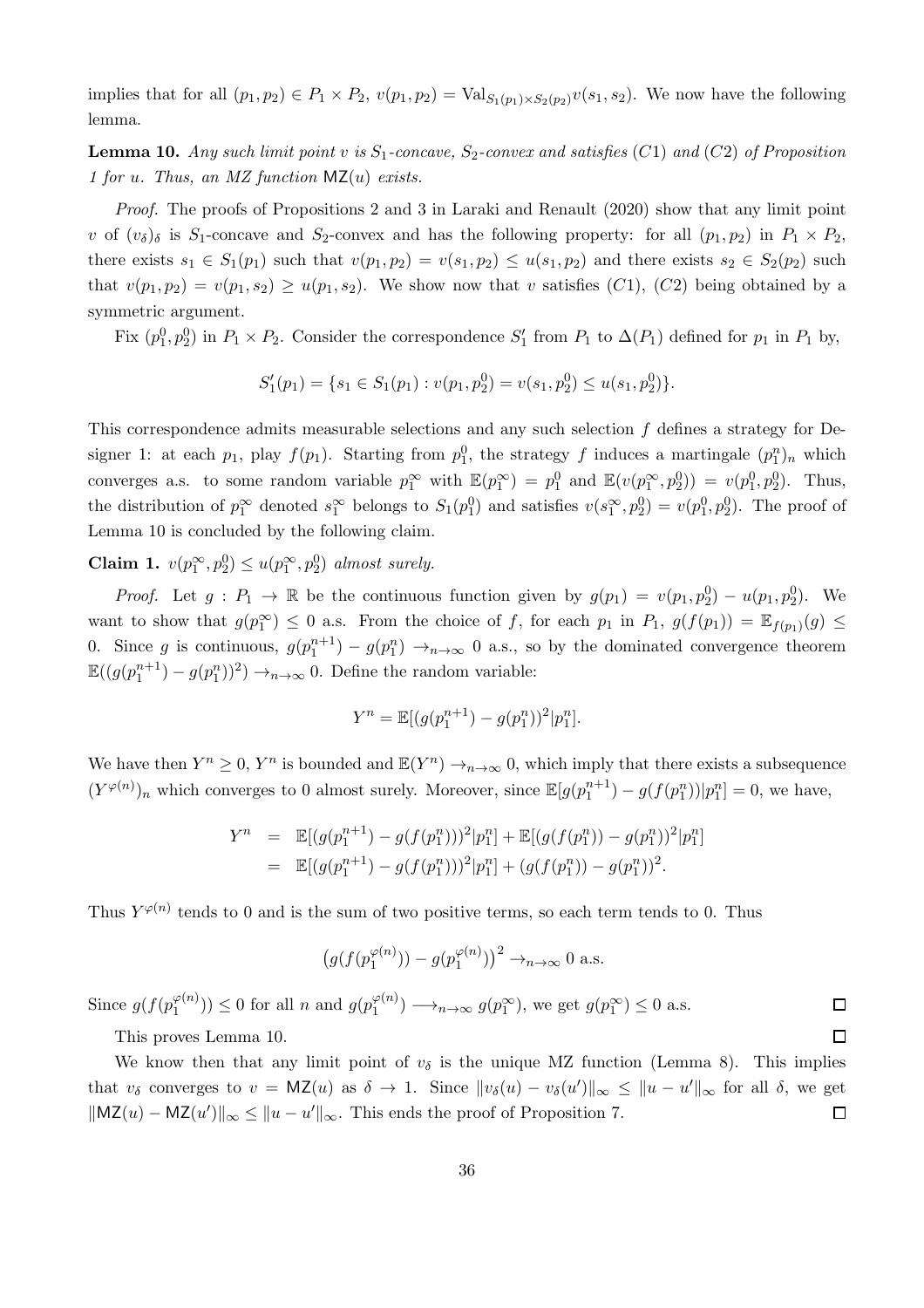implies that for all $(p_1, p_2) \in P_1 \times P_2$, $v(p_1, p_2) = \text{Val}_{S_1(p_1) \times S_2(p_2)} v(s_1, s_2)$. We now have the following lemma.

**Lemma 10.** *Any such limit point $v$ is $S_1$-concave, $S_2$-convex and satisfies $(C1)$ and $(C2)$ of Proposition 1 for $u$. Thus, an MZ function $\mathsf{MZ}(u)$ exists.*

*Proof.* The proofs of Propositions 2 and 3 in Laraki and Renault (2020) show that any limit point $v$ of $(v_\delta)_\delta$ is $S_1$-concave and $S_2$-convex and has the following property: for all $(p_1, p_2)$ in $P_1 \times P_2$, there exists $s_1 \in S_1(p_1)$ such that $v(p_1, p_2) = v(s_1, p_2) \leq u(s_1, p_2)$ and there exists $s_2 \in S_2(p_2)$ such that $v(p_1, p_2) = v(p_1, s_2) \geq u(p_1, s_2)$. We show now that $v$ satisfies $(C1)$, $(C2)$ being obtained by a symmetric argument.

Fix $(p_1^0, p_2^0)$ in $P_1 \times P_2$. Consider the correspondence $S_1'$ from $P_1$ to $\Delta(P_1)$ defined for $p_1$ in $P_1$ by,

$$S_1'(p_1) = \{s_1 \in S_1(p_1) : v(p_1, p_2^0) = v(s_1, p_2^0) \leq u(s_1, p_2^0)\}.$$

This correspondence admits measurable selections and any such selection $f$ defines a strategy for Designer 1: at each $p_1$, play $f(p_1)$. Starting from $p_1^0$, the strategy $f$ induces a martingale $(p_1^n)_n$ which converges a.s. to some random variable $p_1^\infty$ with $\mathbb{E}(p_1^\infty) = p_1^0$ and $\mathbb{E}(v(p_1^\infty, p_2^0)) = v(p_1^0, p_2^0)$. Thus, the distribution of $p_1^\infty$ denoted $s_1^\infty$ belongs to $S_1(p_1^0)$ and satisfies $v(s_1^\infty, p_2^0) = v(p_1^0, p_2^0)$. The proof of Lemma 10 is concluded by the following claim.

**Claim 1.** *$v(p_1^\infty, p_2^0) \leq u(p_1^\infty, p_2^0)$ almost surely.*

*Proof.* Let $g : P_1 \to \mathbb{R}$ be the continuous function given by $g(p_1) = v(p_1, p_2^0) - u(p_1, p_2^0)$. We want to show that $g(p_1^\infty) \leq 0$ a.s. From the choice of $f$, for each $p_1$ in $P_1$, $g(f(p_1)) = \mathbb{E}_{f(p_1)}(g) \leq 0$. Since $g$ is continuous, $g(p_1^{n+1}) - g(p_1^n) \to_{n\to\infty} 0$ a.s., so by the dominated convergence theorem $\mathbb{E}((g(p_1^{n+1}) - g(p_1^n))^2) \to_{n\to\infty} 0$. Define the random variable:

$$Y^n = \mathbb{E}[(g(p_1^{n+1}) - g(p_1^n))^2 | p_1^n].$$

We have then $Y^n \geq 0$, $Y^n$ is bounded and $\mathbb{E}(Y^n) \to_{n\to\infty} 0$, which imply that there exists a subsequence $(Y^{\varphi(n)})_n$ which converges to 0 almost surely. Moreover, since $\mathbb{E}[g(p_1^{n+1}) - g(f(p_1^n))|p_1^n] = 0$, we have,

$$\begin{aligned} Y^n &= \mathbb{E}[(g(p_1^{n+1}) - g(f(p_1^n)))^2 | p_1^n] + \mathbb{E}[(g(f(p_1^n)) - g(p_1^n))^2 | p_1^n] \\ &= \mathbb{E}[(g(p_1^{n+1}) - g(f(p_1^n)))^2 | p_1^n] + (g(f(p_1^n)) - g(p_1^n))^2. \end{aligned}$$

Thus $Y^{\varphi(n)}$ tends to 0 and is the sum of two positive terms, so each term tends to 0. Thus

$$\left(g(f(p_1^{\varphi(n)})) - g(p_1^{\varphi(n)})\right)^2 \to_{n\to\infty} 0 \text{ a.s.}$$

Since $g(f(p_1^{\varphi(n)})) \leq 0$ for all $n$ and $g(p_1^{\varphi(n)}) \longrightarrow_{n\to\infty} g(p_1^\infty)$, we get $g(p_1^\infty) \leq 0$ a.s. $\square$

This proves Lemma 10. $\square$

We know then that any limit point of $v_\delta$ is the unique MZ function (Lemma 8). This implies that $v_\delta$ converges to $v = \mathsf{MZ}(u)$ as $\delta \to 1$. Since $\|v_\delta(u) - v_\delta(u')\|_\infty \leq \|u - u'\|_\infty$ for all $\delta$, we get $\|\mathsf{MZ}(u) - \mathsf{MZ}(u')\|_\infty \leq \|u - u'\|_\infty$. This ends the proof of Proposition 7. $\square$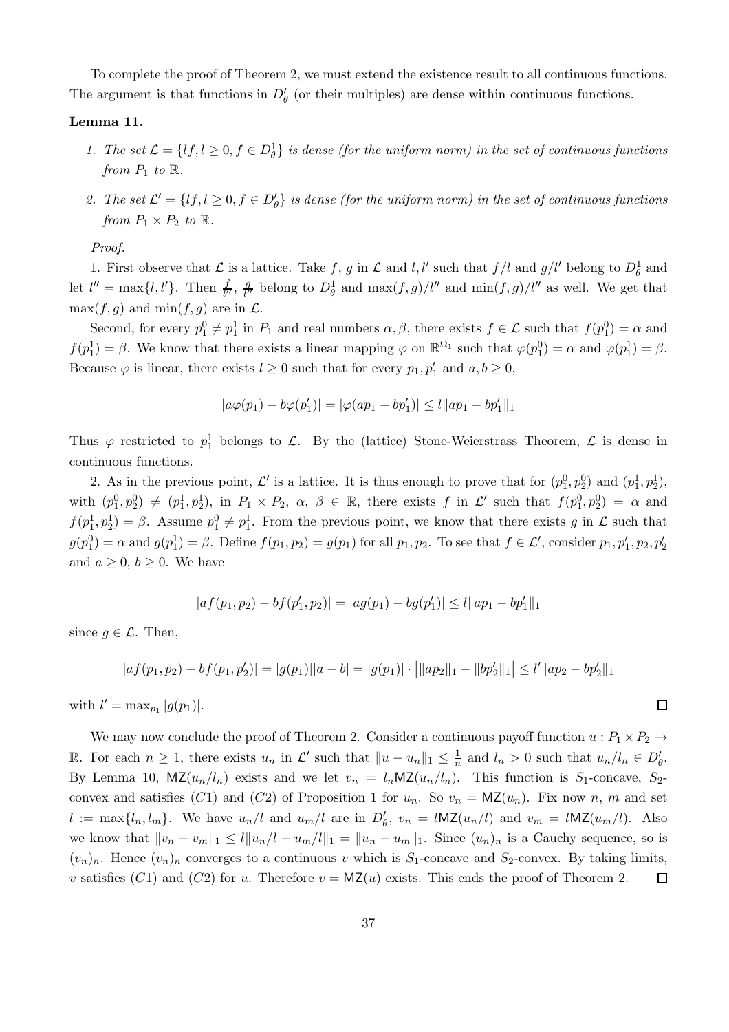To complete the proof of Theorem 2, we must extend the existence result to all continuous functions. The argument is that functions in $D'_\theta$ (or their multiples) are dense within continuous functions.

**Lemma 11.**

1. *The set $\mathcal{L} = \{lf, l \geq 0, f \in D^1_\theta\}$ is dense (for the uniform norm) in the set of continuous functions from $P_1$ to $\mathbb{R}$.*

2. *The set $\mathcal{L}' = \{lf, l \geq 0, f \in D'_\theta\}$ is dense (for the uniform norm) in the set of continuous functions from $P_1 \times P_2$ to $\mathbb{R}$.*

*Proof.*

1. First observe that $\mathcal{L}$ is a lattice. Take $f$, $g$ in $\mathcal{L}$ and $l, l'$ such that $f/l$ and $g/l'$ belong to $D^1_\theta$ and let $l'' = \max\{l, l'\}$. Then $\frac{f}{l''}$, $\frac{g}{l''}$ belong to $D^1_\theta$ and $\max(f,g)/l''$ and $\min(f,g)/l''$ as well. We get that $\max(f,g)$ and $\min(f,g)$ are in $\mathcal{L}$.

Second, for every $p^0_1 \neq p^1_1$ in $P_1$ and real numbers $\alpha, \beta$, there exists $f \in \mathcal{L}$ such that $f(p^0_1) = \alpha$ and $f(p^1_1) = \beta$. We know that there exists a linear mapping $\varphi$ on $\mathbb{R}^{\Omega_1}$ such that $\varphi(p^0_1) = \alpha$ and $\varphi(p^1_1) = \beta$. Because $\varphi$ is linear, there exists $l \geq 0$ such that for every $p_1, p'_1$ and $a, b \geq 0$,

$$|a\varphi(p_1) - b\varphi(p'_1)| = |\varphi(ap_1 - bp'_1)| \leq l\|ap_1 - bp'_1\|_1$$

Thus $\varphi$ restricted to $p^1_1$ belongs to $\mathcal{L}$. By the (lattice) Stone-Weierstrass Theorem, $\mathcal{L}$ is dense in continuous functions.

2. As in the previous point, $\mathcal{L}'$ is a lattice. It is thus enough to prove that for $(p^0_1, p^0_2)$ and $(p^1_1, p^1_2)$, with $(p^0_1, p^0_2) \neq (p^1_1, p^1_2)$, in $P_1 \times P_2$, $\alpha$, $\beta \in \mathbb{R}$, there exists $f$ in $\mathcal{L}'$ such that $f(p^0_1, p^0_2) = \alpha$ and $f(p^1_1, p^1_2) = \beta$. Assume $p^0_1 \neq p^1_1$. From the previous point, we know that there exists $g$ in $\mathcal{L}$ such that $g(p^0_1) = \alpha$ and $g(p^1_1) = \beta$. Define $f(p_1, p_2) = g(p_1)$ for all $p_1, p_2$. To see that $f \in \mathcal{L}'$, consider $p_1, p'_1, p_2, p'_2$ and $a \geq 0$, $b \geq 0$. We have

$$|af(p_1, p_2) - bf(p'_1, p_2)| = |ag(p_1) - bg(p'_1)| \leq l\|ap_1 - bp'_1\|_1$$

since $g \in \mathcal{L}$. Then,

$$|af(p_1, p_2) - bf(p_1, p'_2)| = |g(p_1)||a - b| = |g(p_1)| \cdot \big|\|ap_2\|_1 - \|bp'_2\|_1\big| \leq l'\|ap_2 - bp'_2\|_1$$

with $l' = \max_{p_1} |g(p_1)|$. $\square$

We may now conclude the proof of Theorem 2. Consider a continuous payoff function $u : P_1 \times P_2 \to \mathbb{R}$. For each $n \geq 1$, there exists $u_n$ in $\mathcal{L}'$ such that $\|u - u_n\|_1 \leq \frac{1}{n}$ and $l_n > 0$ such that $u_n/l_n \in D'_\theta$. By Lemma 10, $\mathsf{MZ}(u_n/l_n)$ exists and we let $v_n = l_n\mathsf{MZ}(u_n/l_n)$. This function is $S_1$-concave, $S_2$-convex and satisfies $(C1)$ and $(C2)$ of Proposition 1 for $u_n$. So $v_n = \mathsf{MZ}(u_n)$. Fix now $n$, $m$ and set $l := \max\{l_n, l_m\}$. We have $u_n/l$ and $u_m/l$ are in $D'_\theta$, $v_n = l\mathsf{MZ}(u_n/l)$ and $v_m = l\mathsf{MZ}(u_m/l)$. Also we know that $\|v_n - v_m\|_1 \leq l\|u_n/l - u_m/l\|_1 = \|u_n - u_m\|_1$. Since $(u_n)_n$ is a Cauchy sequence, so is $(v_n)_n$. Hence $(v_n)_n$ converges to a continuous $v$ which is $S_1$-concave and $S_2$-convex. By taking limits, $v$ satisfies $(C1)$ and $(C2)$ for $u$. Therefore $v = \mathsf{MZ}(u)$ exists. This ends the proof of Theorem 2. $\square$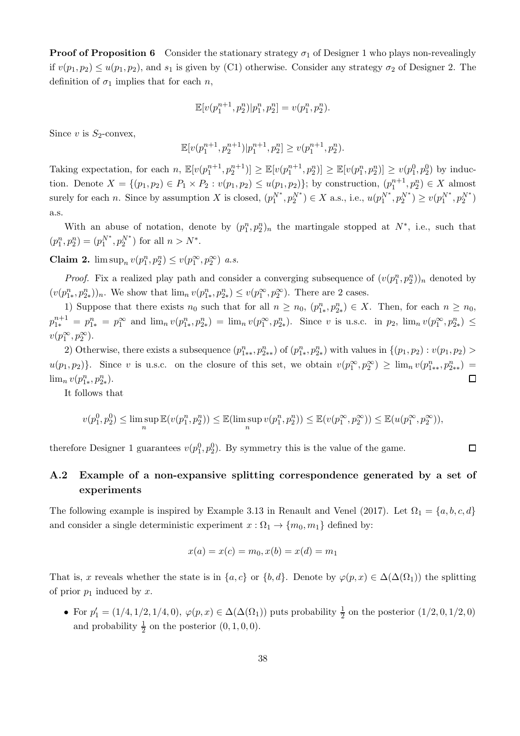**Proof of Proposition 6** Consider the stationary strategy $\sigma_1$ of Designer 1 who plays non-revealingly if $v(p_1, p_2) \le u(p_1, p_2)$, and $s_1$ is given by (C1) otherwise. Consider any strategy $\sigma_2$ of Designer 2. The definition of $\sigma_1$ implies that for each $n$,

$$\mathbb{E}[v(p_1^{n+1}, p_2^n)|p_1^n, p_2^n] = v(p_1^n, p_2^n).$$

Since $v$ is $S_2$-convex,

$$\mathbb{E}[v(p_1^{n+1}, p_2^{n+1})|p_1^{n+1}, p_2^n] \ge v(p_1^{n+1}, p_2^n).$$

Taking expectation, for each $n$, $\mathbb{E}[v(p_1^{n+1}, p_2^{n+1})] \ge \mathbb{E}[v(p_1^{n+1}, p_2^n)] \ge \mathbb{E}[v(p_1^n, p_2^n)] \ge v(p_1^0, p_2^0)$ by induction. Denote $X = \{(p_1, p_2) \in P_1 \times P_2 : v(p_1, p_2) \le u(p_1, p_2)\}$; by construction, $(p_1^{n+1}, p_2^n) \in X$ almost surely for each $n$. Since by assumption $X$ is closed, $(p_1^{N^*}, p_2^{N^*}) \in X$ a.s., i.e., $u(p_1^{N^*}, p_2^{N^*}) \ge v(p_1^{N^*}, p_2^{N^*})$ a.s.

With an abuse of notation, denote by $(p_1^n, p_2^n)_n$ the martingale stopped at $N^*$, i.e., such that $(p_1^n, p_2^n) = (p_1^{N^*}, p_2^{N^*})$ for all $n > N^*$.

**Claim 2.** *$\limsup_n v(p_1^n, p_2^n) \le v(p_1^\infty, p_2^\infty)$ a.s.*

*Proof.* Fix a realized play path and consider a converging subsequence of $(v(p_1^n, p_2^n))_n$ denoted by $(v(p_{1*}^n, p_{2*}^n))_n$. We show that $\lim_n v(p_{1*}^n, p_{2*}^n) \le v(p_1^\infty, p_2^\infty)$. There are 2 cases.

1) Suppose that there exists $n_0$ such that for all $n \ge n_0$, $(p_{1*}^n, p_{2*}^n) \in X$. Then, for each $n \ge n_0$, $p_{1*}^{n+1} = p_{1*}^n = p_1^\infty$ and $\lim_n v(p_{1*}^n, p_{2*}^n) = \lim_n v(p_1^\infty, p_{2*}^n)$. Since $v$ is u.s.c. in $p_2$, $\lim_n v(p_1^\infty, p_{2*}^n) \le v(p_1^\infty, p_2^\infty)$.

2) Otherwise, there exists a subsequence $(p_{1**}^n, p_{2**}^n)$ of $(p_{1*}^n, p_{2*}^n)$ with values in $\{(p_1, p_2) : v(p_1, p_2) > u(p_1, p_2)\}$. Since $v$ is u.s.c. on the closure of this set, we obtain $v(p_1^\infty, p_2^\infty) \ge \lim_n v(p_{1**}^n, p_{2**}^n) = \lim_n v(p_{1*}^n, p_{2*}^n)$. $\square$

It follows that

$$v(p_1^0, p_2^0) \le \limsup_n \mathbb{E}(v(p_1^n, p_2^n)) \le \mathbb{E}(\limsup_n v(p_1^n, p_2^n)) \le \mathbb{E}(v(p_1^\infty, p_2^\infty)) \le \mathbb{E}(u(p_1^\infty, p_2^\infty)),$$

therefore Designer 1 guarantees $v(p_1^0, p_2^0)$. By symmetry this is the value of the game. $\square$

## A.2 Example of a non-expansive splitting correspondence generated by a set of experiments

The following example is inspired by Example 3.13 in Renault and Venel (2017). Let $\Omega_1 = \{a, b, c, d\}$ and consider a single deterministic experiment $x : \Omega_1 \to \{m_0, m_1\}$ defined by:

$$x(a) = x(c) = m_0, x(b) = x(d) = m_1$$

That is, $x$ reveals whether the state is in $\{a, c\}$ or $\{b, d\}$. Denote by $\varphi(p, x) \in \Delta(\Delta(\Omega_1))$ the splitting of prior $p_1$ induced by $x$.

- For $p_1' = (1/4, 1/2, 1/4, 0)$, $\varphi(p, x) \in \Delta(\Delta(\Omega_1))$ puts probability $\frac{1}{2}$ on the posterior $(1/2, 0, 1/2, 0)$ and probability $\frac{1}{2}$ on the posterior $(0, 1, 0, 0)$.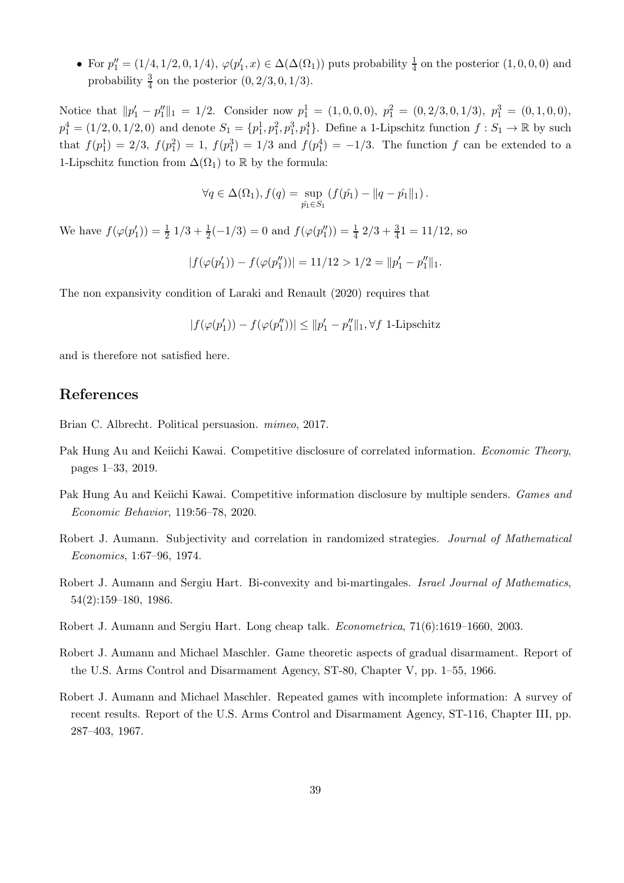- For $p_1'' = (1/4, 1/2, 0, 1/4)$, $\varphi(p_1', x) \in \Delta(\Delta(\Omega_1))$ puts probability $\frac{1}{4}$ on the posterior $(1, 0, 0, 0)$ and probability $\frac{3}{4}$ on the posterior $(0, 2/3, 0, 1/3)$.

Notice that $\|p_1' - p_1''\|_1 = 1/2$. Consider now $p_1^1 = (1, 0, 0, 0)$, $p_1^2 = (0, 2/3, 0, 1/3)$, $p_1^3 = (0, 1, 0, 0)$, $p_1^4 = (1/2, 0, 1/2, 0)$ and denote $S_1 = \{p_1^1, p_1^2, p_1^3, p_1^4\}$. Define a 1-Lipschitz function $f : S_1 \to \mathbb{R}$ by such that $f(p_1^1) = 2/3$, $f(p_1^2) = 1$, $f(p_1^3) = 1/3$ and $f(p_1^4) = -1/3$. The function $f$ can be extended to a 1-Lipschitz function from $\Delta(\Omega_1)$ to $\mathbb{R}$ by the formula:

$$\forall q \in \Delta(\Omega_1), f(q) = \sup_{\hat{p_1} \in S_1} \left( f(\hat{p_1}) - \|q - \hat{p_1}\|_1 \right).$$

We have $f(\varphi(p_1')) = \frac{1}{2}\, 1/3 + \frac{1}{2}(-1/3) = 0$ and $f(\varphi(p_1'')) = \frac{1}{4}\, 2/3 + \frac{3}{4} 1 = 11/12$, so

$$|f(\varphi(p_1')) - f(\varphi(p_1''))| = 11/12 > 1/2 = \|p_1' - p_1''\|_1.$$

The non expansivity condition of Laraki and Renault (2020) requires that

$$|f(\varphi(p_1')) - f(\varphi(p_1''))| \leq \|p_1' - p_1''\|_1, \forall f \text{ 1-Lipschitz}$$

and is therefore not satisfied here.

## References

Brian C. Albrecht. Political persuasion. *mimeo*, 2017.

Pak Hung Au and Keiichi Kawai. Competitive disclosure of correlated information. *Economic Theory*, pages 1–33, 2019.

Pak Hung Au and Keiichi Kawai. Competitive information disclosure by multiple senders. *Games and Economic Behavior*, 119:56–78, 2020.

Robert J. Aumann. Subjectivity and correlation in randomized strategies. *Journal of Mathematical Economics*, 1:67–96, 1974.

Robert J. Aumann and Sergiu Hart. Bi-convexity and bi-martingales. *Israel Journal of Mathematics*, 54(2):159–180, 1986.

Robert J. Aumann and Sergiu Hart. Long cheap talk. *Econometrica*, 71(6):1619–1660, 2003.

Robert J. Aumann and Michael Maschler. Game theoretic aspects of gradual disarmament. Report of the U.S. Arms Control and Disarmament Agency, ST-80, Chapter V, pp. 1–55, 1966.

Robert J. Aumann and Michael Maschler. Repeated games with incomplete information: A survey of recent results. Report of the U.S. Arms Control and Disarmament Agency, ST-116, Chapter III, pp. 287–403, 1967.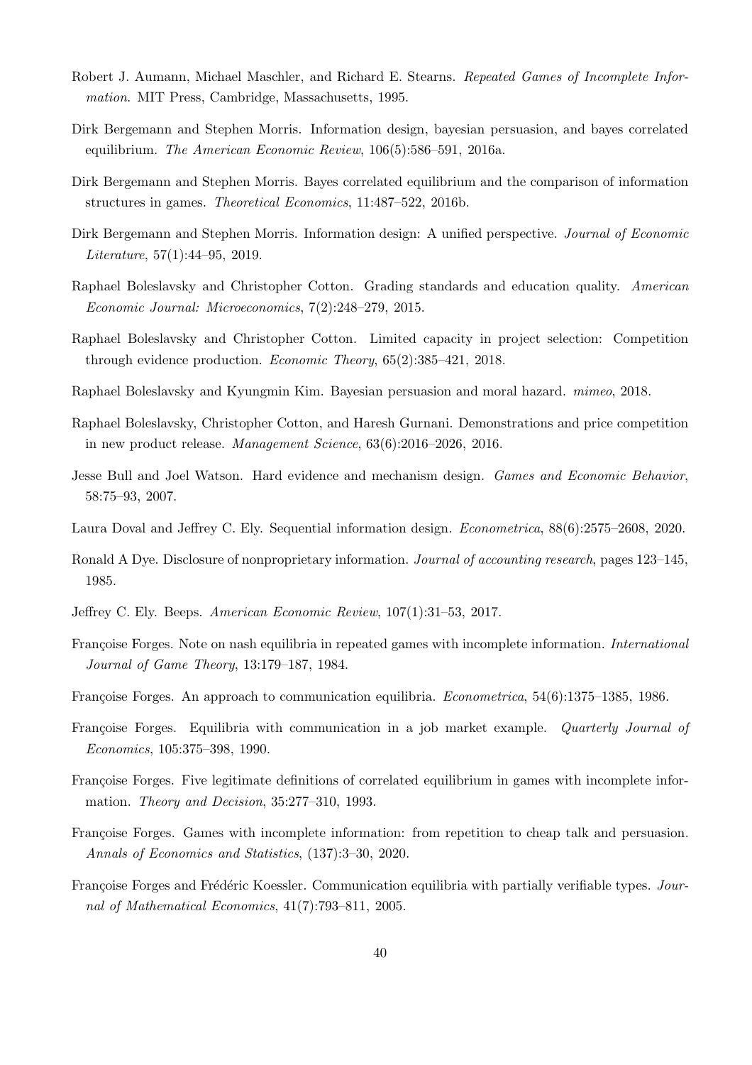Robert J. Aumann, Michael Maschler, and Richard E. Stearns. *Repeated Games of Incomplete Information*. MIT Press, Cambridge, Massachusetts, 1995.

Dirk Bergemann and Stephen Morris. Information design, bayesian persuasion, and bayes correlated equilibrium. *The American Economic Review*, 106(5):586–591, 2016a.

Dirk Bergemann and Stephen Morris. Bayes correlated equilibrium and the comparison of information structures in games. *Theoretical Economics*, 11:487–522, 2016b.

Dirk Bergemann and Stephen Morris. Information design: A unified perspective. *Journal of Economic Literature*, 57(1):44–95, 2019.

Raphael Boleslavsky and Christopher Cotton. Grading standards and education quality. *American Economic Journal: Microeconomics*, 7(2):248–279, 2015.

Raphael Boleslavsky and Christopher Cotton. Limited capacity in project selection: Competition through evidence production. *Economic Theory*, 65(2):385–421, 2018.

Raphael Boleslavsky and Kyungmin Kim. Bayesian persuasion and moral hazard. *mimeo*, 2018.

Raphael Boleslavsky, Christopher Cotton, and Haresh Gurnani. Demonstrations and price competition in new product release. *Management Science*, 63(6):2016–2026, 2016.

Jesse Bull and Joel Watson. Hard evidence and mechanism design. *Games and Economic Behavior*, 58:75–93, 2007.

Laura Doval and Jeffrey C. Ely. Sequential information design. *Econometrica*, 88(6):2575–2608, 2020.

Ronald A Dye. Disclosure of nonproprietary information. *Journal of accounting research*, pages 123–145, 1985.

Jeffrey C. Ely. Beeps. *American Economic Review*, 107(1):31–53, 2017.

Françoise Forges. Note on nash equilibria in repeated games with incomplete information. *International Journal of Game Theory*, 13:179–187, 1984.

Françoise Forges. An approach to communication equilibria. *Econometrica*, 54(6):1375–1385, 1986.

Françoise Forges. Equilibria with communication in a job market example. *Quarterly Journal of Economics*, 105:375–398, 1990.

Françoise Forges. Five legitimate definitions of correlated equilibrium in games with incomplete information. *Theory and Decision*, 35:277–310, 1993.

Françoise Forges. Games with incomplete information: from repetition to cheap talk and persuasion. *Annals of Economics and Statistics*, (137):3–30, 2020.

Françoise Forges and Frédéric Koessler. Communication equilibria with partially verifiable types. *Journal of Mathematical Economics*, 41(7):793–811, 2005.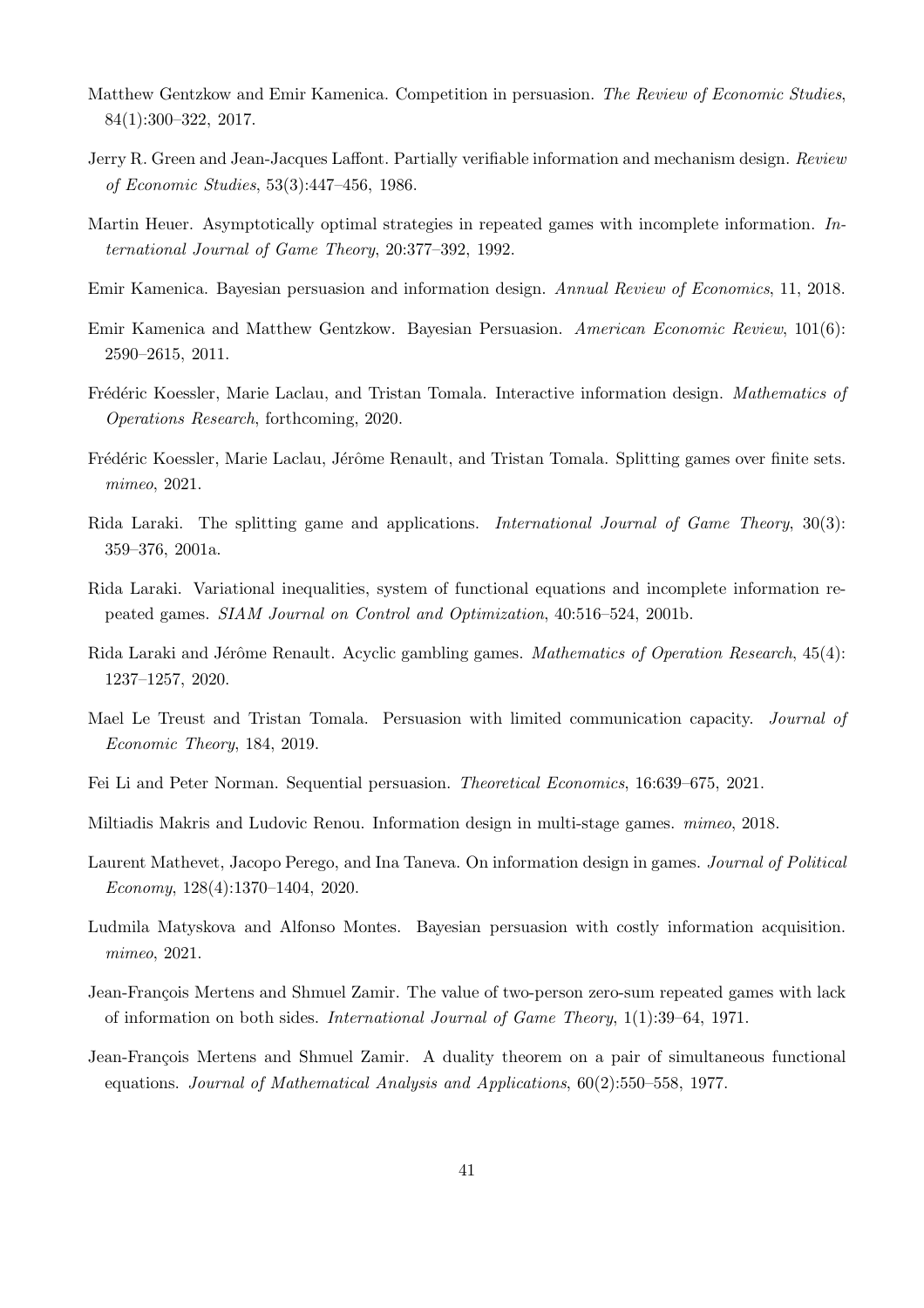Matthew Gentzkow and Emir Kamenica. Competition in persuasion. *The Review of Economic Studies*, 84(1):300–322, 2017.

Jerry R. Green and Jean-Jacques Laffont. Partially verifiable information and mechanism design. *Review of Economic Studies*, 53(3):447–456, 1986.

Martin Heuer. Asymptotically optimal strategies in repeated games with incomplete information. *International Journal of Game Theory*, 20:377–392, 1992.

Emir Kamenica. Bayesian persuasion and information design. *Annual Review of Economics*, 11, 2018.

Emir Kamenica and Matthew Gentzkow. Bayesian Persuasion. *American Economic Review*, 101(6): 2590–2615, 2011.

Frédéric Koessler, Marie Laclau, and Tristan Tomala. Interactive information design. *Mathematics of Operations Research*, forthcoming, 2020.

Frédéric Koessler, Marie Laclau, Jérôme Renault, and Tristan Tomala. Splitting games over finite sets. *mimeo*, 2021.

Rida Laraki. The splitting game and applications. *International Journal of Game Theory*, 30(3): 359–376, 2001a.

Rida Laraki. Variational inequalities, system of functional equations and incomplete information repeated games. *SIAM Journal on Control and Optimization*, 40:516–524, 2001b.

Rida Laraki and Jérôme Renault. Acyclic gambling games. *Mathematics of Operation Research*, 45(4): 1237–1257, 2020.

Mael Le Treust and Tristan Tomala. Persuasion with limited communication capacity. *Journal of Economic Theory*, 184, 2019.

Fei Li and Peter Norman. Sequential persuasion. *Theoretical Economics*, 16:639–675, 2021.

Miltiadis Makris and Ludovic Renou. Information design in multi-stage games. *mimeo*, 2018.

Laurent Mathevet, Jacopo Perego, and Ina Taneva. On information design in games. *Journal of Political Economy*, 128(4):1370–1404, 2020.

Ludmila Matyskova and Alfonso Montes. Bayesian persuasion with costly information acquisition. *mimeo*, 2021.

Jean-François Mertens and Shmuel Zamir. The value of two-person zero-sum repeated games with lack of information on both sides. *International Journal of Game Theory*, 1(1):39–64, 1971.

Jean-François Mertens and Shmuel Zamir. A duality theorem on a pair of simultaneous functional equations. *Journal of Mathematical Analysis and Applications*, 60(2):550–558, 1977.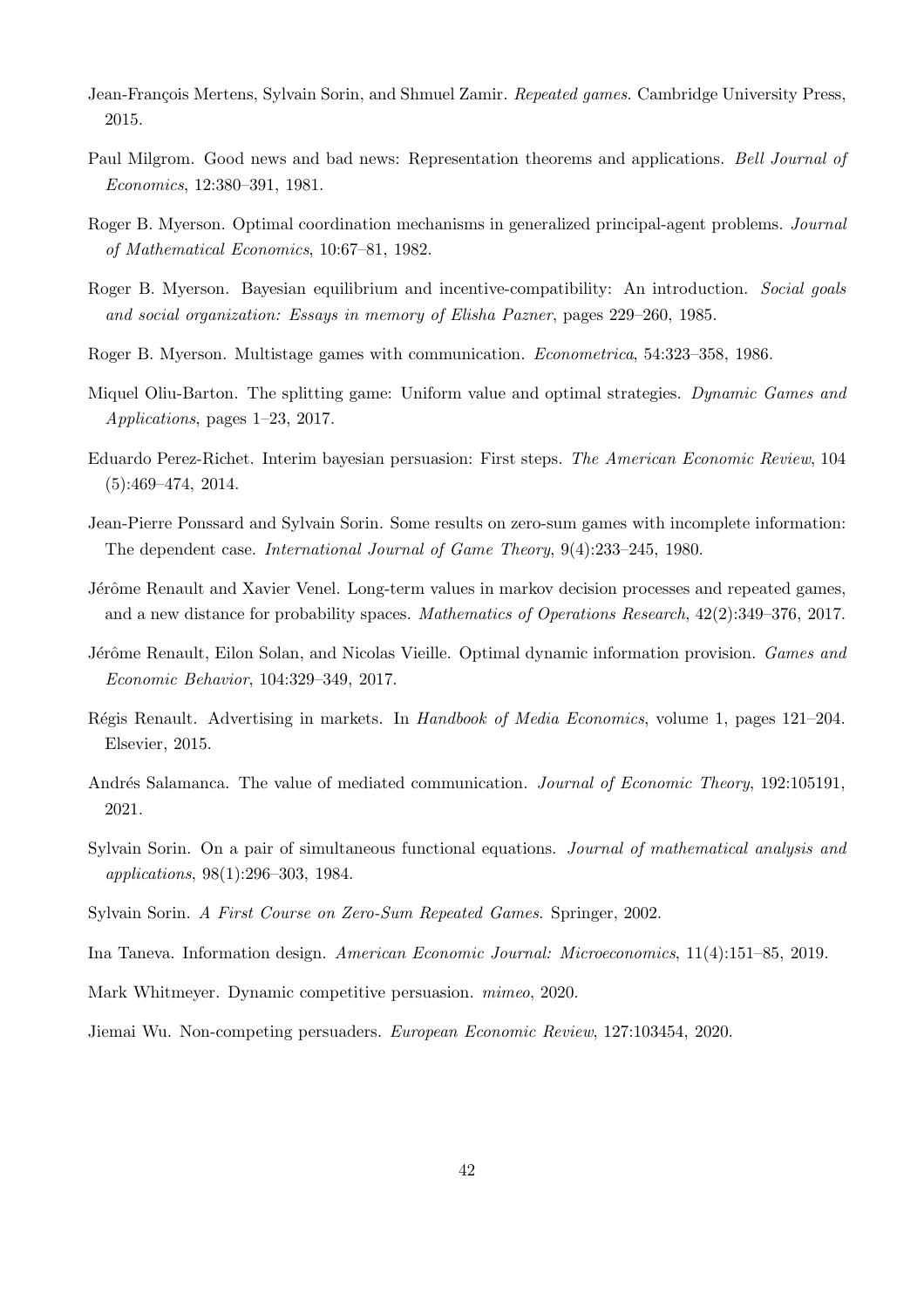Jean-François Mertens, Sylvain Sorin, and Shmuel Zamir. *Repeated games*. Cambridge University Press, 2015.

Paul Milgrom. Good news and bad news: Representation theorems and applications. *Bell Journal of Economics*, 12:380–391, 1981.

Roger B. Myerson. Optimal coordination mechanisms in generalized principal-agent problems. *Journal of Mathematical Economics*, 10:67–81, 1982.

Roger B. Myerson. Bayesian equilibrium and incentive-compatibility: An introduction. *Social goals and social organization: Essays in memory of Elisha Pazner*, pages 229–260, 1985.

Roger B. Myerson. Multistage games with communication. *Econometrica*, 54:323–358, 1986.

Miquel Oliu-Barton. The splitting game: Uniform value and optimal strategies. *Dynamic Games and Applications*, pages 1–23, 2017.

Eduardo Perez-Richet. Interim bayesian persuasion: First steps. *The American Economic Review*, 104 (5):469–474, 2014.

Jean-Pierre Ponssard and Sylvain Sorin. Some results on zero-sum games with incomplete information: The dependent case. *International Journal of Game Theory*, 9(4):233–245, 1980.

Jérôme Renault and Xavier Venel. Long-term values in markov decision processes and repeated games, and a new distance for probability spaces. *Mathematics of Operations Research*, 42(2):349–376, 2017.

Jérôme Renault, Eilon Solan, and Nicolas Vieille. Optimal dynamic information provision. *Games and Economic Behavior*, 104:329–349, 2017.

Régis Renault. Advertising in markets. In *Handbook of Media Economics*, volume 1, pages 121–204. Elsevier, 2015.

Andrés Salamanca. The value of mediated communication. *Journal of Economic Theory*, 192:105191, 2021.

Sylvain Sorin. On a pair of simultaneous functional equations. *Journal of mathematical analysis and applications*, 98(1):296–303, 1984.

Sylvain Sorin. *A First Course on Zero-Sum Repeated Games*. Springer, 2002.

Ina Taneva. Information design. *American Economic Journal: Microeconomics*, 11(4):151–85, 2019.

Mark Whitmeyer. Dynamic competitive persuasion. *mimeo*, 2020.

Jiemai Wu. Non-competing persuaders. *European Economic Review*, 127:103454, 2020.